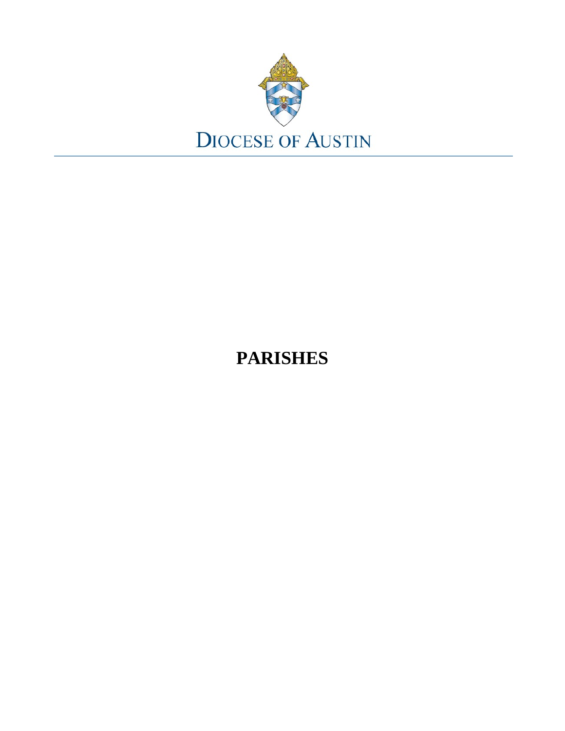DIOCESE OF AUSTIN

# PARISHES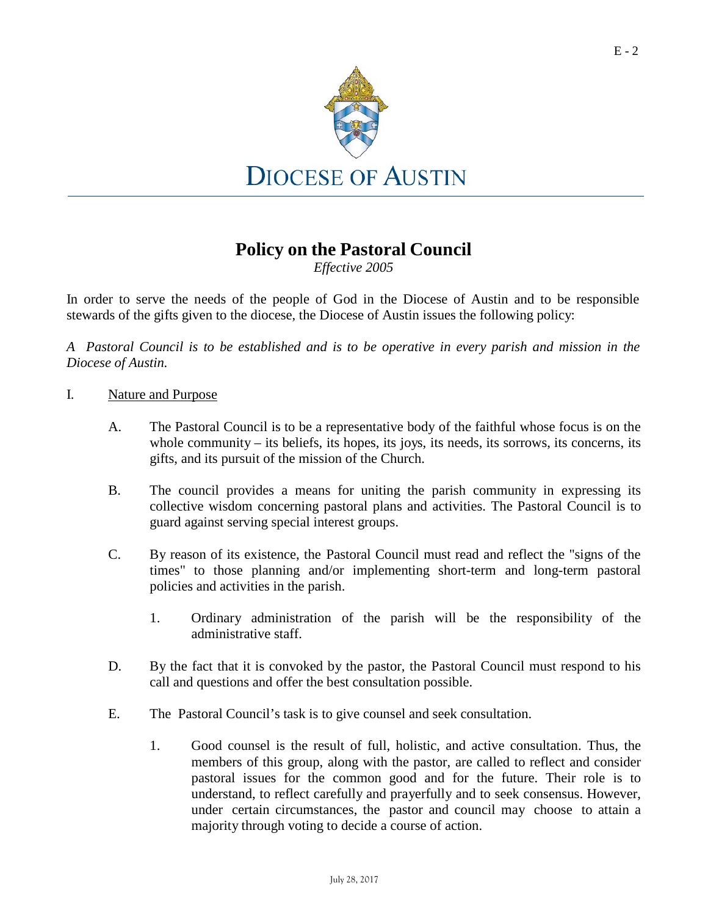DIOCESE OF AUSTIN

# Policy on the Pastoral Council

*Effective 2005*

In order to serve the needs of the people of God in the Diocese of Austin and to be responsible stewards of the gifts given to the diocese, the Diocese of Austin issues the following policy:

*A Pastoral Council is to be established and is to be operative in every parish and mission in the Diocese of Austin.*

I. Nature and Purpose

A. The Pastoral Council is to be a representative body of the faithful whose focus is on the whole community – its beliefs, its hopes, its joys, its needs, its sorrows, its concerns, its gifts, and its pursuit of the mission of the Church.

B. The council provides a means for uniting the parish community in expressing its collective wisdom concerning pastoral plans and activities. The Pastoral Council is to guard against serving special interest groups.

C. By reason of its existence, the Pastoral Council must read and reflect the "signs of the times" to those planning and/or implementing short-term and long-term pastoral policies and activities in the parish.

1. Ordinary administration of the parish will be the responsibility of the administrative staff.

D. By the fact that it is convoked by the pastor, the Pastoral Council must respond to his call and questions and offer the best consultation possible.

E. The Pastoral Council's task is to give counsel and seek consultation.

1. Good counsel is the result of full, holistic, and active consultation. Thus, the members of this group, along with the pastor, are called to reflect and consider pastoral issues for the common good and for the future. Their role is to understand, to reflect carefully and prayerfully and to seek consensus. However, under certain circumstances, the pastor and council may choose to attain a majority through voting to decide a course of action.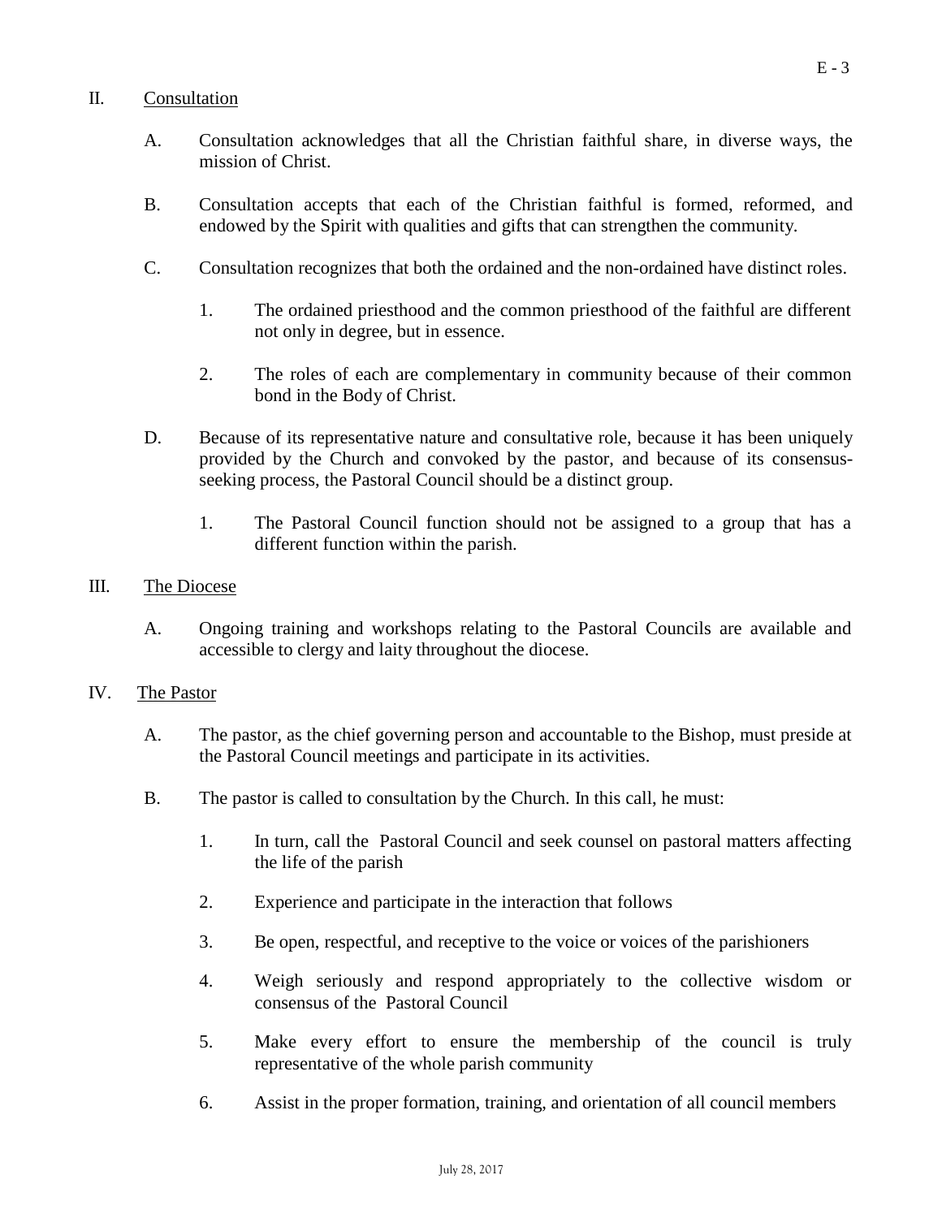## II. Consultation

A. Consultation acknowledges that all the Christian faithful share, in diverse ways, the mission of Christ.

B. Consultation accepts that each of the Christian faithful is formed, reformed, and endowed by the Spirit with qualities and gifts that can strengthen the community.

C. Consultation recognizes that both the ordained and the non-ordained have distinct roles.

   1. The ordained priesthood and the common priesthood of the faithful are different not only in degree, but in essence.

   2. The roles of each are complementary in community because of their common bond in the Body of Christ.

D. Because of its representative nature and consultative role, because it has been uniquely provided by the Church and convoked by the pastor, and because of its consensus-seeking process, the Pastoral Council should be a distinct group.

   1. The Pastoral Council function should not be assigned to a group that has a different function within the parish.

## III. The Diocese

A. Ongoing training and workshops relating to the Pastoral Councils are available and accessible to clergy and laity throughout the diocese.

## IV. The Pastor

A. The pastor, as the chief governing person and accountable to the Bishop, must preside at the Pastoral Council meetings and participate in its activities.

B. The pastor is called to consultation by the Church. In this call, he must:

   1. In turn, call the Pastoral Council and seek counsel on pastoral matters affecting the life of the parish

   2. Experience and participate in the interaction that follows

   3. Be open, respectful, and receptive to the voice or voices of the parishioners

   4. Weigh seriously and respond appropriately to the collective wisdom or consensus of the Pastoral Council

   5. Make every effort to ensure the membership of the council is truly representative of the whole parish community

   6. Assist in the proper formation, training, and orientation of all council members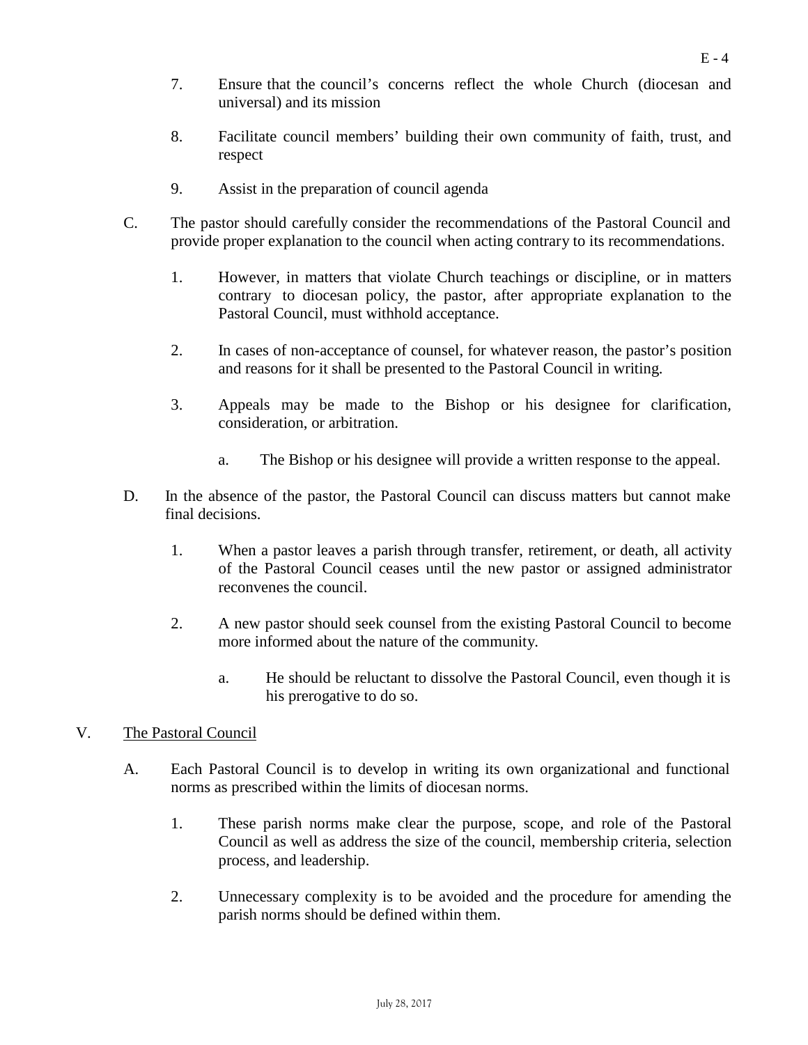7. Ensure that the council's concerns reflect the whole Church (diocesan and universal) and its mission

8. Facilitate council members' building their own community of faith, trust, and respect

9. Assist in the preparation of council agenda

C. The pastor should carefully consider the recommendations of the Pastoral Council and provide proper explanation to the council when acting contrary to its recommendations.

   1. However, in matters that violate Church teachings or discipline, or in matters contrary to diocesan policy, the pastor, after appropriate explanation to the Pastoral Council, must withhold acceptance.

   2. In cases of non-acceptance of counsel, for whatever reason, the pastor's position and reasons for it shall be presented to the Pastoral Council in writing.

   3. Appeals may be made to the Bishop or his designee for clarification, consideration, or arbitration.

      a. The Bishop or his designee will provide a written response to the appeal.

D. In the absence of the pastor, the Pastoral Council can discuss matters but cannot make final decisions.

   1. When a pastor leaves a parish through transfer, retirement, or death, all activity of the Pastoral Council ceases until the new pastor or assigned administrator reconvenes the council.

   2. A new pastor should seek counsel from the existing Pastoral Council to become more informed about the nature of the community.

      a. He should be reluctant to dissolve the Pastoral Council, even though it is his prerogative to do so.

V. The Pastoral Council

A. Each Pastoral Council is to develop in writing its own organizational and functional norms as prescribed within the limits of diocesan norms.

   1. These parish norms make clear the purpose, scope, and role of the Pastoral Council as well as address the size of the council, membership criteria, selection process, and leadership.

   2. Unnecessary complexity is to be avoided and the procedure for amending the parish norms should be defined within them.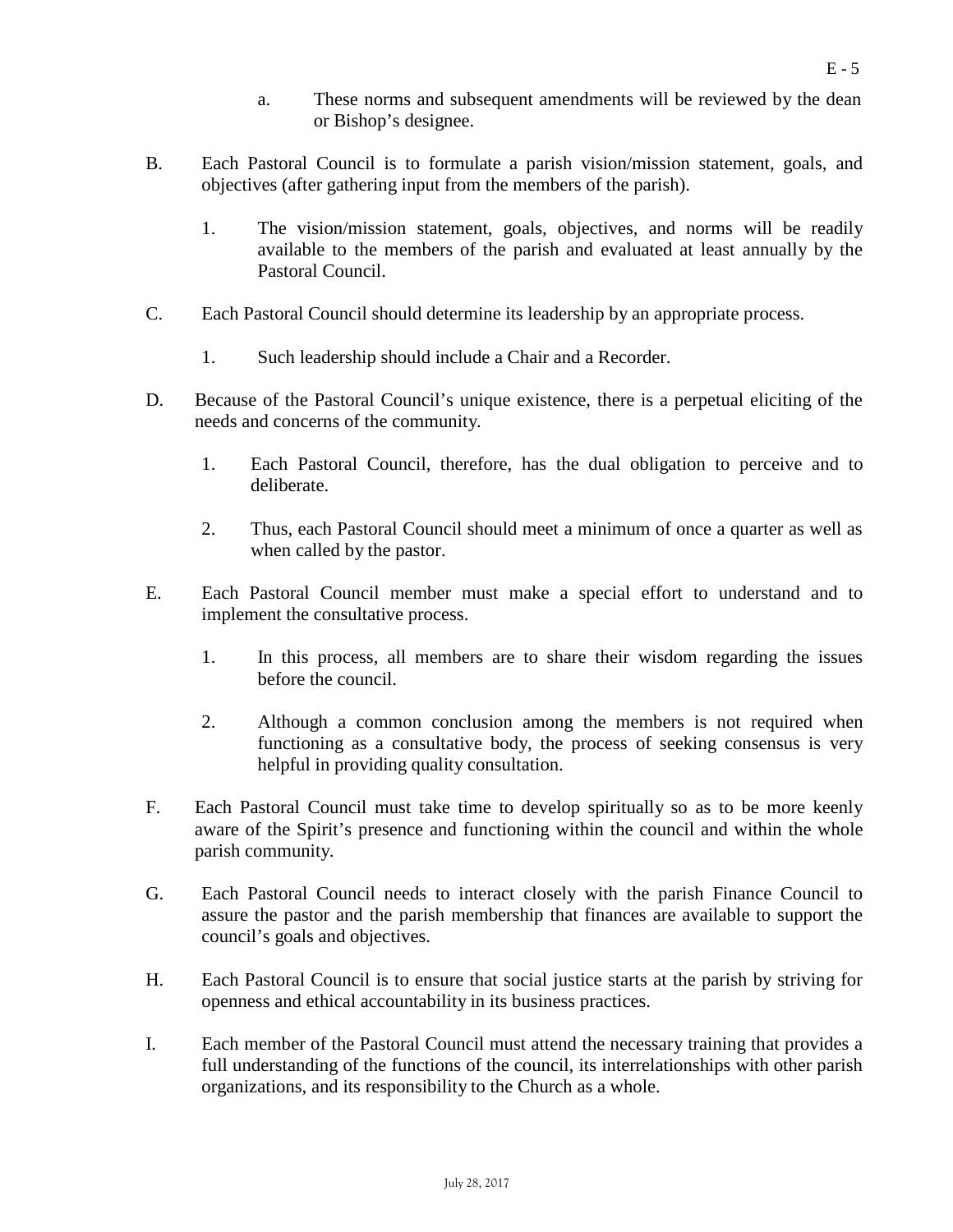a. These norms and subsequent amendments will be reviewed by the dean or Bishop's designee.

B. Each Pastoral Council is to formulate a parish vision/mission statement, goals, and objectives (after gathering input from the members of the parish).

   1. The vision/mission statement, goals, objectives, and norms will be readily available to the members of the parish and evaluated at least annually by the Pastoral Council.

C. Each Pastoral Council should determine its leadership by an appropriate process.

   1. Such leadership should include a Chair and a Recorder.

D. Because of the Pastoral Council's unique existence, there is a perpetual eliciting of the needs and concerns of the community.

   1. Each Pastoral Council, therefore, has the dual obligation to perceive and to deliberate.

   2. Thus, each Pastoral Council should meet a minimum of once a quarter as well as when called by the pastor.

E. Each Pastoral Council member must make a special effort to understand and to implement the consultative process.

   1. In this process, all members are to share their wisdom regarding the issues before the council.

   2. Although a common conclusion among the members is not required when functioning as a consultative body, the process of seeking consensus is very helpful in providing quality consultation.

F. Each Pastoral Council must take time to develop spiritually so as to be more keenly aware of the Spirit's presence and functioning within the council and within the whole parish community.

G. Each Pastoral Council needs to interact closely with the parish Finance Council to assure the pastor and the parish membership that finances are available to support the council's goals and objectives.

H. Each Pastoral Council is to ensure that social justice starts at the parish by striving for openness and ethical accountability in its business practices.

I. Each member of the Pastoral Council must attend the necessary training that provides a full understanding of the functions of the council, its interrelationships with other parish organizations, and its responsibility to the Church as a whole.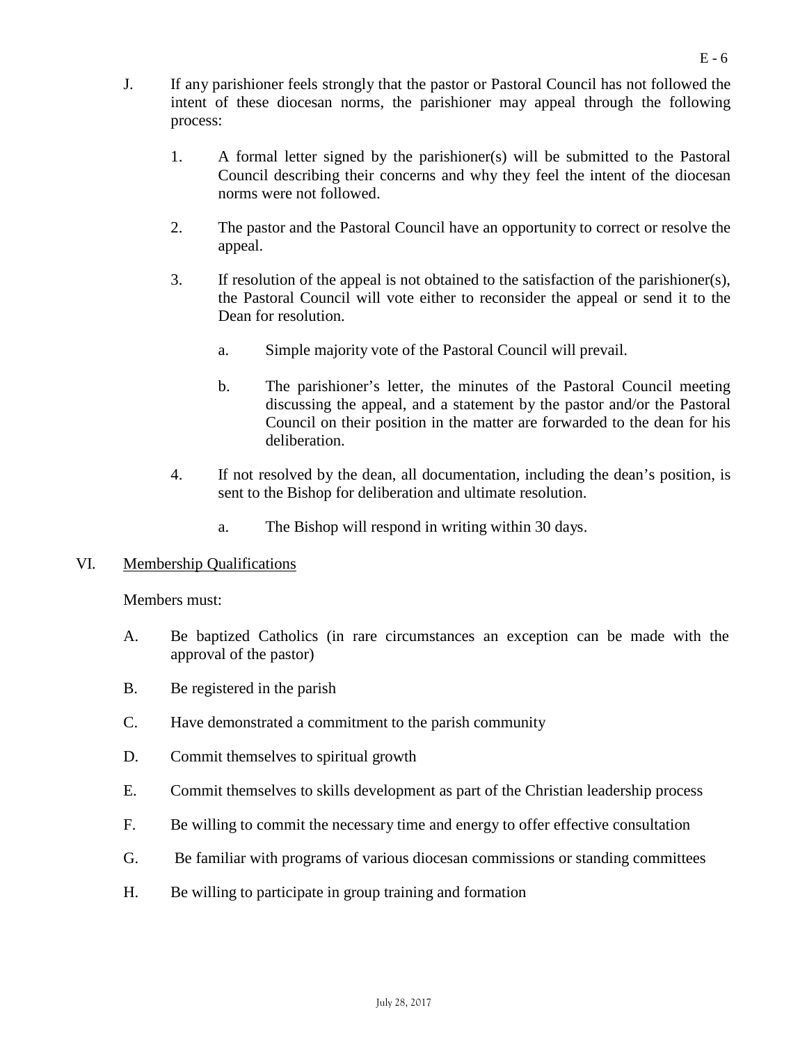J. If any parishioner feels strongly that the pastor or Pastoral Council has not followed the intent of these diocesan norms, the parishioner may appeal through the following process:

   1. A formal letter signed by the parishioner(s) will be submitted to the Pastoral Council describing their concerns and why they feel the intent of the diocesan norms were not followed.

   2. The pastor and the Pastoral Council have an opportunity to correct or resolve the appeal.

   3. If resolution of the appeal is not obtained to the satisfaction of the parishioner(s), the Pastoral Council will vote either to reconsider the appeal or send it to the Dean for resolution.

      a. Simple majority vote of the Pastoral Council will prevail.

      b. The parishioner's letter, the minutes of the Pastoral Council meeting discussing the appeal, and a statement by the pastor and/or the Pastoral Council on their position in the matter are forwarded to the dean for his deliberation.

   4. If not resolved by the dean, all documentation, including the dean's position, is sent to the Bishop for deliberation and ultimate resolution.

      a. The Bishop will respond in writing within 30 days.

VI. Membership Qualifications

Members must:

A. Be baptized Catholics (in rare circumstances an exception can be made with the approval of the pastor)

B. Be registered in the parish

C. Have demonstrated a commitment to the parish community

D. Commit themselves to spiritual growth

E. Commit themselves to skills development as part of the Christian leadership process

F. Be willing to commit the necessary time and energy to offer effective consultation

G. Be familiar with programs of various diocesan commissions or standing committees

H. Be willing to participate in group training and formation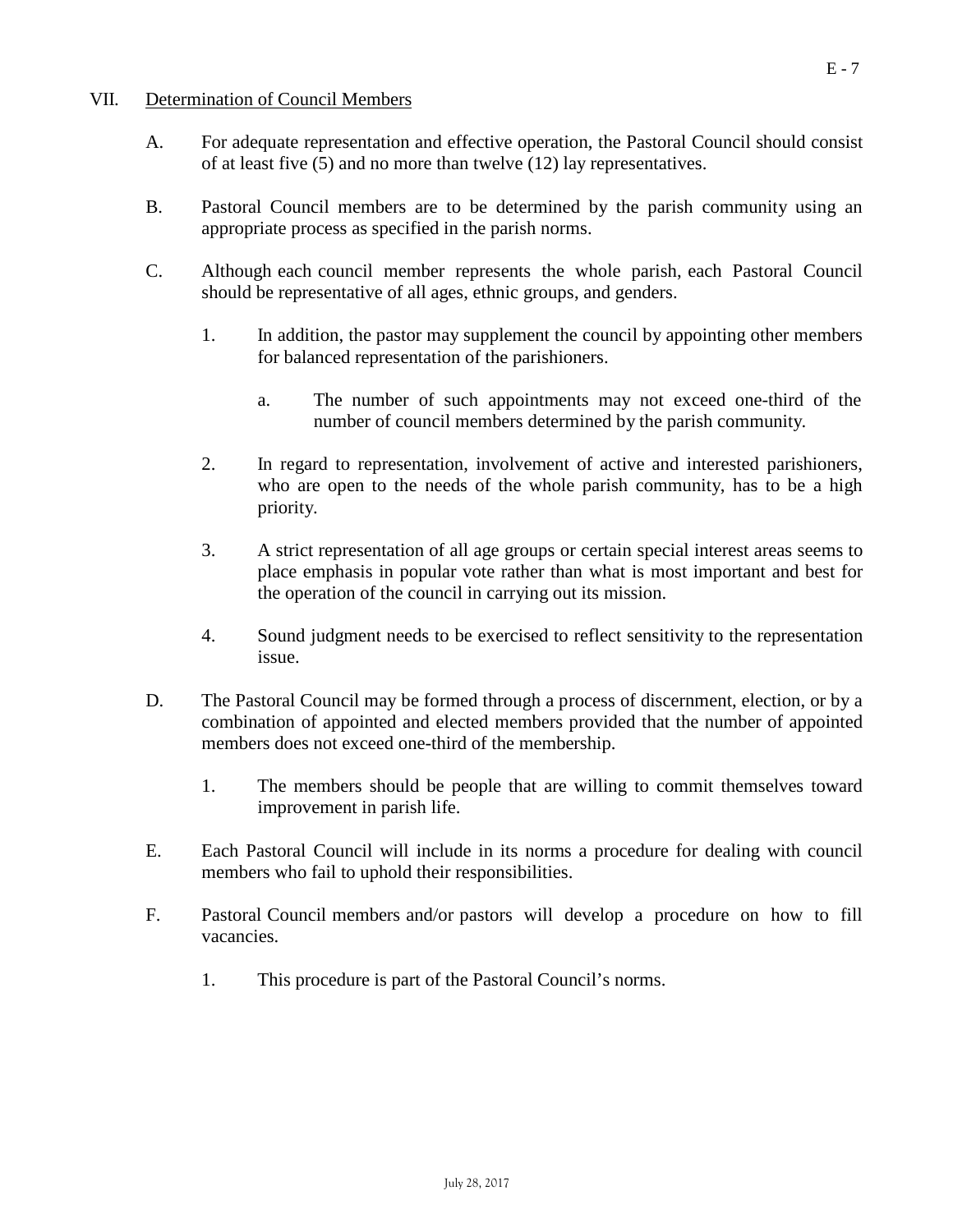## VII. Determination of Council Members

A. For adequate representation and effective operation, the Pastoral Council should consist of at least five (5) and no more than twelve (12) lay representatives.

B. Pastoral Council members are to be determined by the parish community using an appropriate process as specified in the parish norms.

C. Although each council member represents the whole parish, each Pastoral Council should be representative of all ages, ethnic groups, and genders.

   1. In addition, the pastor may supplement the council by appointing other members for balanced representation of the parishioners.

      a. The number of such appointments may not exceed one-third of the number of council members determined by the parish community.

   2. In regard to representation, involvement of active and interested parishioners, who are open to the needs of the whole parish community, has to be a high priority.

   3. A strict representation of all age groups or certain special interest areas seems to place emphasis in popular vote rather than what is most important and best for the operation of the council in carrying out its mission.

   4. Sound judgment needs to be exercised to reflect sensitivity to the representation issue.

D. The Pastoral Council may be formed through a process of discernment, election, or by a combination of appointed and elected members provided that the number of appointed members does not exceed one-third of the membership.

   1. The members should be people that are willing to commit themselves toward improvement in parish life.

E. Each Pastoral Council will include in its norms a procedure for dealing with council members who fail to uphold their responsibilities.

F. Pastoral Council members and/or pastors will develop a procedure on how to fill vacancies.

   1. This procedure is part of the Pastoral Council's norms.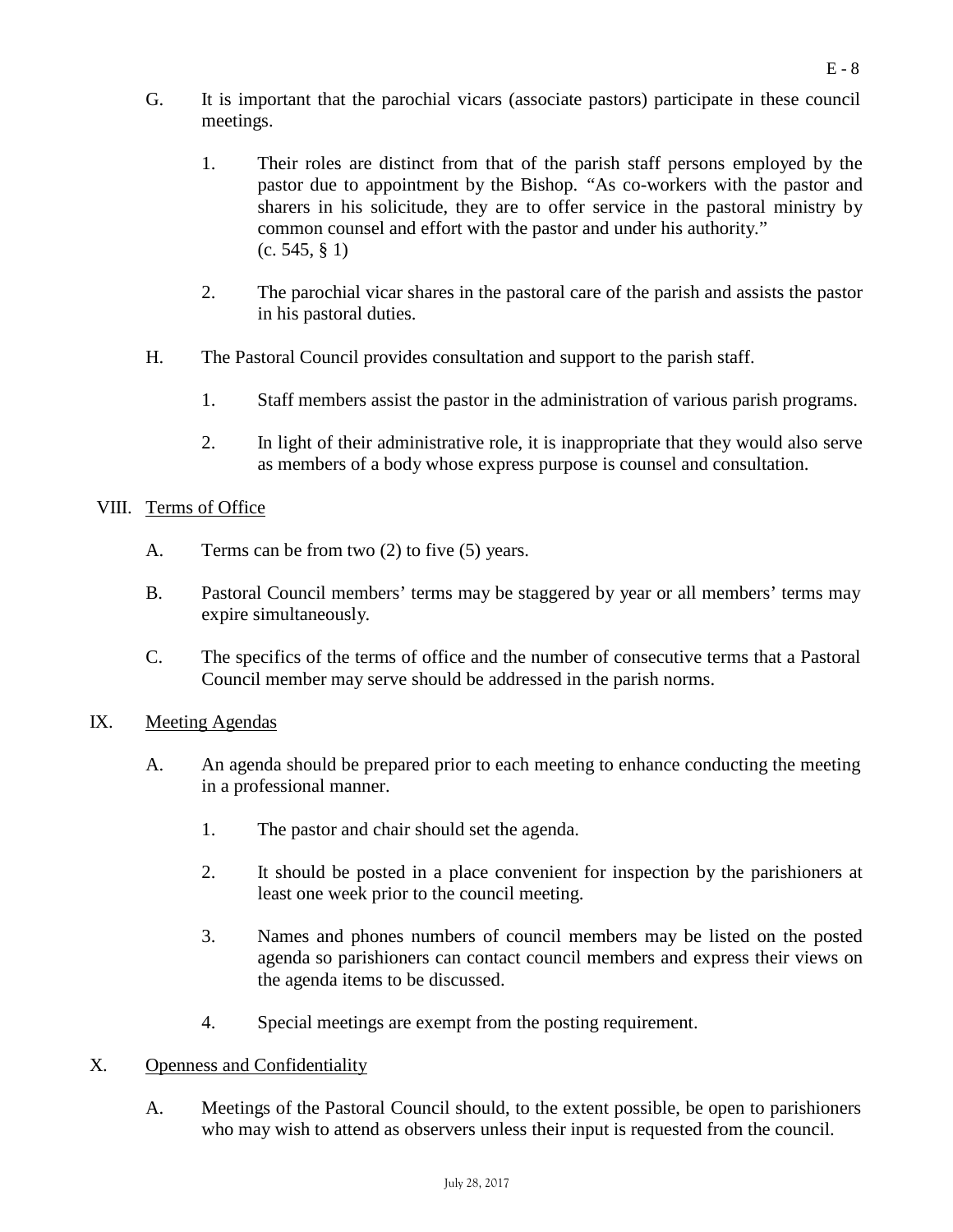G. It is important that the parochial vicars (associate pastors) participate in these council meetings.

1. Their roles are distinct from that of the parish staff persons employed by the pastor due to appointment by the Bishop. "As co-workers with the pastor and sharers in his solicitude, they are to offer service in the pastoral ministry by common counsel and effort with the pastor and under his authority." (c. 545, § 1)

2. The parochial vicar shares in the pastoral care of the parish and assists the pastor in his pastoral duties.

H. The Pastoral Council provides consultation and support to the parish staff.

1. Staff members assist the pastor in the administration of various parish programs.

2. In light of their administrative role, it is inappropriate that they would also serve as members of a body whose express purpose is counsel and consultation.

## VIII. Terms of Office

A. Terms can be from two (2) to five (5) years.

B. Pastoral Council members' terms may be staggered by year or all members' terms may expire simultaneously.

C. The specifics of the terms of office and the number of consecutive terms that a Pastoral Council member may serve should be addressed in the parish norms.

## IX. Meeting Agendas

A. An agenda should be prepared prior to each meeting to enhance conducting the meeting in a professional manner.

1. The pastor and chair should set the agenda.

2. It should be posted in a place convenient for inspection by the parishioners at least one week prior to the council meeting.

3. Names and phones numbers of council members may be listed on the posted agenda so parishioners can contact council members and express their views on the agenda items to be discussed.

4. Special meetings are exempt from the posting requirement.

## X. Openness and Confidentiality

A. Meetings of the Pastoral Council should, to the extent possible, be open to parishioners who may wish to attend as observers unless their input is requested from the council.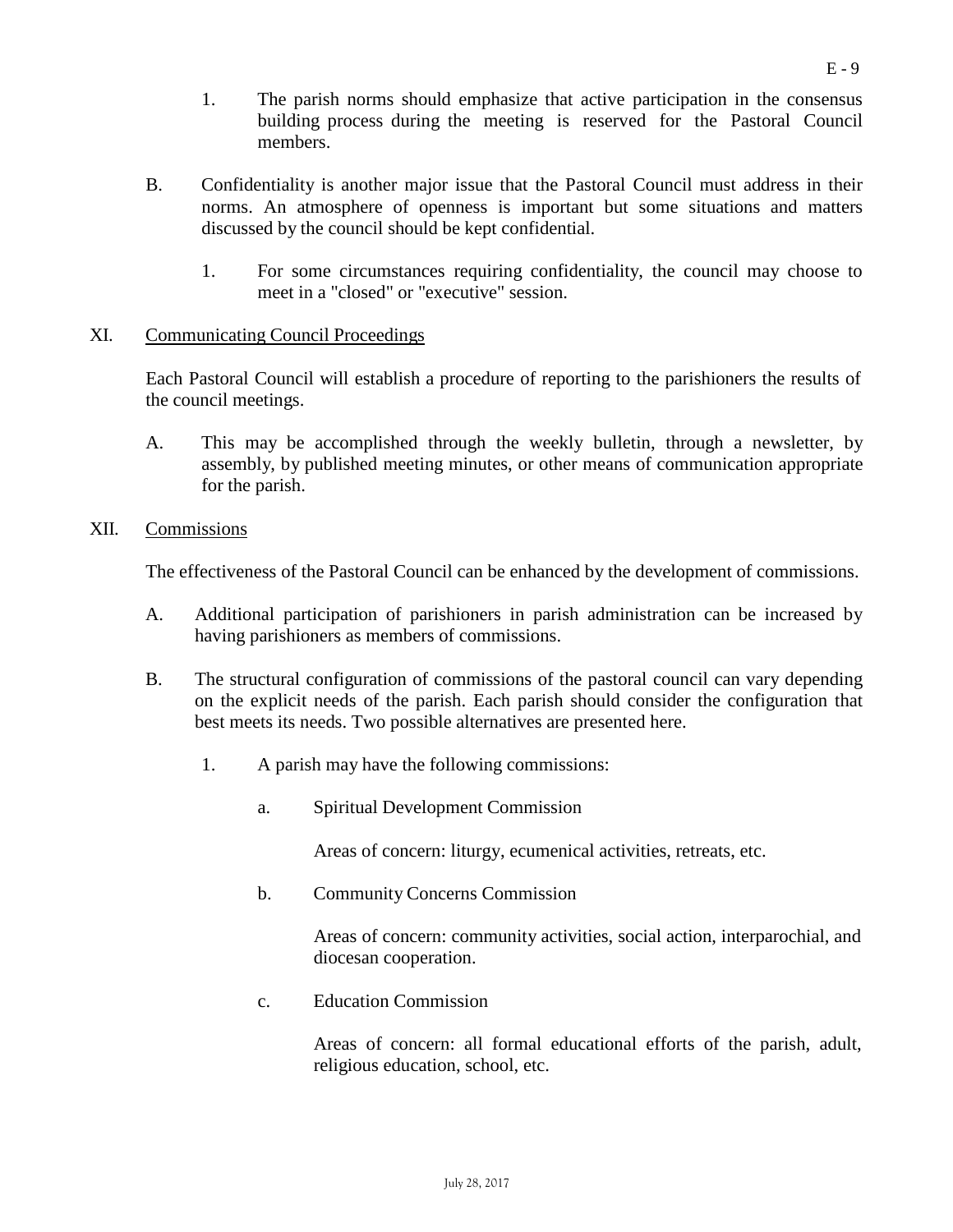1. The parish norms should emphasize that active participation in the consensus building process during the meeting is reserved for the Pastoral Council members.

B. Confidentiality is another major issue that the Pastoral Council must address in their norms. An atmosphere of openness is important but some situations and matters discussed by the council should be kept confidential.

   1. For some circumstances requiring confidentiality, the council may choose to meet in a "closed" or "executive" session.

XI. <u>Communicating Council Proceedings</u>

Each Pastoral Council will establish a procedure of reporting to the parishioners the results of the council meetings.

A. This may be accomplished through the weekly bulletin, through a newsletter, by assembly, by published meeting minutes, or other means of communication appropriate for the parish.

XII. <u>Commissions</u>

The effectiveness of the Pastoral Council can be enhanced by the development of commissions.

A. Additional participation of parishioners in parish administration can be increased by having parishioners as members of commissions.

B. The structural configuration of commissions of the pastoral council can vary depending on the explicit needs of the parish. Each parish should consider the configuration that best meets its needs. Two possible alternatives are presented here.

   1. A parish may have the following commissions:

      a. Spiritual Development Commission

         Areas of concern: liturgy, ecumenical activities, retreats, etc.

      b. Community Concerns Commission

         Areas of concern: community activities, social action, interparochial, and diocesan cooperation.

      c. Education Commission

         Areas of concern: all formal educational efforts of the parish, adult, religious education, school, etc.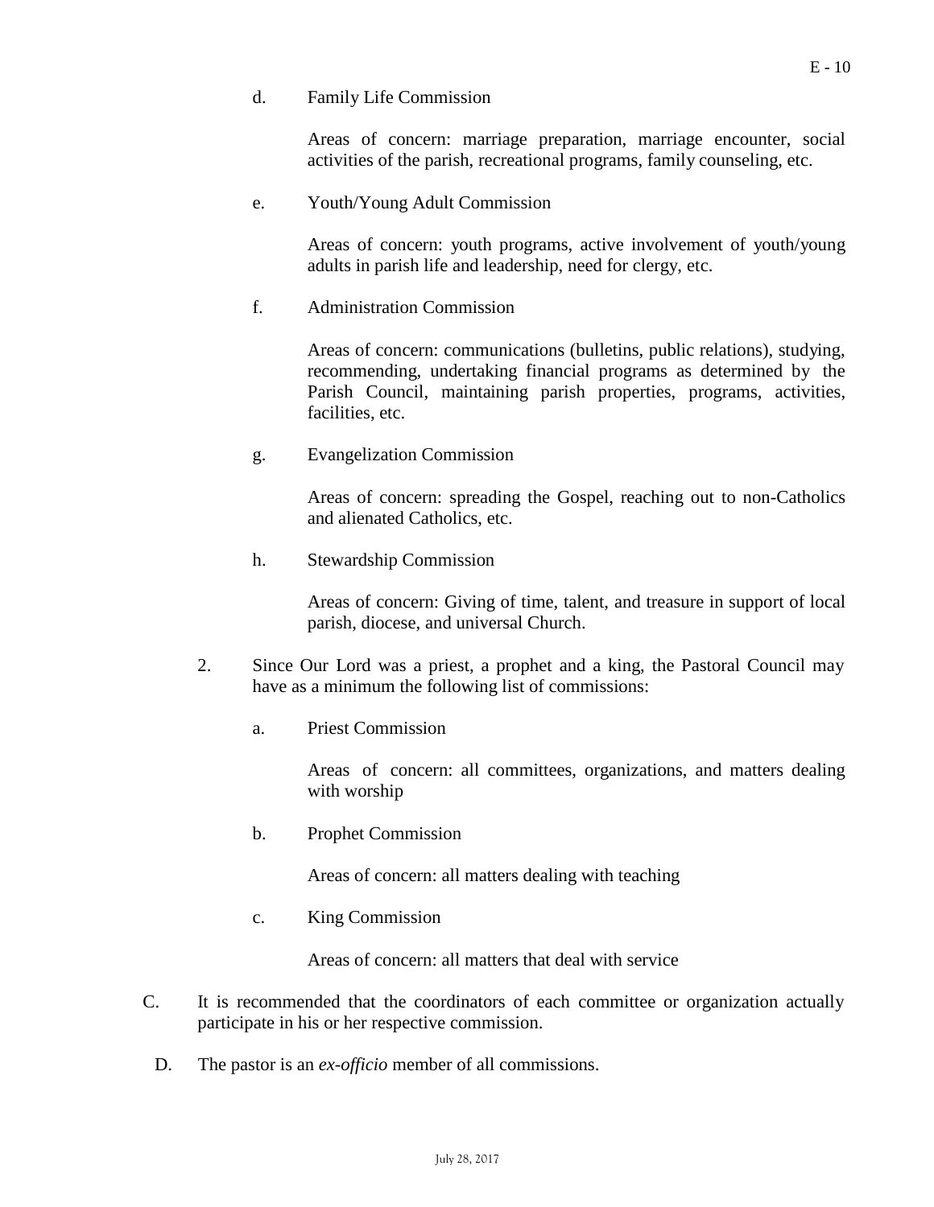d. Family Life Commission

   Areas of concern: marriage preparation, marriage encounter, social activities of the parish, recreational programs, family counseling, etc.

e. Youth/Young Adult Commission

   Areas of concern: youth programs, active involvement of youth/young adults in parish life and leadership, need for clergy, etc.

f. Administration Commission

   Areas of concern: communications (bulletins, public relations), studying, recommending, undertaking financial programs as determined by the Parish Council, maintaining parish properties, programs, activities, facilities, etc.

g. Evangelization Commission

   Areas of concern: spreading the Gospel, reaching out to non-Catholics and alienated Catholics, etc.

h. Stewardship Commission

   Areas of concern: Giving of time, talent, and treasure in support of local parish, diocese, and universal Church.

2. Since Our Lord was a priest, a prophet and a king, the Pastoral Council may have as a minimum the following list of commissions:

   a. Priest Commission

      Areas of concern: all committees, organizations, and matters dealing with worship

   b. Prophet Commission

      Areas of concern: all matters dealing with teaching

   c. King Commission

      Areas of concern: all matters that deal with service

C. It is recommended that the coordinators of each committee or organization actually participate in his or her respective commission.

D. The pastor is an *ex-officio* member of all commissions.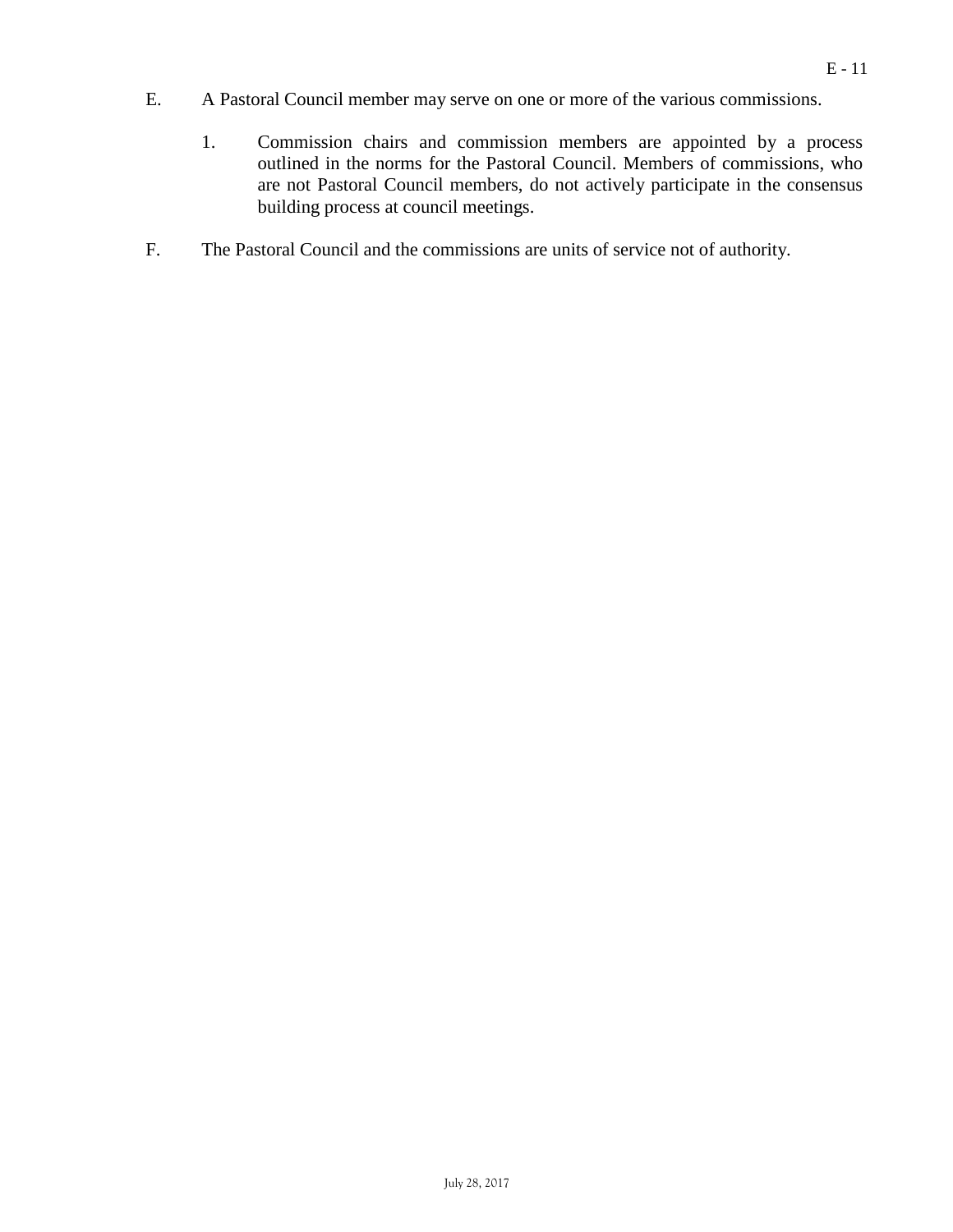E. A Pastoral Council member may serve on one or more of the various commissions.

1. Commission chairs and commission members are appointed by a process outlined in the norms for the Pastoral Council. Members of commissions, who are not Pastoral Council members, do not actively participate in the consensus building process at council meetings.

F. The Pastoral Council and the commissions are units of service not of authority.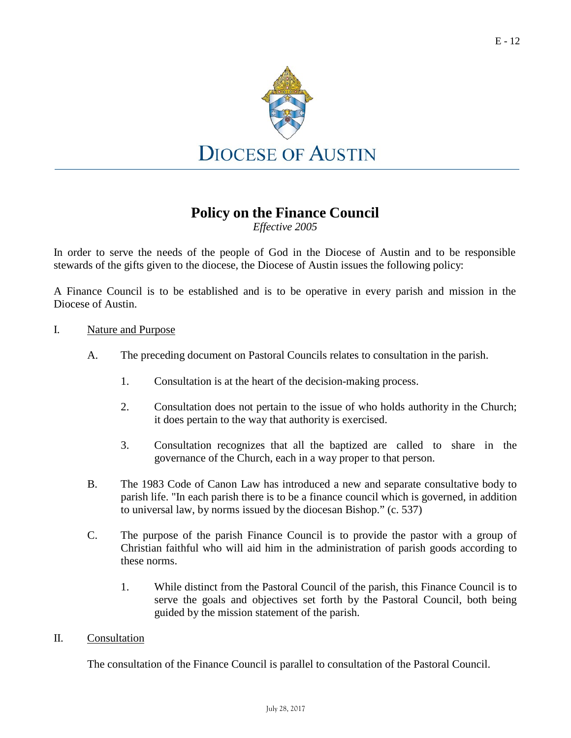# DIOCESE OF AUSTIN

## Policy on the Finance Council

*Effective 2005*

In order to serve the needs of the people of God in the Diocese of Austin and to be responsible stewards of the gifts given to the diocese, the Diocese of Austin issues the following policy:

A Finance Council is to be established and is to be operative in every parish and mission in the Diocese of Austin.

I. <u>Nature and Purpose</u>

   A. The preceding document on Pastoral Councils relates to consultation in the parish.

      1. Consultation is at the heart of the decision-making process.

      2. Consultation does not pertain to the issue of who holds authority in the Church; it does pertain to the way that authority is exercised.

      3. Consultation recognizes that all the baptized are called to share in the governance of the Church, each in a way proper to that person.

   B. The 1983 Code of Canon Law has introduced a new and separate consultative body to parish life. "In each parish there is to be a finance council which is governed, in addition to universal law, by norms issued by the diocesan Bishop." (c. 537)

   C. The purpose of the parish Finance Council is to provide the pastor with a group of Christian faithful who will aid him in the administration of parish goods according to these norms.

      1. While distinct from the Pastoral Council of the parish, this Finance Council is to serve the goals and objectives set forth by the Pastoral Council, both being guided by the mission statement of the parish.

II. <u>Consultation</u>

   The consultation of the Finance Council is parallel to consultation of the Pastoral Council.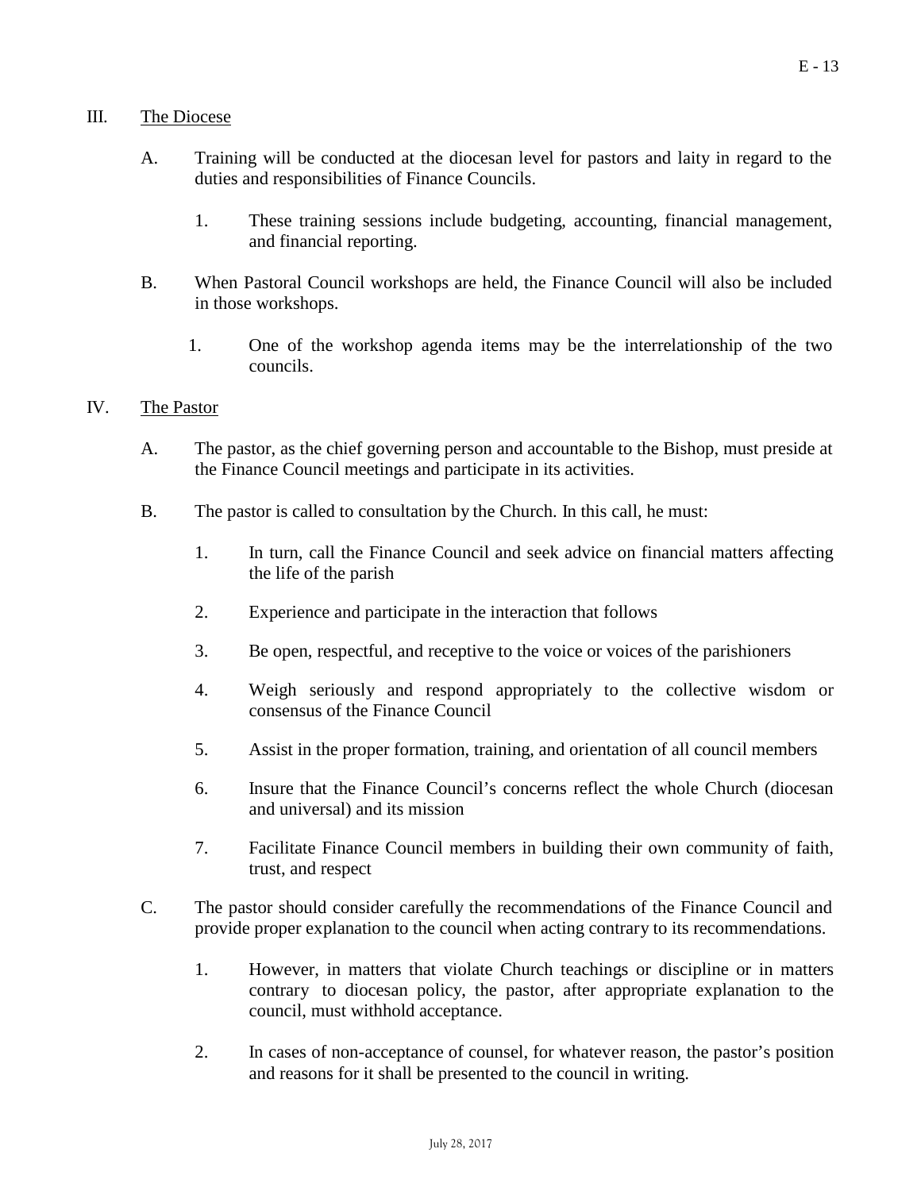## III. The Diocese

A. Training will be conducted at the diocesan level for pastors and laity in regard to the duties and responsibilities of Finance Councils.

   1. These training sessions include budgeting, accounting, financial management, and financial reporting.

B. When Pastoral Council workshops are held, the Finance Council will also be included in those workshops.

   1. One of the workshop agenda items may be the interrelationship of the two councils.

## IV. The Pastor

A. The pastor, as the chief governing person and accountable to the Bishop, must preside at the Finance Council meetings and participate in its activities.

B. The pastor is called to consultation by the Church. In this call, he must:

   1. In turn, call the Finance Council and seek advice on financial matters affecting the life of the parish

   2. Experience and participate in the interaction that follows

   3. Be open, respectful, and receptive to the voice or voices of the parishioners

   4. Weigh seriously and respond appropriately to the collective wisdom or consensus of the Finance Council

   5. Assist in the proper formation, training, and orientation of all council members

   6. Insure that the Finance Council's concerns reflect the whole Church (diocesan and universal) and its mission

   7. Facilitate Finance Council members in building their own community of faith, trust, and respect

C. The pastor should consider carefully the recommendations of the Finance Council and provide proper explanation to the council when acting contrary to its recommendations.

   1. However, in matters that violate Church teachings or discipline or in matters contrary to diocesan policy, the pastor, after appropriate explanation to the council, must withhold acceptance.

   2. In cases of non-acceptance of counsel, for whatever reason, the pastor's position and reasons for it shall be presented to the council in writing.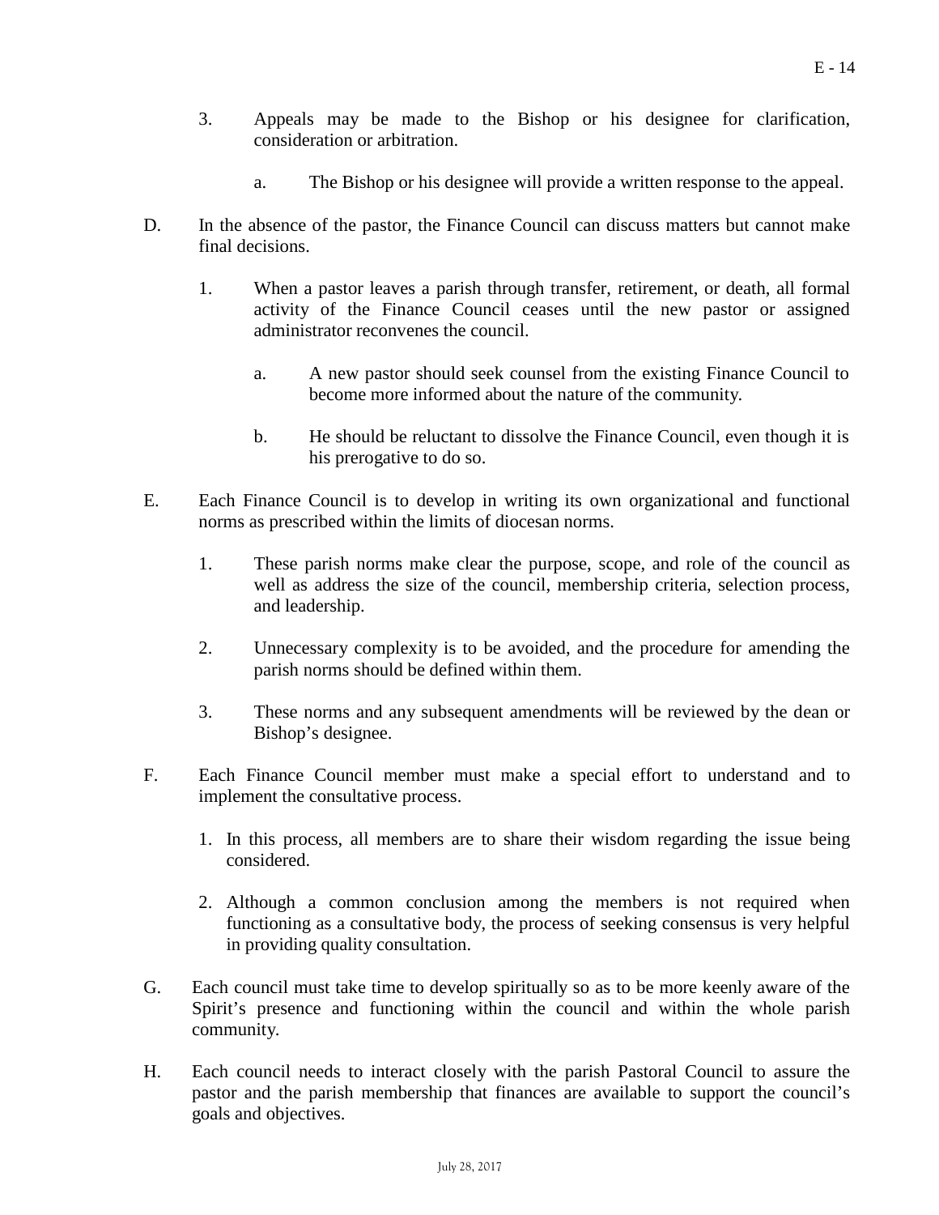3. Appeals may be made to the Bishop or his designee for clarification, consideration or arbitration.

    a. The Bishop or his designee will provide a written response to the appeal.

D. In the absence of the pastor, the Finance Council can discuss matters but cannot make final decisions.

1. When a pastor leaves a parish through transfer, retirement, or death, all formal activity of the Finance Council ceases until the new pastor or assigned administrator reconvenes the council.

    a. A new pastor should seek counsel from the existing Finance Council to become more informed about the nature of the community.

    b. He should be reluctant to dissolve the Finance Council, even though it is his prerogative to do so.

E. Each Finance Council is to develop in writing its own organizational and functional norms as prescribed within the limits of diocesan norms.

1. These parish norms make clear the purpose, scope, and role of the council as well as address the size of the council, membership criteria, selection process, and leadership.

2. Unnecessary complexity is to be avoided, and the procedure for amending the parish norms should be defined within them.

3. These norms and any subsequent amendments will be reviewed by the dean or Bishop's designee.

F. Each Finance Council member must make a special effort to understand and to implement the consultative process.

1. In this process, all members are to share their wisdom regarding the issue being considered.

2. Although a common conclusion among the members is not required when functioning as a consultative body, the process of seeking consensus is very helpful in providing quality consultation.

G. Each council must take time to develop spiritually so as to be more keenly aware of the Spirit's presence and functioning within the council and within the whole parish community.

H. Each council needs to interact closely with the parish Pastoral Council to assure the pastor and the parish membership that finances are available to support the council's goals and objectives.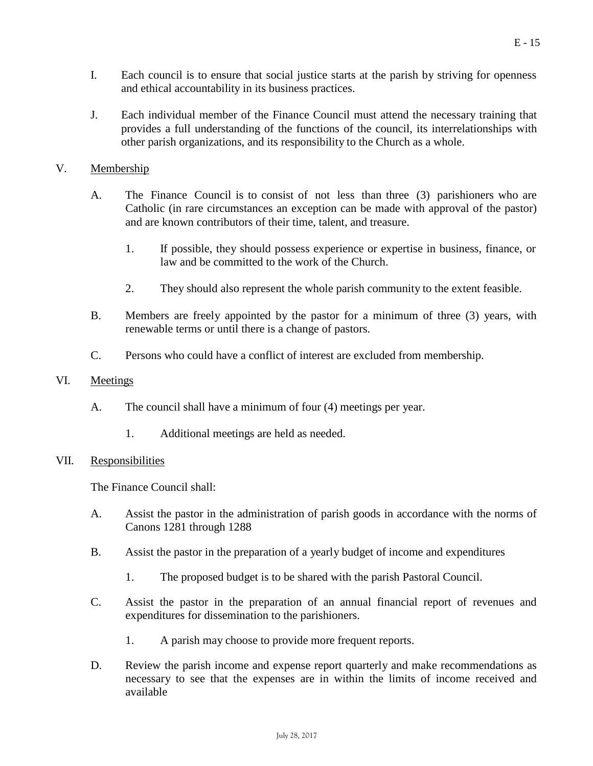I. Each council is to ensure that social justice starts at the parish by striving for openness and ethical accountability in its business practices.

J. Each individual member of the Finance Council must attend the necessary training that provides a full understanding of the functions of the council, its interrelationships with other parish organizations, and its responsibility to the Church as a whole.

V. <u>Membership</u>

A. The Finance Council is to consist of not less than three (3) parishioners who are Catholic (in rare circumstances an exception can be made with approval of the pastor) and are known contributors of their time, talent, and treasure.

1. If possible, they should possess experience or expertise in business, finance, or law and be committed to the work of the Church.

2. They should also represent the whole parish community to the extent feasible.

B. Members are freely appointed by the pastor for a minimum of three (3) years, with renewable terms or until there is a change of pastors.

C. Persons who could have a conflict of interest are excluded from membership.

VI. <u>Meetings</u>

A. The council shall have a minimum of four (4) meetings per year.

1. Additional meetings are held as needed.

VII. <u>Responsibilities</u>

The Finance Council shall:

A. Assist the pastor in the administration of parish goods in accordance with the norms of Canons 1281 through 1288

B. Assist the pastor in the preparation of a yearly budget of income and expenditures

1. The proposed budget is to be shared with the parish Pastoral Council.

C. Assist the pastor in the preparation of an annual financial report of revenues and expenditures for dissemination to the parishioners.

1. A parish may choose to provide more frequent reports.

D. Review the parish income and expense report quarterly and make recommendations as necessary to see that the expenses are in within the limits of income received and available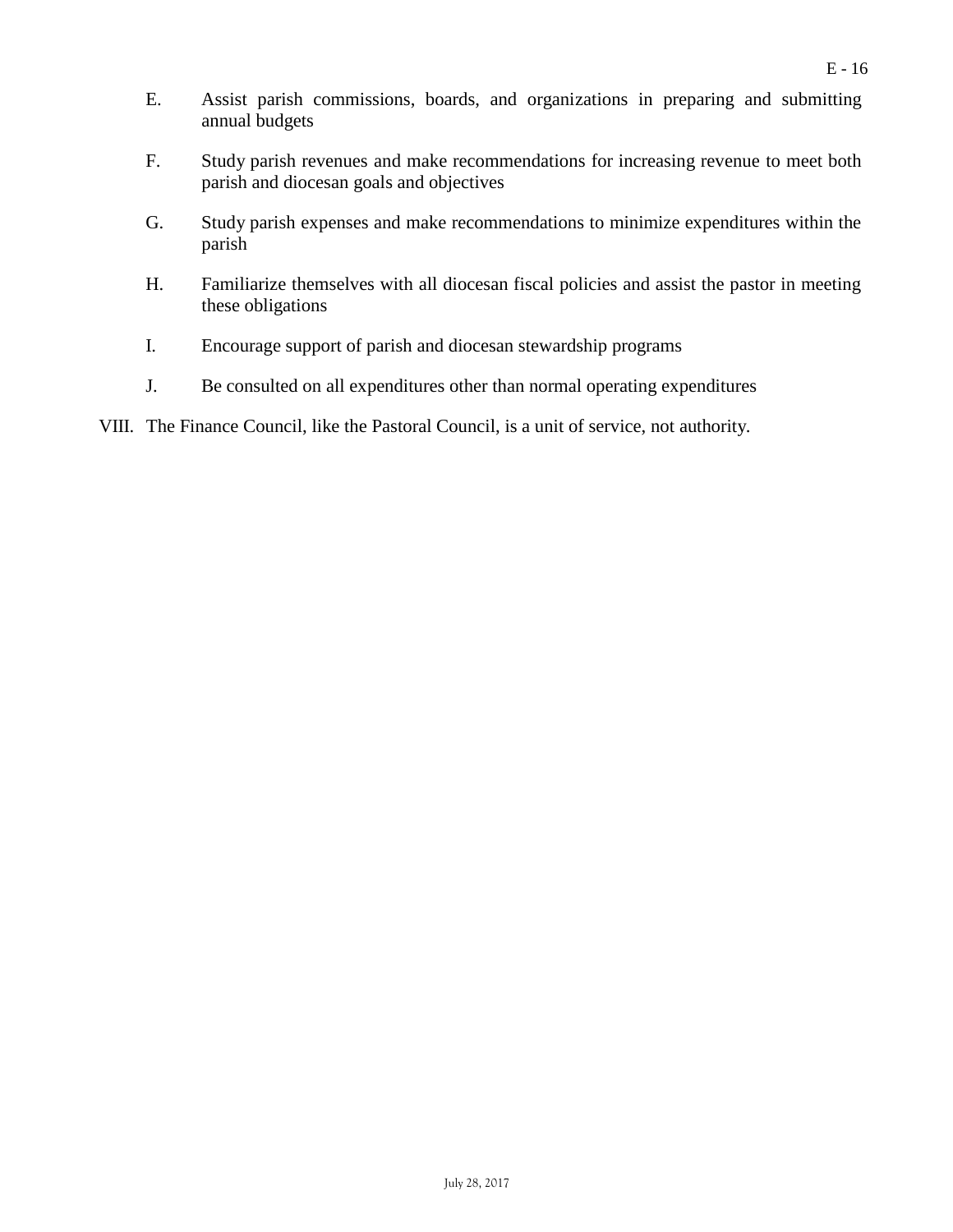E. Assist parish commissions, boards, and organizations in preparing and submitting annual budgets

F. Study parish revenues and make recommendations for increasing revenue to meet both parish and diocesan goals and objectives

G. Study parish expenses and make recommendations to minimize expenditures within the parish

H. Familiarize themselves with all diocesan fiscal policies and assist the pastor in meeting these obligations

I. Encourage support of parish and diocesan stewardship programs

J. Be consulted on all expenditures other than normal operating expenditures

VIII. The Finance Council, like the Pastoral Council, is a unit of service, not authority.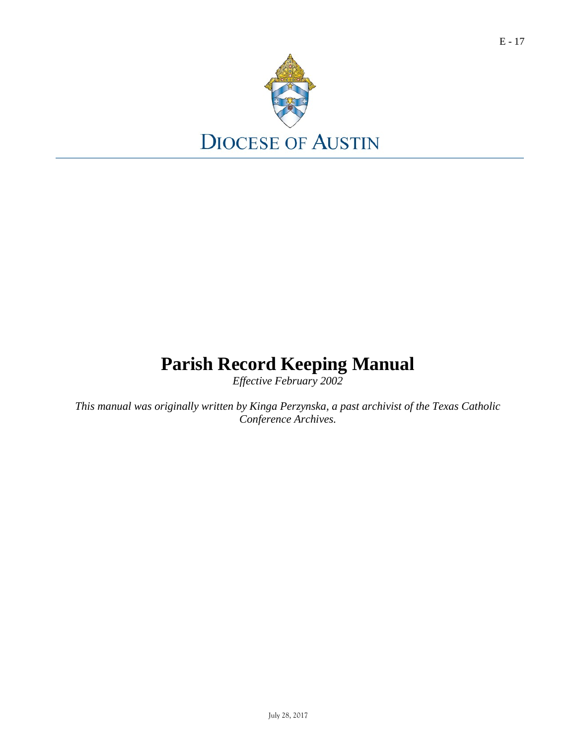DIOCESE OF AUSTIN

# Parish Record Keeping Manual

*Effective February 2002*

*This manual was originally written by Kinga Perzynska, a past archivist of the Texas Catholic Conference Archives.*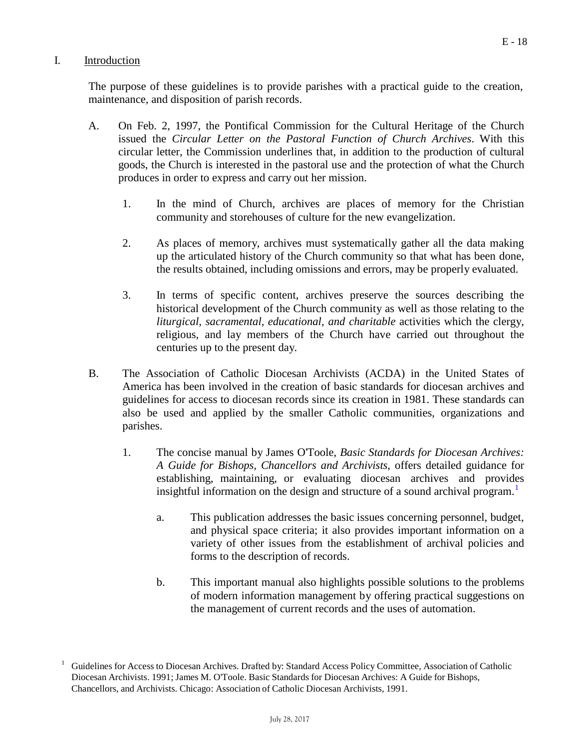## I. Introduction

The purpose of these guidelines is to provide parishes with a practical guide to the creation, maintenance, and disposition of parish records.

A. On Feb. 2, 1997, the Pontifical Commission for the Cultural Heritage of the Church issued the *Circular Letter on the Pastoral Function of Church Archives*. With this circular letter, the Commission underlines that, in addition to the production of cultural goods, the Church is interested in the pastoral use and the protection of what the Church produces in order to express and carry out her mission.

   1. In the mind of Church, archives are places of memory for the Christian community and storehouses of culture for the new evangelization.

   2. As places of memory, archives must systematically gather all the data making up the articulated history of the Church community so that what has been done, the results obtained, including omissions and errors, may be properly evaluated.

   3. In terms of specific content, archives preserve the sources describing the historical development of the Church community as well as those relating to the *liturgical, sacramental, educational, and charitable* activities which the clergy, religious, and lay members of the Church have carried out throughout the centuries up to the present day.

B. The Association of Catholic Diocesan Archivists (ACDA) in the United States of America has been involved in the creation of basic standards for diocesan archives and guidelines for access to diocesan records since its creation in 1981. These standards can also be used and applied by the smaller Catholic communities, organizations and parishes.

   1. The concise manual by James O'Toole, *Basic Standards for Diocesan Archives: A Guide for Bishops, Chancellors and Archivists*, offers detailed guidance for establishing, maintaining, or evaluating diocesan archives and provides insightful information on the design and structure of a sound archival program.[1]

      a. This publication addresses the basic issues concerning personnel, budget, and physical space criteria; it also provides important information on a variety of other issues from the establishment of archival policies and forms to the description of records.

      b. This important manual also highlights possible solutions to the problems of modern information management by offering practical suggestions on the management of current records and the uses of automation.

---

[1] Guidelines for Access to Diocesan Archives. Drafted by: Standard Access Policy Committee, Association of Catholic Diocesan Archivists. 1991; James M. O'Toole. Basic Standards for Diocesan Archives: A Guide for Bishops, Chancellors, and Archivists. Chicago: Association of Catholic Diocesan Archivists, 1991.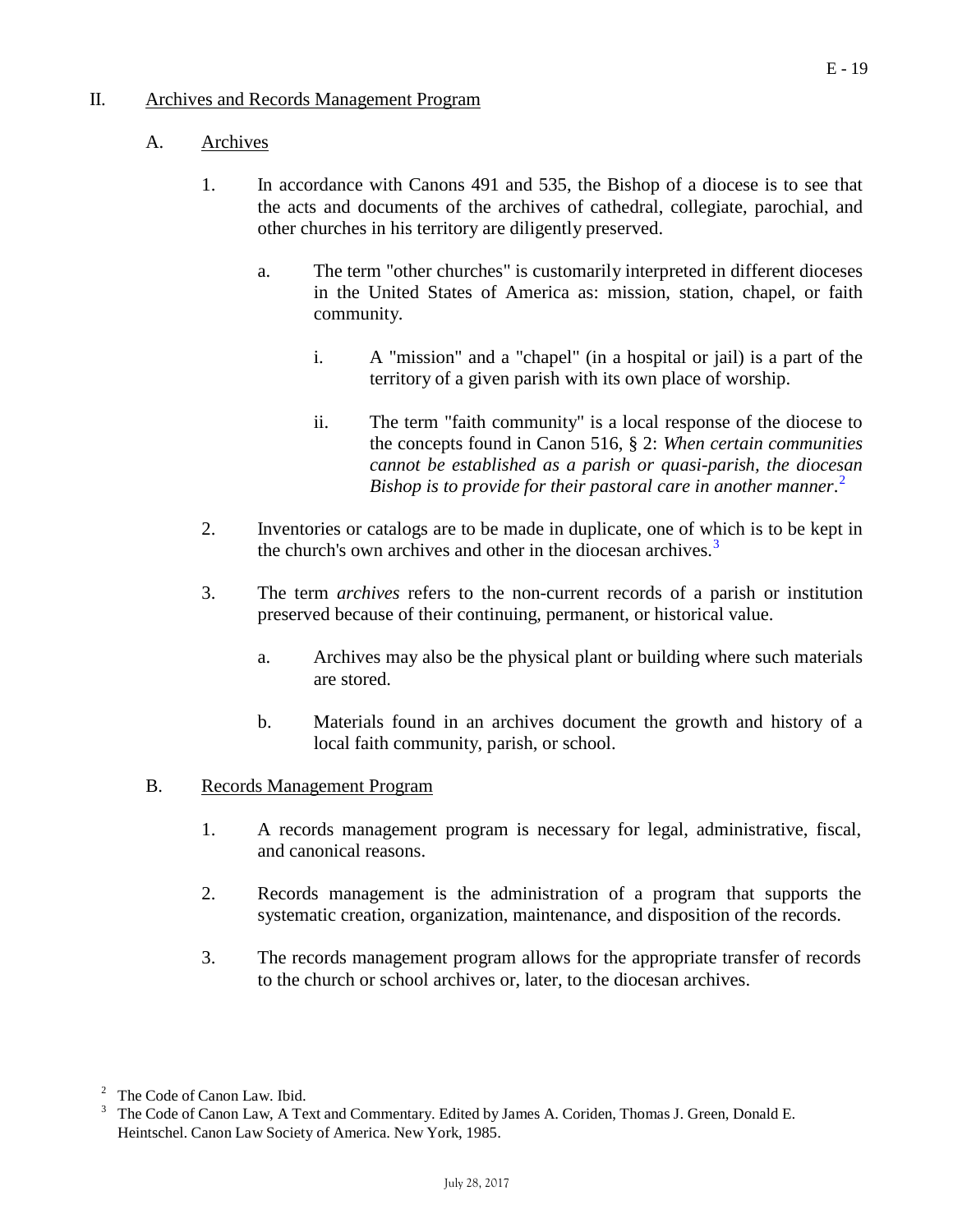## II. Archives and Records Management Program

### A. Archives

1. In accordance with Canons 491 and 535, the Bishop of a diocese is to see that the acts and documents of the archives of cathedral, collegiate, parochial, and other churches in his territory are diligently preserved.

   a. The term "other churches" is customarily interpreted in different dioceses in the United States of America as: mission, station, chapel, or faith community.

      i. A "mission" and a "chapel" (in a hospital or jail) is a part of the territory of a given parish with its own place of worship.

      ii. The term "faith community" is a local response of the diocese to the concepts found in Canon 516, § 2: *When certain communities cannot be established as a parish or quasi-parish, the diocesan Bishop is to provide for their pastoral care in another manner*.[2]

2. Inventories or catalogs are to be made in duplicate, one of which is to be kept in the church's own archives and other in the diocesan archives.[3]

3. The term *archives* refers to the non-current records of a parish or institution preserved because of their continuing, permanent, or historical value.

   a. Archives may also be the physical plant or building where such materials are stored.

   b. Materials found in an archives document the growth and history of a local faith community, parish, or school.

### B. Records Management Program

1. A records management program is necessary for legal, administrative, fiscal, and canonical reasons.

2. Records management is the administration of a program that supports the systematic creation, organization, maintenance, and disposition of the records.

3. The records management program allows for the appropriate transfer of records to the church or school archives or, later, to the diocesan archives.

---

[2] The Code of Canon Law. Ibid.

[3] The Code of Canon Law, A Text and Commentary. Edited by James A. Coriden, Thomas J. Green, Donald E. Heintschel. Canon Law Society of America. New York, 1985.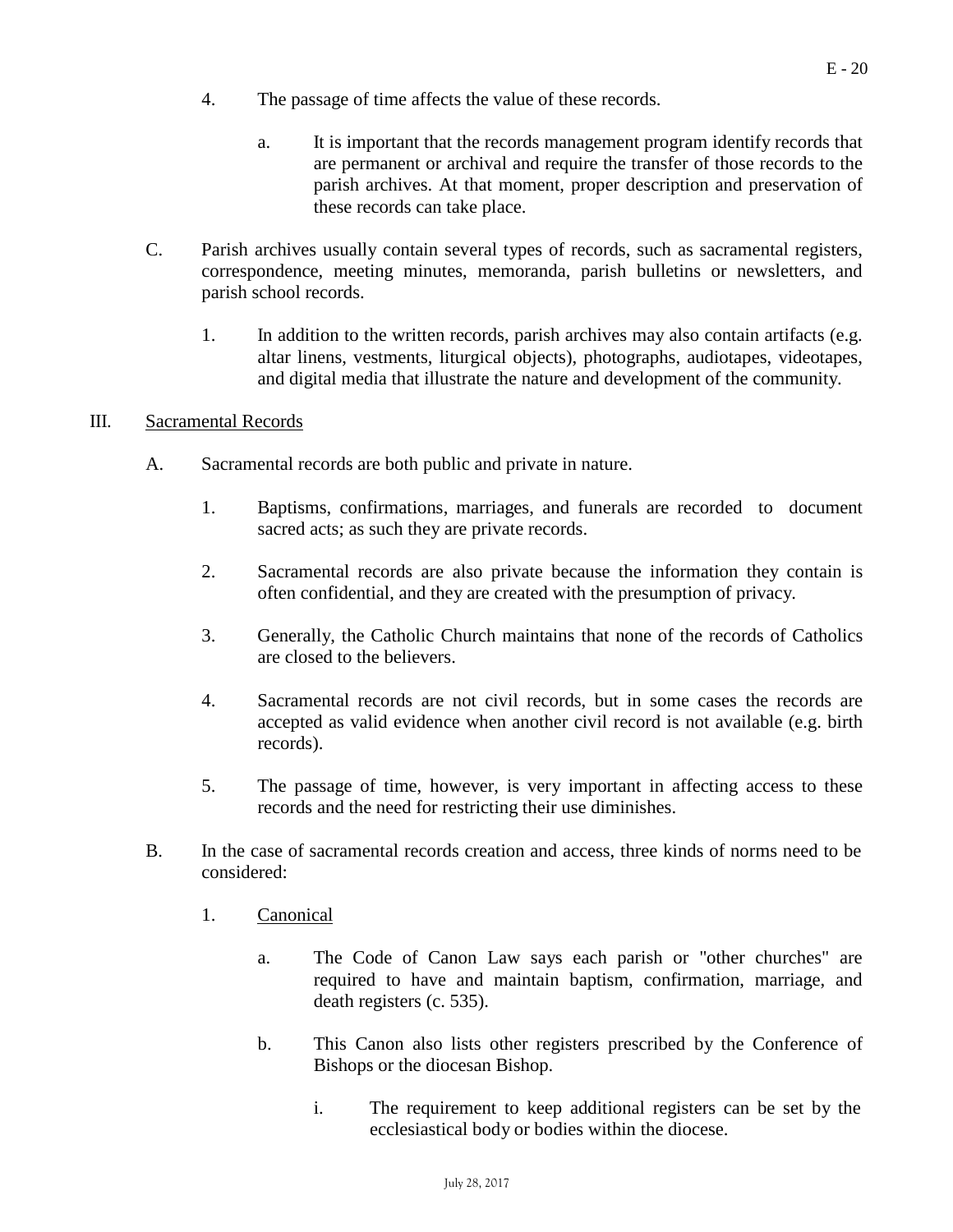4. The passage of time affects the value of these records.

   a. It is important that the records management program identify records that are permanent or archival and require the transfer of those records to the parish archives. At that moment, proper description and preservation of these records can take place.

C. Parish archives usually contain several types of records, such as sacramental registers, correspondence, meeting minutes, memoranda, parish bulletins or newsletters, and parish school records.

   1. In addition to the written records, parish archives may also contain artifacts (e.g. altar linens, vestments, liturgical objects), photographs, audiotapes, videotapes, and digital media that illustrate the nature and development of the community.

III. <u>Sacramental Records</u>

A. Sacramental records are both public and private in nature.

   1. Baptisms, confirmations, marriages, and funerals are recorded to document sacred acts; as such they are private records.

   2. Sacramental records are also private because the information they contain is often confidential, and they are created with the presumption of privacy.

   3. Generally, the Catholic Church maintains that none of the records of Catholics are closed to the believers.

   4. Sacramental records are not civil records, but in some cases the records are accepted as valid evidence when another civil record is not available (e.g. birth records).

   5. The passage of time, however, is very important in affecting access to these records and the need for restricting their use diminishes.

B. In the case of sacramental records creation and access, three kinds of norms need to be considered:

   1. <u>Canonical</u>

      a. The Code of Canon Law says each parish or "other churches" are required to have and maintain baptism, confirmation, marriage, and death registers (c. 535).

      b. This Canon also lists other registers prescribed by the Conference of Bishops or the diocesan Bishop.

         i. The requirement to keep additional registers can be set by the ecclesiastical body or bodies within the diocese.

July 28, 2017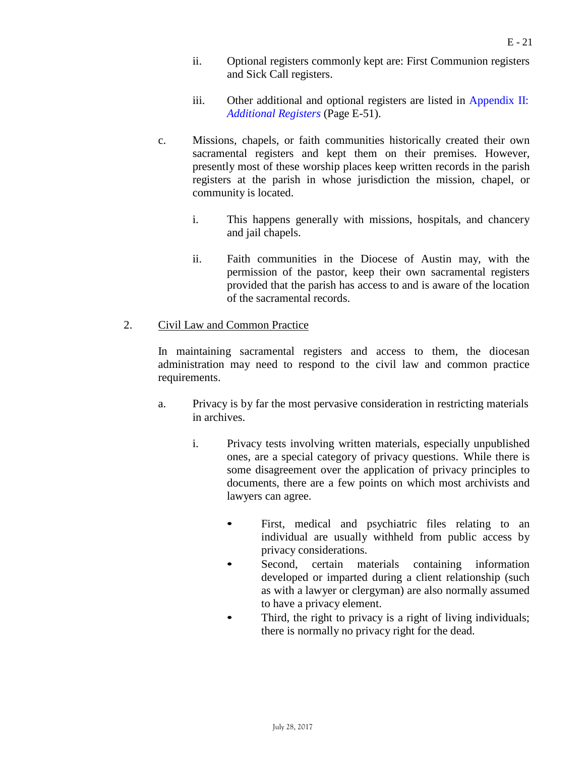ii. Optional registers commonly kept are: First Communion registers and Sick Call registers.

iii. Other additional and optional registers are listed in *Appendix II: Additional Registers* (Page E-51).

c. Missions, chapels, or faith communities historically created their own sacramental registers and kept them on their premises. However, presently most of these worship places keep written records in the parish registers at the parish in whose jurisdiction the mission, chapel, or community is located.

i. This happens generally with missions, hospitals, and chancery and jail chapels.

ii. Faith communities in the Diocese of Austin may, with the permission of the pastor, keep their own sacramental registers provided that the parish has access to and is aware of the location of the sacramental records.

2. <u>Civil Law and Common Practice</u>

In maintaining sacramental registers and access to them, the diocesan administration may need to respond to the civil law and common practice requirements.

a. Privacy is by far the most pervasive consideration in restricting materials in archives.

i. Privacy tests involving written materials, especially unpublished ones, are a special category of privacy questions. While there is some disagreement over the application of privacy principles to documents, there are a few points on which most archivists and lawyers can agree.

- First, medical and psychiatric files relating to an individual are usually withheld from public access by privacy considerations.
- Second, certain materials containing information developed or imparted during a client relationship (such as with a lawyer or clergyman) are also normally assumed to have a privacy element.
- Third, the right to privacy is a right of living individuals; there is normally no privacy right for the dead.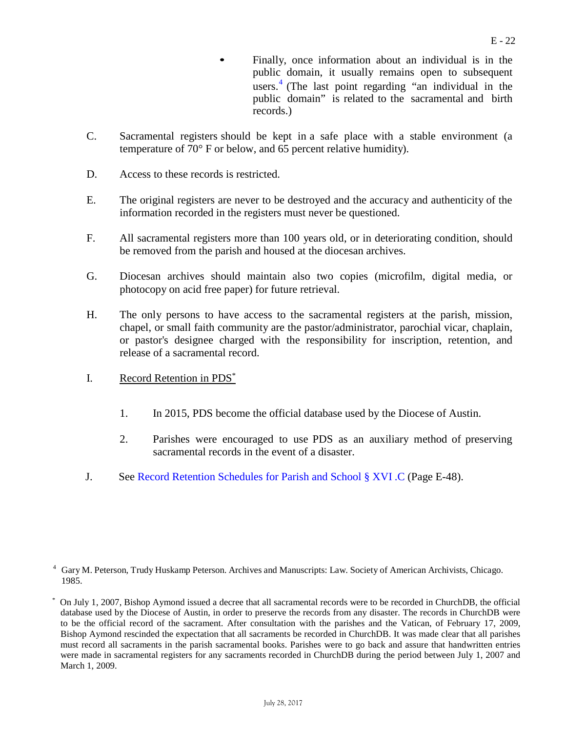- Finally, once information about an individual is in the public domain, it usually remains open to subsequent users.[4] (The last point regarding "an individual in the public domain" is related to the sacramental and birth records.)

C. Sacramental registers should be kept in a safe place with a stable environment (a temperature of 70° F or below, and 65 percent relative humidity).

D. Access to these records is restricted.

E. The original registers are never to be destroyed and the accuracy and authenticity of the information recorded in the registers must never be questioned.

F. All sacramental registers more than 100 years old, or in deteriorating condition, should be removed from the parish and housed at the diocesan archives.

G. Diocesan archives should maintain also two copies (microfilm, digital media, or photocopy on acid free paper) for future retrieval.

H. The only persons to have access to the sacramental registers at the parish, mission, chapel, or small faith community are the pastor/administrator, parochial vicar, chaplain, or pastor's designee charged with the responsibility for inscription, retention, and release of a sacramental record.

I. Record Retention in PDS[*]

1. In 2015, PDS become the official database used by the Diocese of Austin.

2. Parishes were encouraged to use PDS as an auxiliary method of preserving sacramental records in the event of a disaster.

J. See Record Retention Schedules for Parish and School § XVI .C (Page E-48).

---

[4] Gary M. Peterson, Trudy Huskamp Peterson. Archives and Manuscripts: Law. Society of American Archivists, Chicago. 1985.

[*] On July 1, 2007, Bishop Aymond issued a decree that all sacramental records were to be recorded in ChurchDB, the official database used by the Diocese of Austin, in order to preserve the records from any disaster. The records in ChurchDB were to be the official record of the sacrament. After consultation with the parishes and the Vatican, of February 17, 2009, Bishop Aymond rescinded the expectation that all sacraments be recorded in ChurchDB. It was made clear that all parishes must record all sacraments in the parish sacramental books. Parishes were to go back and assure that handwritten entries were made in sacramental registers for any sacraments recorded in ChurchDB during the period between July 1, 2007 and March 1, 2009.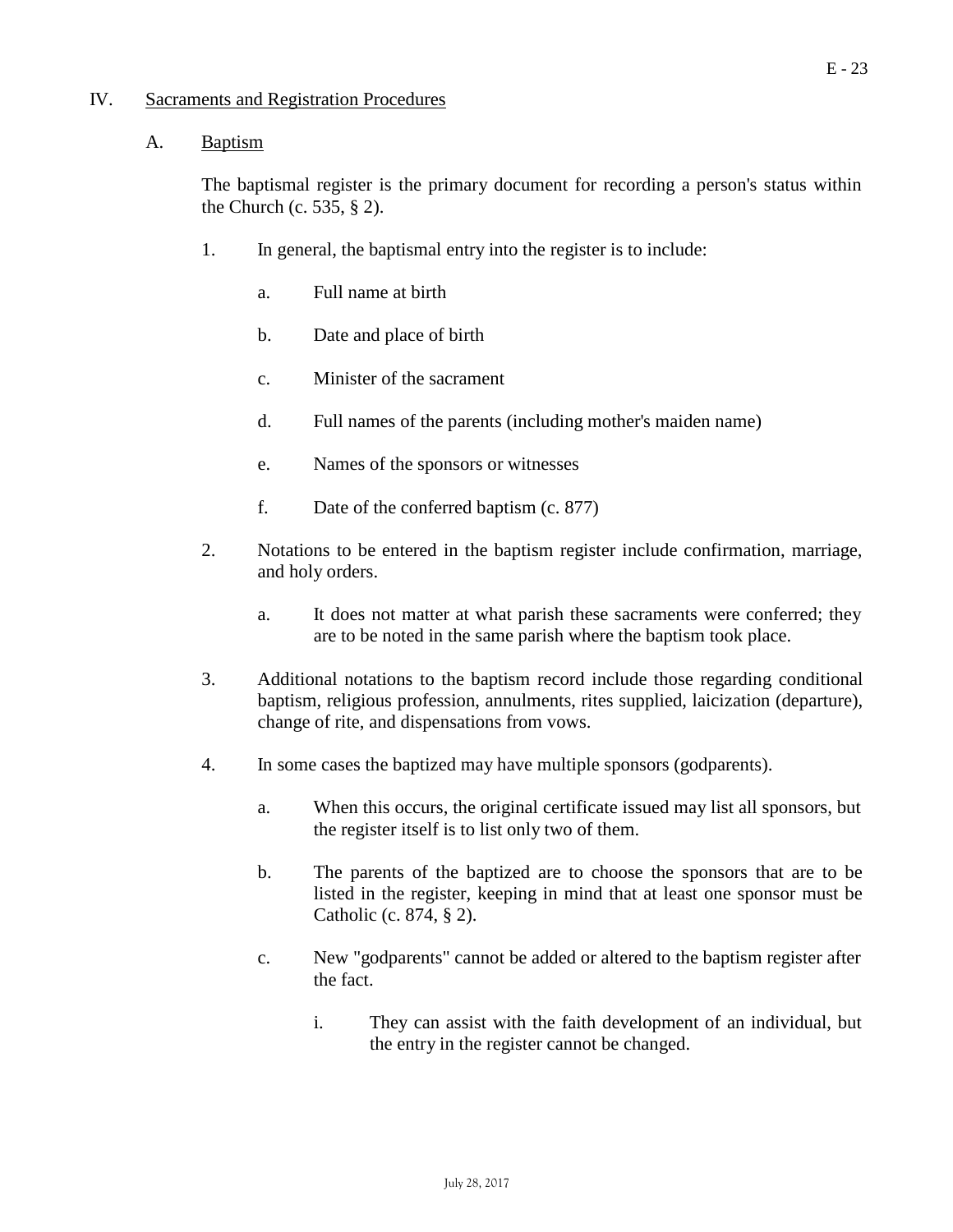## IV. Sacraments and Registration Procedures

### A. Baptism

The baptismal register is the primary document for recording a person's status within the Church (c. 535, § 2).

1. In general, the baptismal entry into the register is to include:

    a. Full name at birth

    b. Date and place of birth

    c. Minister of the sacrament

    d. Full names of the parents (including mother's maiden name)

    e. Names of the sponsors or witnesses

    f. Date of the conferred baptism (c. 877)

2. Notations to be entered in the baptism register include confirmation, marriage, and holy orders.

    a. It does not matter at what parish these sacraments were conferred; they are to be noted in the same parish where the baptism took place.

3. Additional notations to the baptism record include those regarding conditional baptism, religious profession, annulments, rites supplied, laicization (departure), change of rite, and dispensations from vows.

4. In some cases the baptized may have multiple sponsors (godparents).

    a. When this occurs, the original certificate issued may list all sponsors, but the register itself is to list only two of them.

    b. The parents of the baptized are to choose the sponsors that are to be listed in the register, keeping in mind that at least one sponsor must be Catholic (c. 874, § 2).

    c. New "godparents" cannot be added or altered to the baptism register after the fact.

        i. They can assist with the faith development of an individual, but the entry in the register cannot be changed.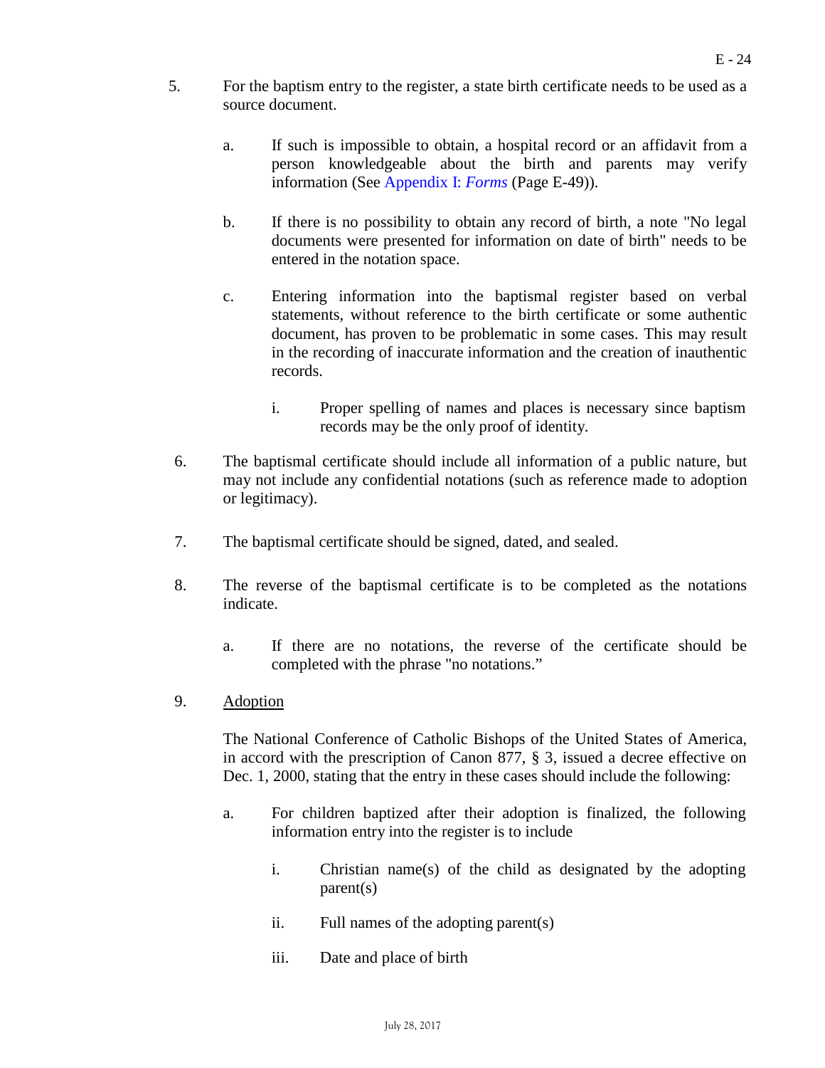5. For the baptism entry to the register, a state birth certificate needs to be used as a source document.

    a. If such is impossible to obtain, a hospital record or an affidavit from a person knowledgeable about the birth and parents may verify information (See Appendix I: *Forms* (Page E-49)).

    b. If there is no possibility to obtain any record of birth, a note "No legal documents were presented for information on date of birth" needs to be entered in the notation space.

    c. Entering information into the baptismal register based on verbal statements, without reference to the birth certificate or some authentic document, has proven to be problematic in some cases. This may result in the recording of inaccurate information and the creation of inauthentic records.

        i. Proper spelling of names and places is necessary since baptism records may be the only proof of identity.

6. The baptismal certificate should include all information of a public nature, but may not include any confidential notations (such as reference made to adoption or legitimacy).

7. The baptismal certificate should be signed, dated, and sealed.

8. The reverse of the baptismal certificate is to be completed as the notations indicate.

    a. If there are no notations, the reverse of the certificate should be completed with the phrase "no notations."

9. <u>Adoption</u>

    The National Conference of Catholic Bishops of the United States of America, in accord with the prescription of Canon 877, § 3, issued a decree effective on Dec. 1, 2000, stating that the entry in these cases should include the following:

    a. For children baptized after their adoption is finalized, the following information entry into the register is to include

        i. Christian name(s) of the child as designated by the adopting parent(s)

        ii. Full names of the adopting parent(s)

        iii. Date and place of birth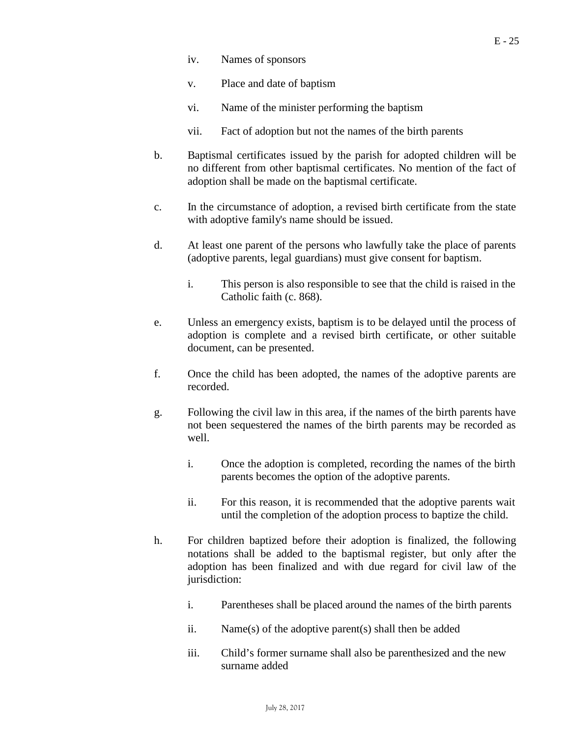iv. Names of sponsors

v. Place and date of baptism

vi. Name of the minister performing the baptism

vii. Fact of adoption but not the names of the birth parents

b. Baptismal certificates issued by the parish for adopted children will be no different from other baptismal certificates. No mention of the fact of adoption shall be made on the baptismal certificate.

c. In the circumstance of adoption, a revised birth certificate from the state with adoptive family's name should be issued.

d. At least one parent of the persons who lawfully take the place of parents (adoptive parents, legal guardians) must give consent for baptism.

  i. This person is also responsible to see that the child is raised in the Catholic faith (c. 868).

e. Unless an emergency exists, baptism is to be delayed until the process of adoption is complete and a revised birth certificate, or other suitable document, can be presented.

f. Once the child has been adopted, the names of the adoptive parents are recorded.

g. Following the civil law in this area, if the names of the birth parents have not been sequestered the names of the birth parents may be recorded as well.

  i. Once the adoption is completed, recording the names of the birth parents becomes the option of the adoptive parents.

  ii. For this reason, it is recommended that the adoptive parents wait until the completion of the adoption process to baptize the child.

h. For children baptized before their adoption is finalized, the following notations shall be added to the baptismal register, but only after the adoption has been finalized and with due regard for civil law of the jurisdiction:

  i. Parentheses shall be placed around the names of the birth parents

  ii. Name(s) of the adoptive parent(s) shall then be added

  iii. Child's former surname shall also be parenthesized and the new surname added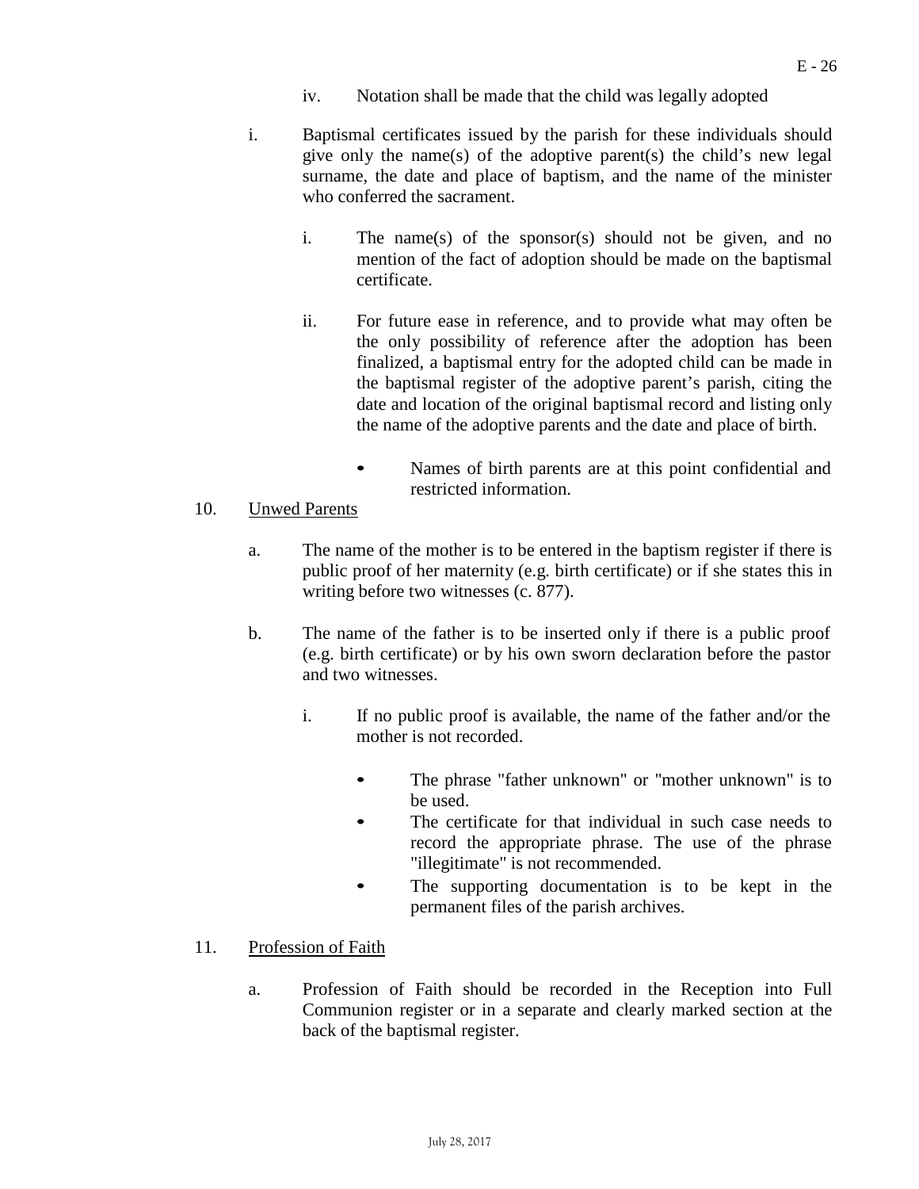iv. Notation shall be made that the child was legally adopted

i. Baptismal certificates issued by the parish for these individuals should give only the name(s) of the adoptive parent(s) the child's new legal surname, the date and place of baptism, and the name of the minister who conferred the sacrament.

   i. The name(s) of the sponsor(s) should not be given, and no mention of the fact of adoption should be made on the baptismal certificate.

   ii. For future ease in reference, and to provide what may often be the only possibility of reference after the adoption has been finalized, a baptismal entry for the adopted child can be made in the baptismal register of the adoptive parent's parish, citing the date and location of the original baptismal record and listing only the name of the adoptive parents and the date and place of birth.

      - Names of birth parents are at this point confidential and restricted information.

10. Unwed Parents

   a. The name of the mother is to be entered in the baptism register if there is public proof of her maternity (e.g. birth certificate) or if she states this in writing before two witnesses (c. 877).

   b. The name of the father is to be inserted only if there is a public proof (e.g. birth certificate) or by his own sworn declaration before the pastor and two witnesses.

      i. If no public proof is available, the name of the father and/or the mother is not recorded.

         - The phrase "father unknown" or "mother unknown" is to be used.
         - The certificate for that individual in such case needs to record the appropriate phrase. The use of the phrase "illegitimate" is not recommended.
         - The supporting documentation is to be kept in the permanent files of the parish archives.

11. Profession of Faith

   a. Profession of Faith should be recorded in the Reception into Full Communion register or in a separate and clearly marked section at the back of the baptismal register.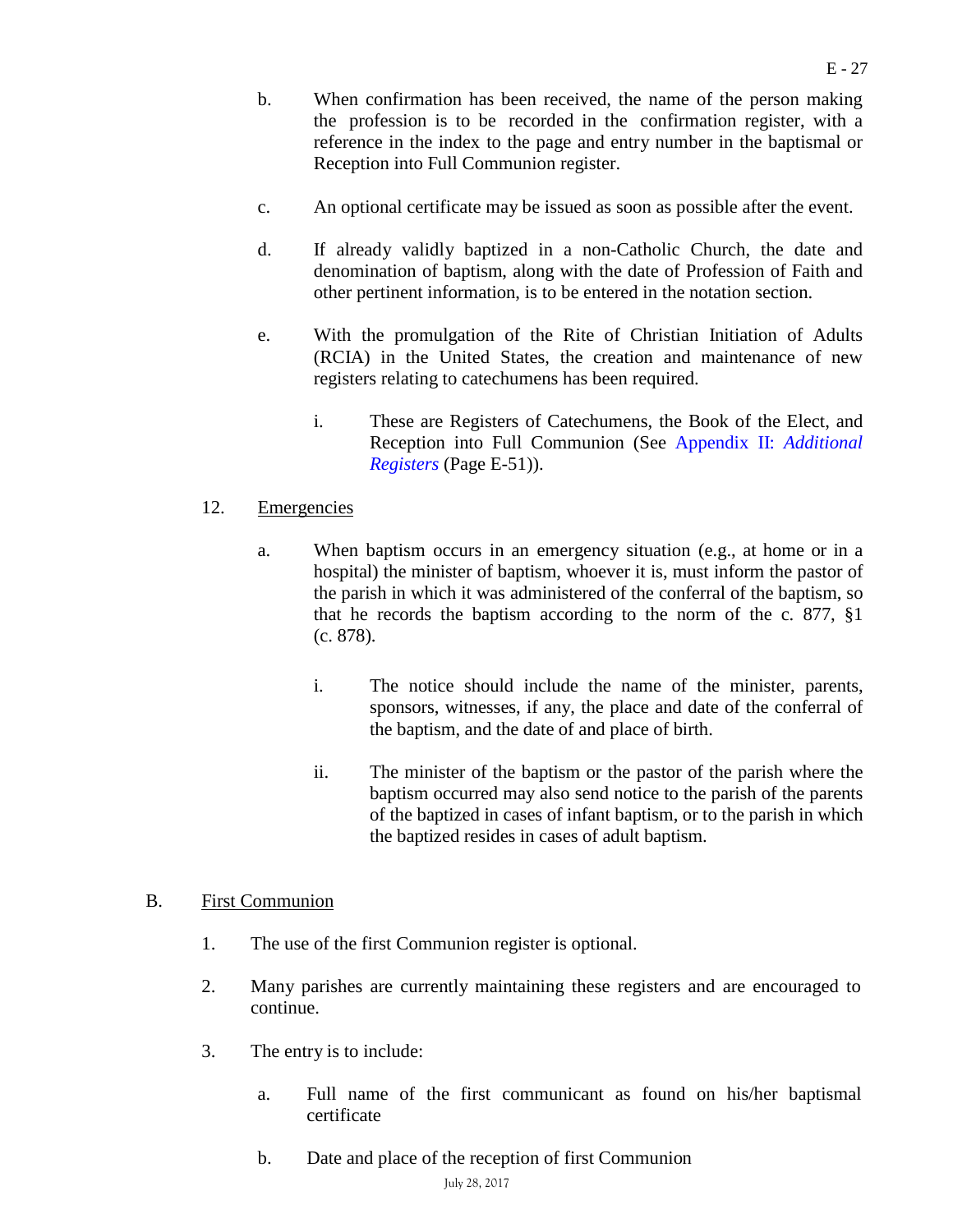b. When confirmation has been received, the name of the person making the profession is to be recorded in the confirmation register, with a reference in the index to the page and entry number in the baptismal or Reception into Full Communion register.

c. An optional certificate may be issued as soon as possible after the event.

d. If already validly baptized in a non-Catholic Church, the date and denomination of baptism, along with the date of Profession of Faith and other pertinent information, is to be entered in the notation section.

e. With the promulgation of the Rite of Christian Initiation of Adults (RCIA) in the United States, the creation and maintenance of new registers relating to catechumens has been required.

   i. These are Registers of Catechumens, the Book of the Elect, and Reception into Full Communion (See Appendix II: *Additional Registers* (Page E-51)).

12. <u>Emergencies</u>

   a. When baptism occurs in an emergency situation (e.g., at home or in a hospital) the minister of baptism, whoever it is, must inform the pastor of the parish in which it was administered of the conferral of the baptism, so that he records the baptism according to the norm of the c. 877, §1 (c. 878).

      i. The notice should include the name of the minister, parents, sponsors, witnesses, if any, the place and date of the conferral of the baptism, and the date of and place of birth.

      ii. The minister of the baptism or the pastor of the parish where the baptism occurred may also send notice to the parish of the parents of the baptized in cases of infant baptism, or to the parish in which the baptized resides in cases of adult baptism.

B. <u>First Communion</u>

1. The use of the first Communion register is optional.

2. Many parishes are currently maintaining these registers and are encouraged to continue.

3. The entry is to include:

   a. Full name of the first communicant as found on his/her baptismal certificate

   b. Date and place of the reception of first Communion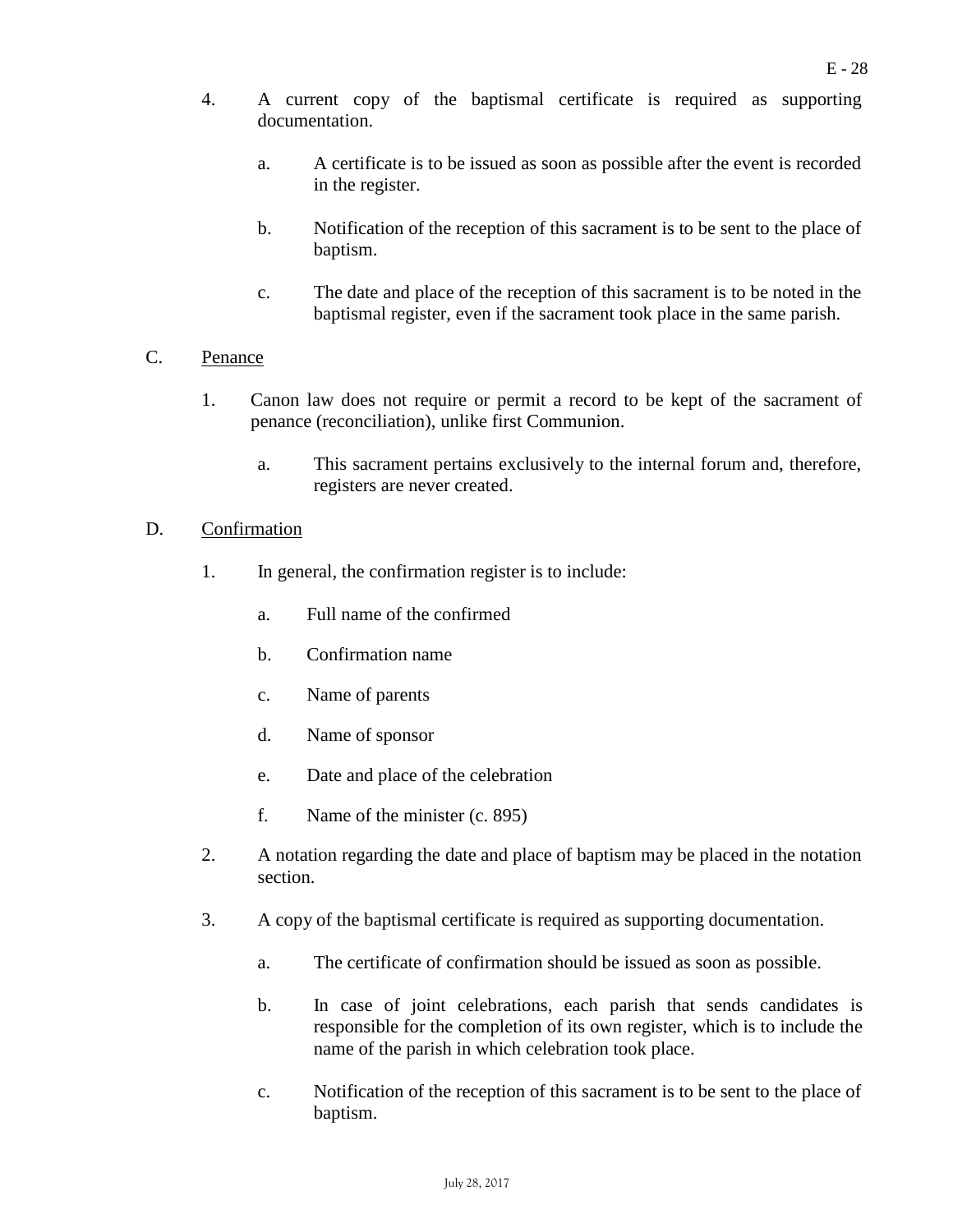4. A current copy of the baptismal certificate is required as supporting documentation.

    a. A certificate is to be issued as soon as possible after the event is recorded in the register.

    b. Notification of the reception of this sacrament is to be sent to the place of baptism.

    c. The date and place of the reception of this sacrament is to be noted in the baptismal register, even if the sacrament took place in the same parish.

C. <u>Penance</u>

1. Canon law does not require or permit a record to be kept of the sacrament of penance (reconciliation), unlike first Communion.

    a. This sacrament pertains exclusively to the internal forum and, therefore, registers are never created.

D. <u>Confirmation</u>

1. In general, the confirmation register is to include:

    a. Full name of the confirmed

    b. Confirmation name

    c. Name of parents

    d. Name of sponsor

    e. Date and place of the celebration

    f. Name of the minister (c. 895)

2. A notation regarding the date and place of baptism may be placed in the notation section.

3. A copy of the baptismal certificate is required as supporting documentation.

    a. The certificate of confirmation should be issued as soon as possible.

    b. In case of joint celebrations, each parish that sends candidates is responsible for the completion of its own register, which is to include the name of the parish in which celebration took place.

    c. Notification of the reception of this sacrament is to be sent to the place of baptism.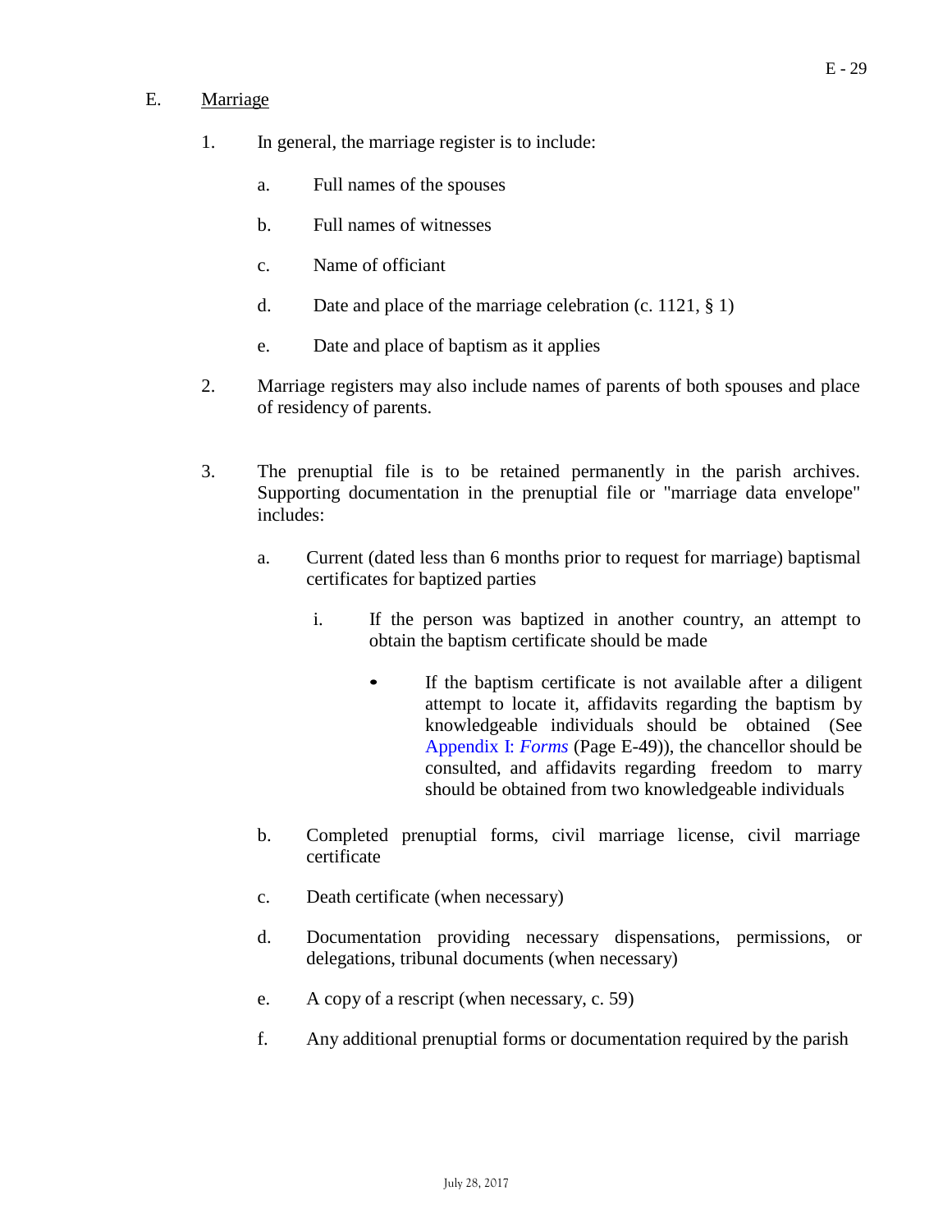## E. Marriage

1. In general, the marriage register is to include:

   a. Full names of the spouses

   b. Full names of witnesses

   c. Name of officiant

   d. Date and place of the marriage celebration (c. 1121, § 1)

   e. Date and place of baptism as it applies

2. Marriage registers may also include names of parents of both spouses and place of residency of parents.

3. The prenuptial file is to be retained permanently in the parish archives. Supporting documentation in the prenuptial file or "marriage data envelope" includes:

   a. Current (dated less than 6 months prior to request for marriage) baptismal certificates for baptized parties

      i. If the person was baptized in another country, an attempt to obtain the baptism certificate should be made

         - If the baptism certificate is not available after a diligent attempt to locate it, affidavits regarding the baptism by knowledgeable individuals should be obtained (See Appendix I: *Forms* (Page E-49)), the chancellor should be consulted, and affidavits regarding freedom to marry should be obtained from two knowledgeable individuals

   b. Completed prenuptial forms, civil marriage license, civil marriage certificate

   c. Death certificate (when necessary)

   d. Documentation providing necessary dispensations, permissions, or delegations, tribunal documents (when necessary)

   e. A copy of a rescript (when necessary, c. 59)

   f. Any additional prenuptial forms or documentation required by the parish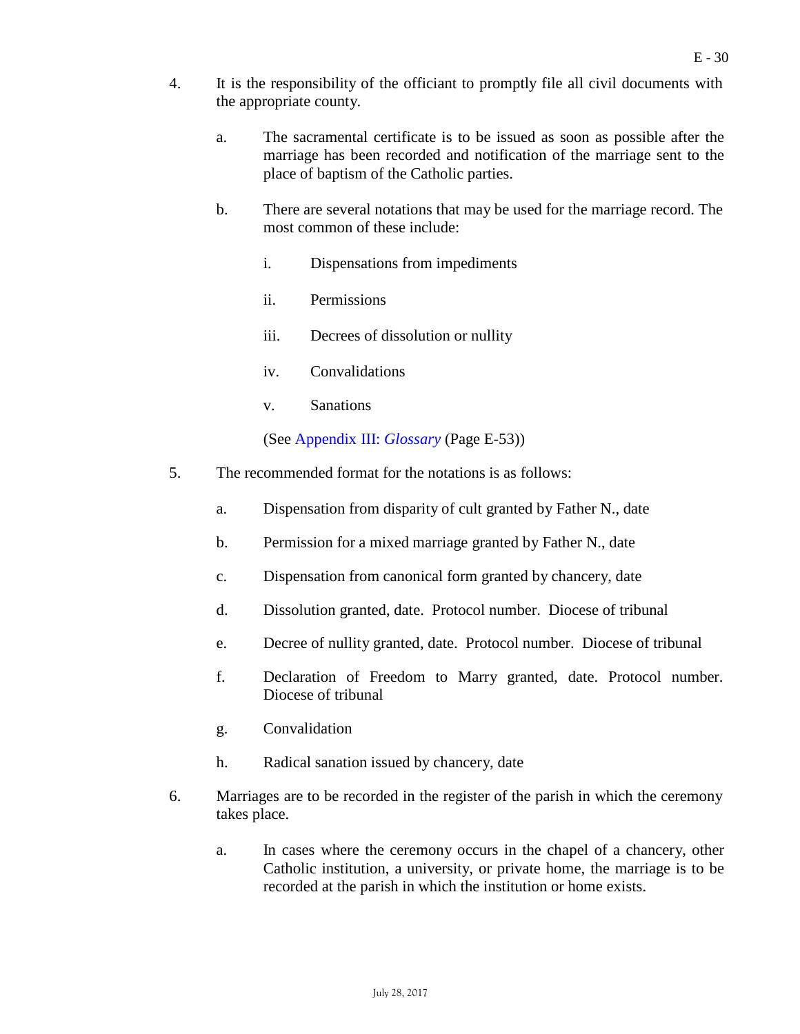4. It is the responsibility of the officiant to promptly file all civil documents with the appropriate county.

   a. The sacramental certificate is to be issued as soon as possible after the marriage has been recorded and notification of the marriage sent to the place of baptism of the Catholic parties.

   b. There are several notations that may be used for the marriage record. The most common of these include:

      i. Dispensations from impediments

      ii. Permissions

      iii. Decrees of dissolution or nullity

      iv. Convalidations

      v. Sanations

      (See Appendix III: *Glossary* (Page E-53))

5. The recommended format for the notations is as follows:

   a. Dispensation from disparity of cult granted by Father N., date

   b. Permission for a mixed marriage granted by Father N., date

   c. Dispensation from canonical form granted by chancery, date

   d. Dissolution granted, date. Protocol number. Diocese of tribunal

   e. Decree of nullity granted, date. Protocol number. Diocese of tribunal

   f. Declaration of Freedom to Marry granted, date. Protocol number. Diocese of tribunal

   g. Convalidation

   h. Radical sanation issued by chancery, date

6. Marriages are to be recorded in the register of the parish in which the ceremony takes place.

   a. In cases where the ceremony occurs in the chapel of a chancery, other Catholic institution, a university, or private home, the marriage is to be recorded at the parish in which the institution or home exists.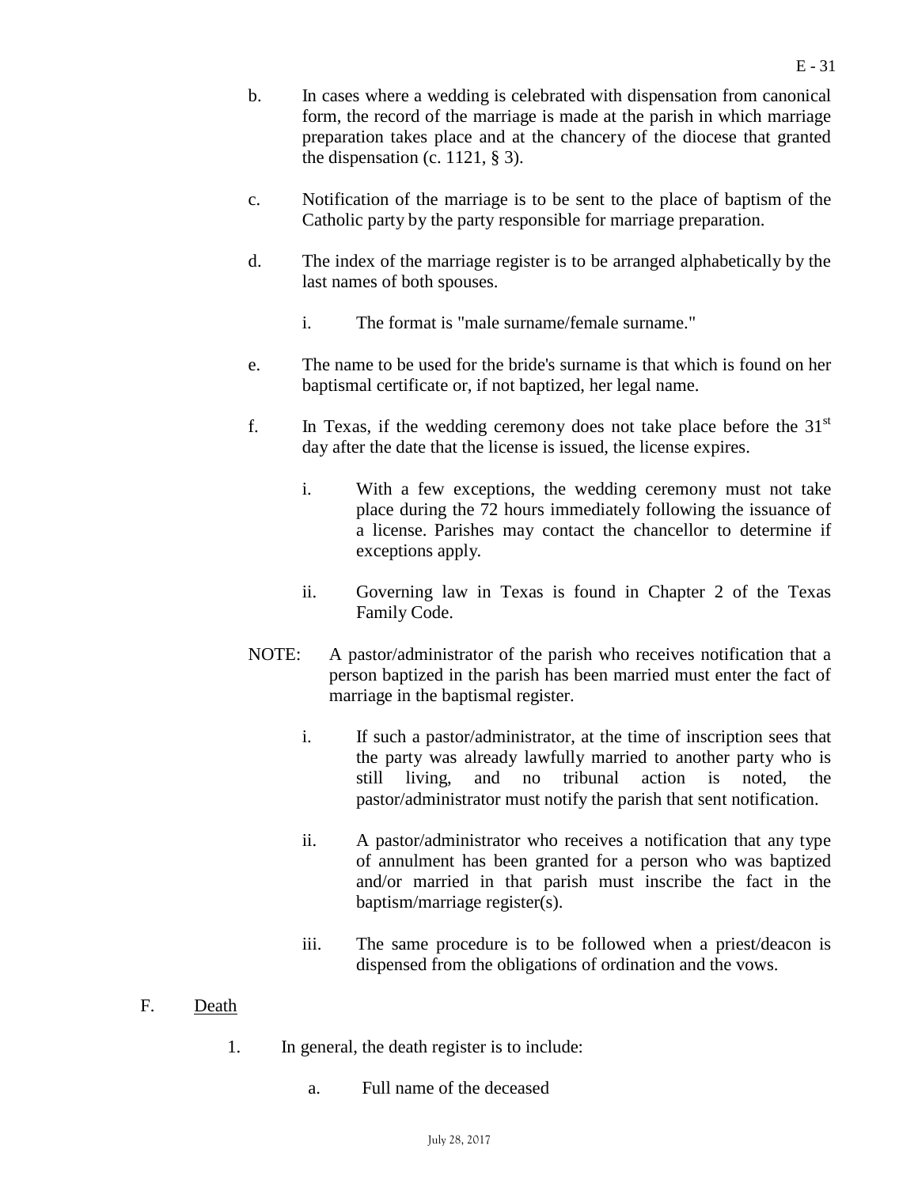b. In cases where a wedding is celebrated with dispensation from canonical form, the record of the marriage is made at the parish in which marriage preparation takes place and at the chancery of the diocese that granted the dispensation (c. 1121, § 3).

c. Notification of the marriage is to be sent to the place of baptism of the Catholic party by the party responsible for marriage preparation.

d. The index of the marriage register is to be arranged alphabetically by the last names of both spouses.

   i. The format is "male surname/female surname."

e. The name to be used for the bride's surname is that which is found on her baptismal certificate or, if not baptized, her legal name.

f. In Texas, if the wedding ceremony does not take place before the 31st day after the date that the license is issued, the license expires.

   i. With a few exceptions, the wedding ceremony must not take place during the 72 hours immediately following the issuance of a license. Parishes may contact the chancellor to determine if exceptions apply.

   ii. Governing law in Texas is found in Chapter 2 of the Texas Family Code.

NOTE: A pastor/administrator of the parish who receives notification that a person baptized in the parish has been married must enter the fact of marriage in the baptismal register.

   i. If such a pastor/administrator, at the time of inscription sees that the party was already lawfully married to another party who is still living, and no tribunal action is noted, the pastor/administrator must notify the parish that sent notification.

   ii. A pastor/administrator who receives a notification that any type of annulment has been granted for a person who was baptized and/or married in that parish must inscribe the fact in the baptism/marriage register(s).

   iii. The same procedure is to be followed when a priest/deacon is dispensed from the obligations of ordination and the vows.

F. <u>Death</u>

1. In general, the death register is to include:

   a. Full name of the deceased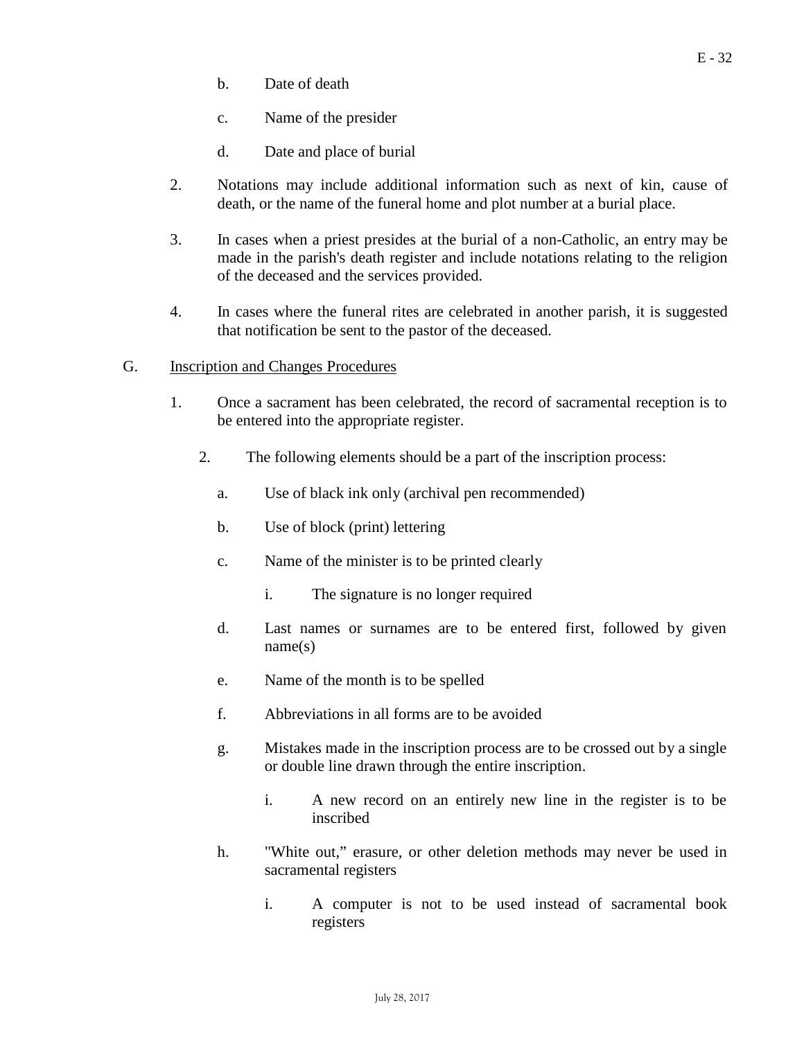b. Date of death

c. Name of the presider

d. Date and place of burial

2. Notations may include additional information such as next of kin, cause of death, or the name of the funeral home and plot number at a burial place.

3. In cases when a priest presides at the burial of a non-Catholic, an entry may be made in the parish's death register and include notations relating to the religion of the deceased and the services provided.

4. In cases where the funeral rites are celebrated in another parish, it is suggested that notification be sent to the pastor of the deceased.

G. Inscription and Changes Procedures

1. Once a sacrament has been celebrated, the record of sacramental reception is to be entered into the appropriate register.

2. The following elements should be a part of the inscription process:

   a. Use of black ink only (archival pen recommended)

   b. Use of block (print) lettering

   c. Name of the minister is to be printed clearly

      i. The signature is no longer required

   d. Last names or surnames are to be entered first, followed by given name(s)

   e. Name of the month is to be spelled

   f. Abbreviations in all forms are to be avoided

   g. Mistakes made in the inscription process are to be crossed out by a single or double line drawn through the entire inscription.

      i. A new record on an entirely new line in the register is to be inscribed

   h. "White out," erasure, or other deletion methods may never be used in sacramental registers

      i. A computer is not to be used instead of sacramental book registers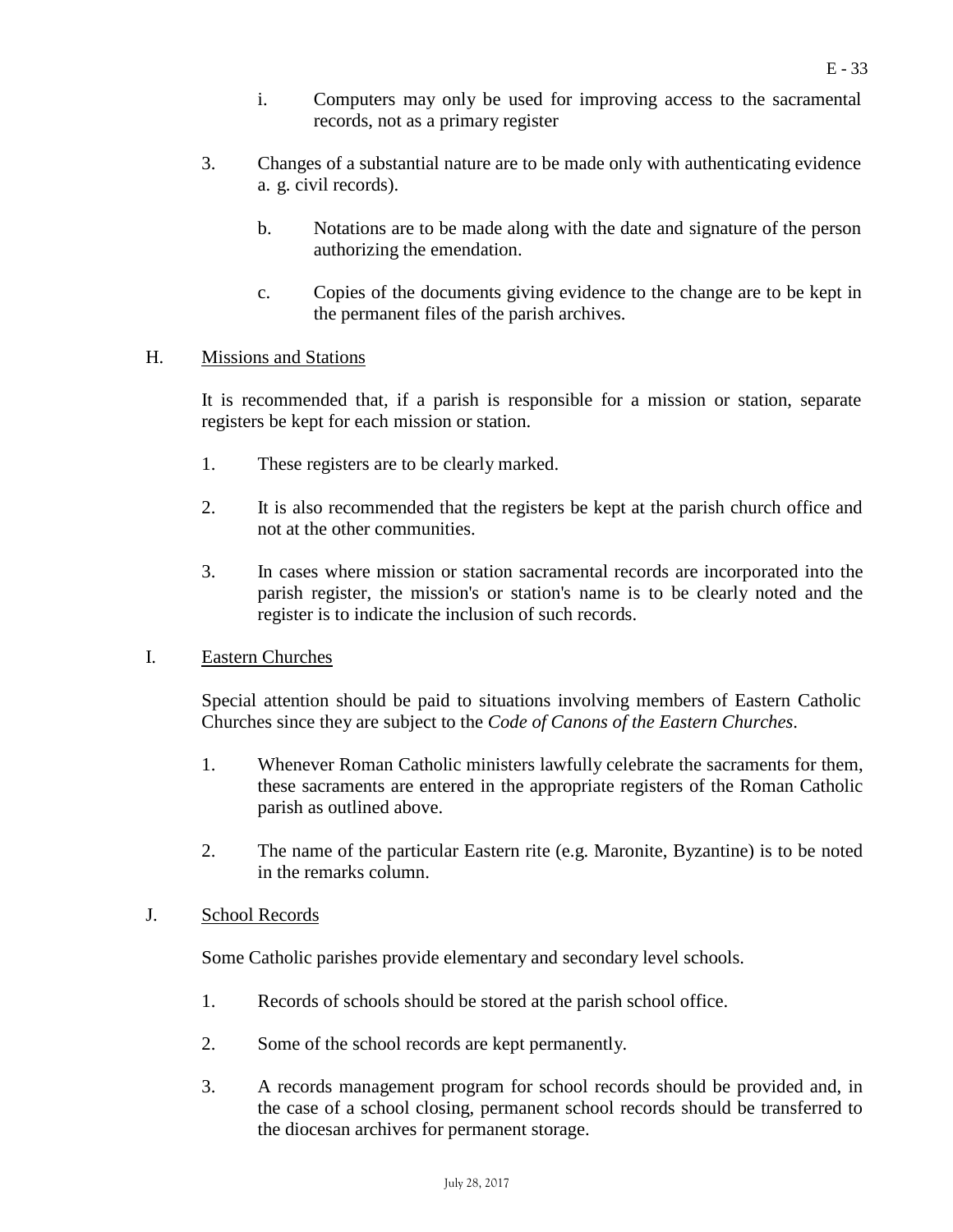i. Computers may only be used for improving access to the sacramental records, not as a primary register

3. Changes of a substantial nature are to be made only with authenticating evidence a. g. civil records).

   b. Notations are to be made along with the date and signature of the person authorizing the emendation.

   c. Copies of the documents giving evidence to the change are to be kept in the permanent files of the parish archives.

## H. Missions and Stations

It is recommended that, if a parish is responsible for a mission or station, separate registers be kept for each mission or station.

1. These registers are to be clearly marked.

2. It is also recommended that the registers be kept at the parish church office and not at the other communities.

3. In cases where mission or station sacramental records are incorporated into the parish register, the mission's or station's name is to be clearly noted and the register is to indicate the inclusion of such records.

## I. Eastern Churches

Special attention should be paid to situations involving members of Eastern Catholic Churches since they are subject to the *Code of Canons of the Eastern Churches*.

1. Whenever Roman Catholic ministers lawfully celebrate the sacraments for them, these sacraments are entered in the appropriate registers of the Roman Catholic parish as outlined above.

2. The name of the particular Eastern rite (e.g. Maronite, Byzantine) is to be noted in the remarks column.

## J. School Records

Some Catholic parishes provide elementary and secondary level schools.

1. Records of schools should be stored at the parish school office.

2. Some of the school records are kept permanently.

3. A records management program for school records should be provided and, in the case of a school closing, permanent school records should be transferred to the diocesan archives for permanent storage.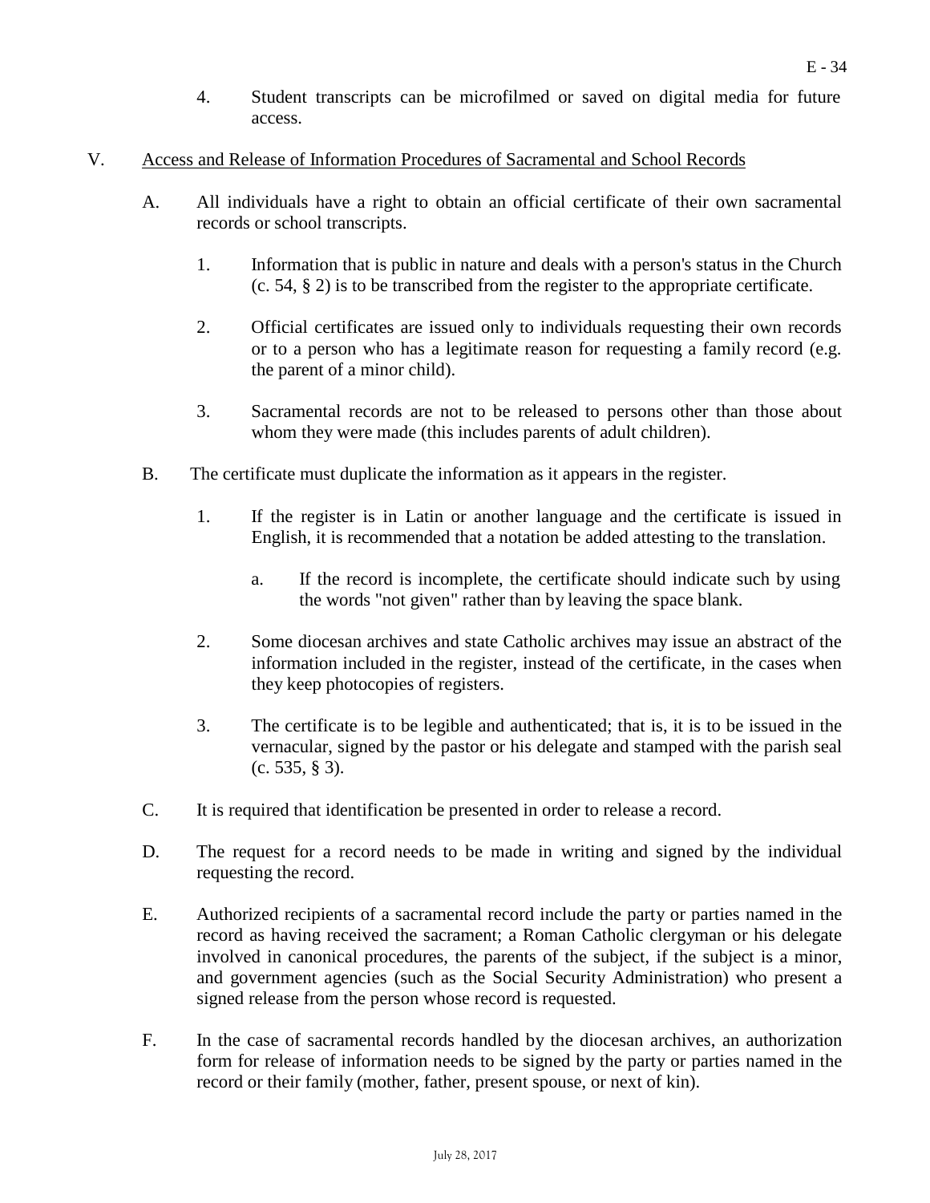4. Student transcripts can be microfilmed or saved on digital media for future access.

V. Access and Release of Information Procedures of Sacramental and School Records

A. All individuals have a right to obtain an official certificate of their own sacramental records or school transcripts.

1. Information that is public in nature and deals with a person's status in the Church (c. 54, § 2) is to be transcribed from the register to the appropriate certificate.

2. Official certificates are issued only to individuals requesting their own records or to a person who has a legitimate reason for requesting a family record (e.g. the parent of a minor child).

3. Sacramental records are not to be released to persons other than those about whom they were made (this includes parents of adult children).

B. The certificate must duplicate the information as it appears in the register.

1. If the register is in Latin or another language and the certificate is issued in English, it is recommended that a notation be added attesting to the translation.

   a. If the record is incomplete, the certificate should indicate such by using the words "not given" rather than by leaving the space blank.

2. Some diocesan archives and state Catholic archives may issue an abstract of the information included in the register, instead of the certificate, in the cases when they keep photocopies of registers.

3. The certificate is to be legible and authenticated; that is, it is to be issued in the vernacular, signed by the pastor or his delegate and stamped with the parish seal (c. 535, § 3).

C. It is required that identification be presented in order to release a record.

D. The request for a record needs to be made in writing and signed by the individual requesting the record.

E. Authorized recipients of a sacramental record include the party or parties named in the record as having received the sacrament; a Roman Catholic clergyman or his delegate involved in canonical procedures, the parents of the subject, if the subject is a minor, and government agencies (such as the Social Security Administration) who present a signed release from the person whose record is requested.

F. In the case of sacramental records handled by the diocesan archives, an authorization form for release of information needs to be signed by the party or parties named in the record or their family (mother, father, present spouse, or next of kin).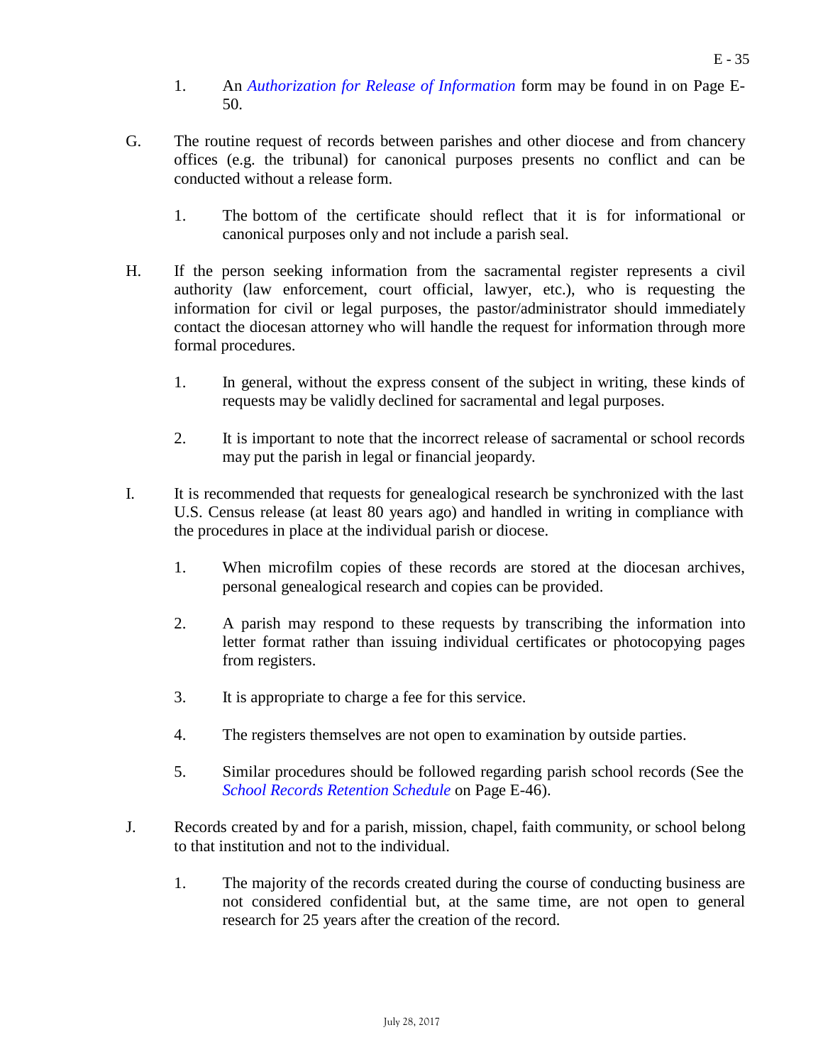1. An *Authorization for Release of Information* form may be found in on Page E-50.

G. The routine request of records between parishes and other diocese and from chancery offices (e.g. the tribunal) for canonical purposes presents no conflict and can be conducted without a release form.

   1. The bottom of the certificate should reflect that it is for informational or canonical purposes only and not include a parish seal.

H. If the person seeking information from the sacramental register represents a civil authority (law enforcement, court official, lawyer, etc.), who is requesting the information for civil or legal purposes, the pastor/administrator should immediately contact the diocesan attorney who will handle the request for information through more formal procedures.

   1. In general, without the express consent of the subject in writing, these kinds of requests may be validly declined for sacramental and legal purposes.

   2. It is important to note that the incorrect release of sacramental or school records may put the parish in legal or financial jeopardy.

I. It is recommended that requests for genealogical research be synchronized with the last U.S. Census release (at least 80 years ago) and handled in writing in compliance with the procedures in place at the individual parish or diocese.

   1. When microfilm copies of these records are stored at the diocesan archives, personal genealogical research and copies can be provided.

   2. A parish may respond to these requests by transcribing the information into letter format rather than issuing individual certificates or photocopying pages from registers.

   3. It is appropriate to charge a fee for this service.

   4. The registers themselves are not open to examination by outside parties.

   5. Similar procedures should be followed regarding parish school records (See the *School Records Retention Schedule* on Page E-46).

J. Records created by and for a parish, mission, chapel, faith community, or school belong to that institution and not to the individual.

   1. The majority of the records created during the course of conducting business are not considered confidential but, at the same time, are not open to general research for 25 years after the creation of the record.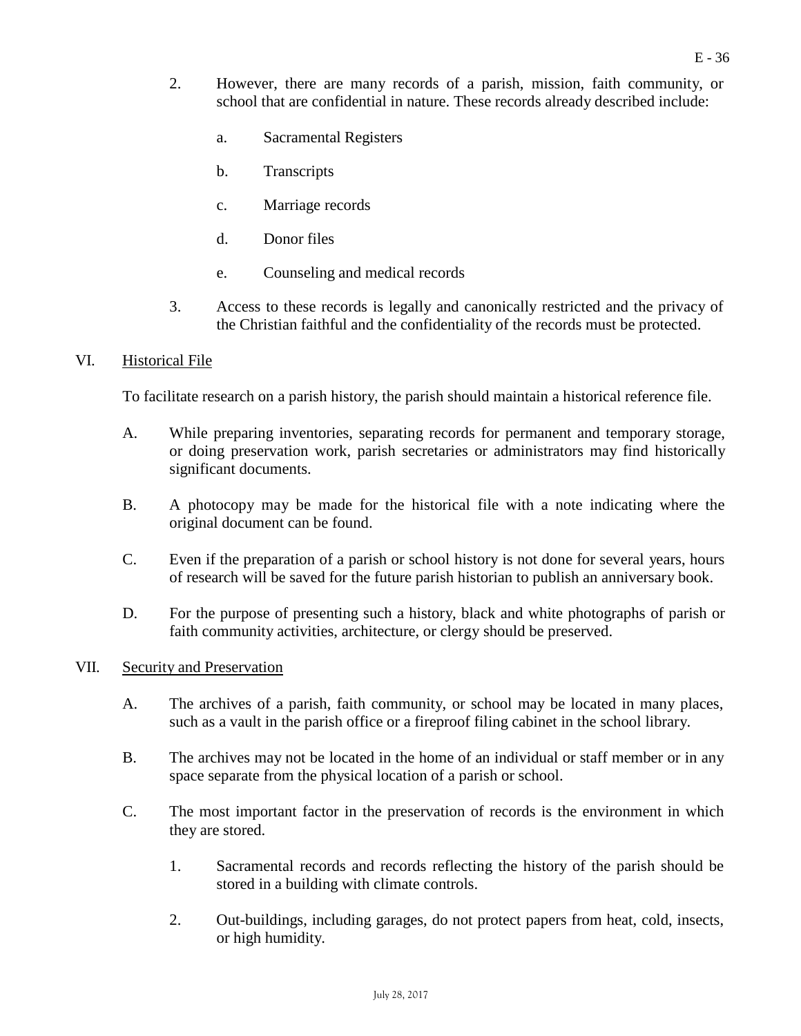2. However, there are many records of a parish, mission, faith community, or school that are confidential in nature. These records already described include:

   a. Sacramental Registers

   b. Transcripts

   c. Marriage records

   d. Donor files

   e. Counseling and medical records

3. Access to these records is legally and canonically restricted and the privacy of the Christian faithful and the confidentiality of the records must be protected.

## VI. Historical File

To facilitate research on a parish history, the parish should maintain a historical reference file.

A. While preparing inventories, separating records for permanent and temporary storage, or doing preservation work, parish secretaries or administrators may find historically significant documents.

B. A photocopy may be made for the historical file with a note indicating where the original document can be found.

C. Even if the preparation of a parish or school history is not done for several years, hours of research will be saved for the future parish historian to publish an anniversary book.

D. For the purpose of presenting such a history, black and white photographs of parish or faith community activities, architecture, or clergy should be preserved.

## VII. Security and Preservation

A. The archives of a parish, faith community, or school may be located in many places, such as a vault in the parish office or a fireproof filing cabinet in the school library.

B. The archives may not be located in the home of an individual or staff member or in any space separate from the physical location of a parish or school.

C. The most important factor in the preservation of records is the environment in which they are stored.

   1. Sacramental records and records reflecting the history of the parish should be stored in a building with climate controls.

   2. Out-buildings, including garages, do not protect papers from heat, cold, insects, or high humidity.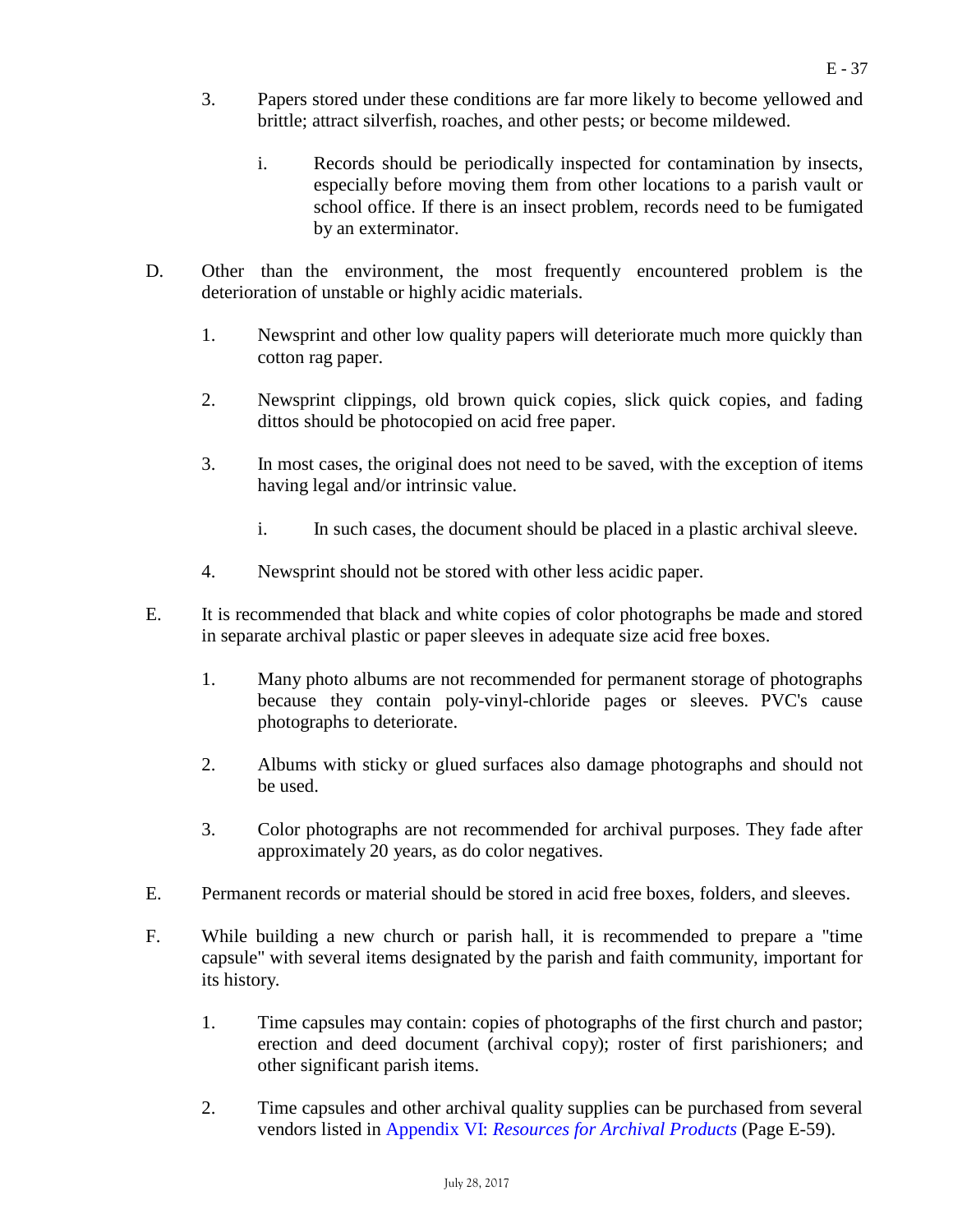3. Papers stored under these conditions are far more likely to become yellowed and brittle; attract silverfish, roaches, and other pests; or become mildewed.

   i. Records should be periodically inspected for contamination by insects, especially before moving them from other locations to a parish vault or school office. If there is an insect problem, records need to be fumigated by an exterminator.

D. Other than the environment, the most frequently encountered problem is the deterioration of unstable or highly acidic materials.

1. Newsprint and other low quality papers will deteriorate much more quickly than cotton rag paper.

2. Newsprint clippings, old brown quick copies, slick quick copies, and fading dittos should be photocopied on acid free paper.

3. In most cases, the original does not need to be saved, with the exception of items having legal and/or intrinsic value.

   i. In such cases, the document should be placed in a plastic archival sleeve.

4. Newsprint should not be stored with other less acidic paper.

E. It is recommended that black and white copies of color photographs be made and stored in separate archival plastic or paper sleeves in adequate size acid free boxes.

1. Many photo albums are not recommended for permanent storage of photographs because they contain poly-vinyl-chloride pages or sleeves. PVC's cause photographs to deteriorate.

2. Albums with sticky or glued surfaces also damage photographs and should not be used.

3. Color photographs are not recommended for archival purposes. They fade after approximately 20 years, as do color negatives.

E. Permanent records or material should be stored in acid free boxes, folders, and sleeves.

F. While building a new church or parish hall, it is recommended to prepare a "time capsule" with several items designated by the parish and faith community, important for its history.

1. Time capsules may contain: copies of photographs of the first church and pastor; erection and deed document (archival copy); roster of first parishioners; and other significant parish items.

2. Time capsules and other archival quality supplies can be purchased from several vendors listed in Appendix VI: *Resources for Archival Products* (Page E-59).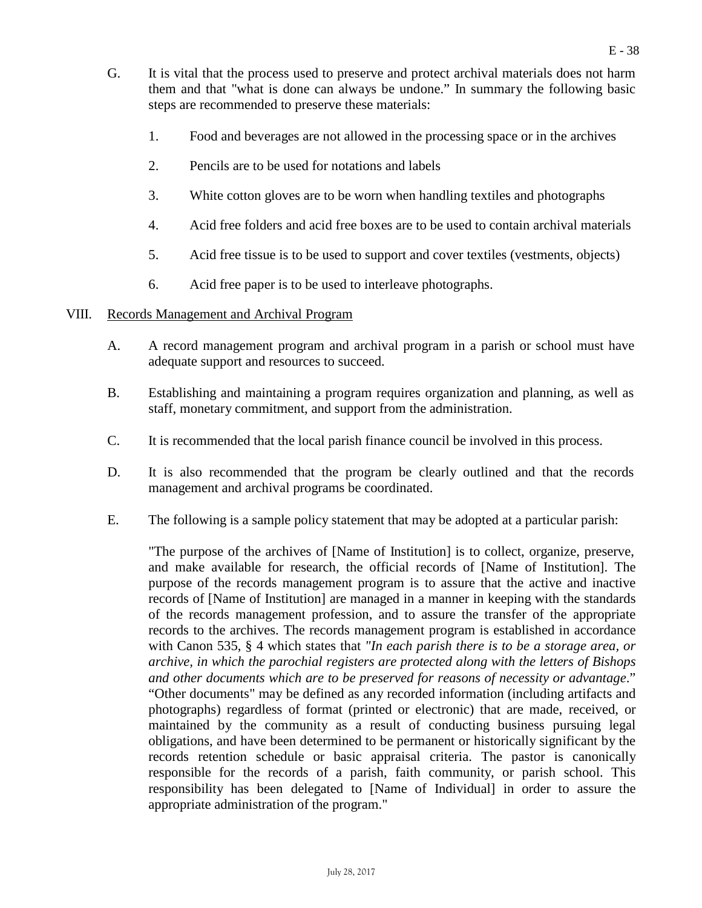G. It is vital that the process used to preserve and protect archival materials does not harm them and that "what is done can always be undone." In summary the following basic steps are recommended to preserve these materials:

1. Food and beverages are not allowed in the processing space or in the archives
2. Pencils are to be used for notations and labels
3. White cotton gloves are to be worn when handling textiles and photographs
4. Acid free folders and acid free boxes are to be used to contain archival materials
5. Acid free tissue is to be used to support and cover textiles (vestments, objects)
6. Acid free paper is to be used to interleave photographs.

## VIII. Records Management and Archival Program

A. A record management program and archival program in a parish or school must have adequate support and resources to succeed.

B. Establishing and maintaining a program requires organization and planning, as well as staff, monetary commitment, and support from the administration.

C. It is recommended that the local parish finance council be involved in this process.

D. It is also recommended that the program be clearly outlined and that the records management and archival programs be coordinated.

E. The following is a sample policy statement that may be adopted at a particular parish:

"The purpose of the archives of [Name of Institution] is to collect, organize, preserve, and make available for research, the official records of [Name of Institution]. The purpose of the records management program is to assure that the active and inactive records of [Name of Institution] are managed in a manner in keeping with the standards of the records management profession, and to assure the transfer of the appropriate records to the archives. The records management program is established in accordance with Canon 535, § 4 which states that *"In each parish there is to be a storage area, or archive, in which the parochial registers are protected along with the letters of Bishops and other documents which are to be preserved for reasons of necessity or advantage*." "Other documents" may be defined as any recorded information (including artifacts and photographs) regardless of format (printed or electronic) that are made, received, or maintained by the community as a result of conducting business pursuing legal obligations, and have been determined to be permanent or historically significant by the records retention schedule or basic appraisal criteria. The pastor is canonically responsible for the records of a parish, faith community, or parish school. This responsibility has been delegated to [Name of Individual] in order to assure the appropriate administration of the program."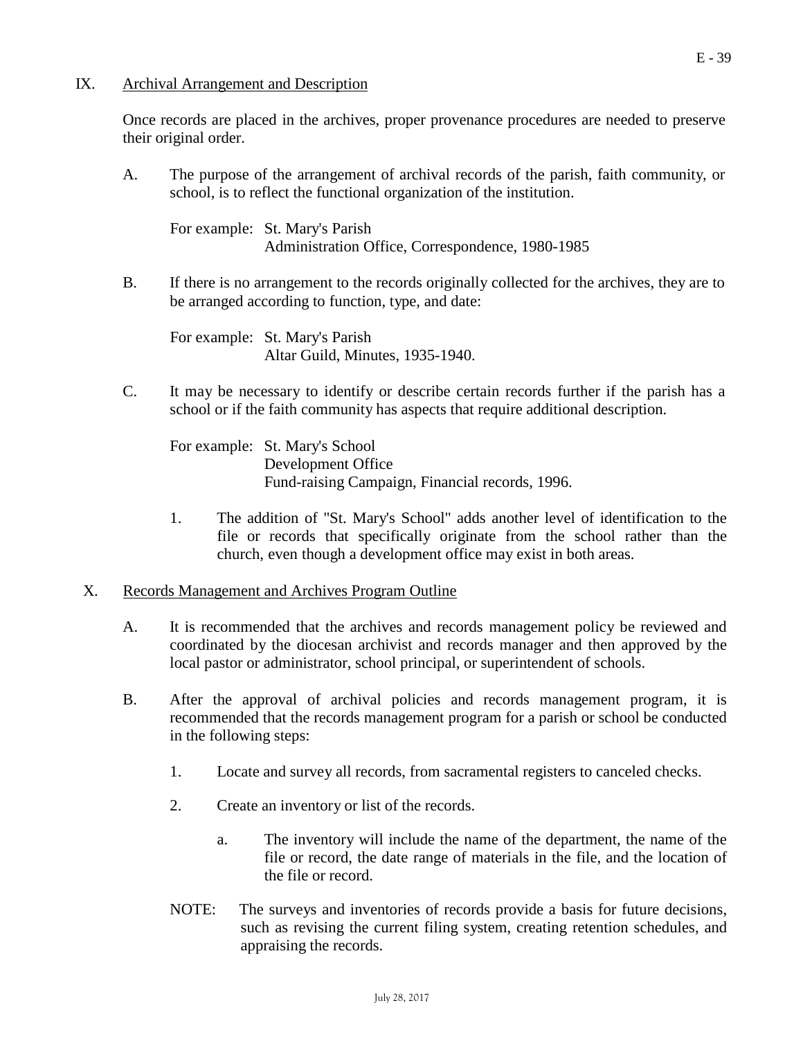## IX. Archival Arrangement and Description

Once records are placed in the archives, proper provenance procedures are needed to preserve their original order.

A. The purpose of the arrangement of archival records of the parish, faith community, or school, is to reflect the functional organization of the institution.

For example: St. Mary's Parish
Administration Office, Correspondence, 1980-1985

B. If there is no arrangement to the records originally collected for the archives, they are to be arranged according to function, type, and date:

For example: St. Mary's Parish
Altar Guild, Minutes, 1935-1940.

C. It may be necessary to identify or describe certain records further if the parish has a school or if the faith community has aspects that require additional description.

For example: St. Mary's School
Development Office
Fund-raising Campaign, Financial records, 1996.

1. The addition of "St. Mary's School" adds another level of identification to the file or records that specifically originate from the school rather than the church, even though a development office may exist in both areas.

## X. Records Management and Archives Program Outline

A. It is recommended that the archives and records management policy be reviewed and coordinated by the diocesan archivist and records manager and then approved by the local pastor or administrator, school principal, or superintendent of schools.

B. After the approval of archival policies and records management program, it is recommended that the records management program for a parish or school be conducted in the following steps:

1. Locate and survey all records, from sacramental registers to canceled checks.

2. Create an inventory or list of the records.

   a. The inventory will include the name of the department, the name of the file or record, the date range of materials in the file, and the location of the file or record.

NOTE: The surveys and inventories of records provide a basis for future decisions, such as revising the current filing system, creating retention schedules, and appraising the records.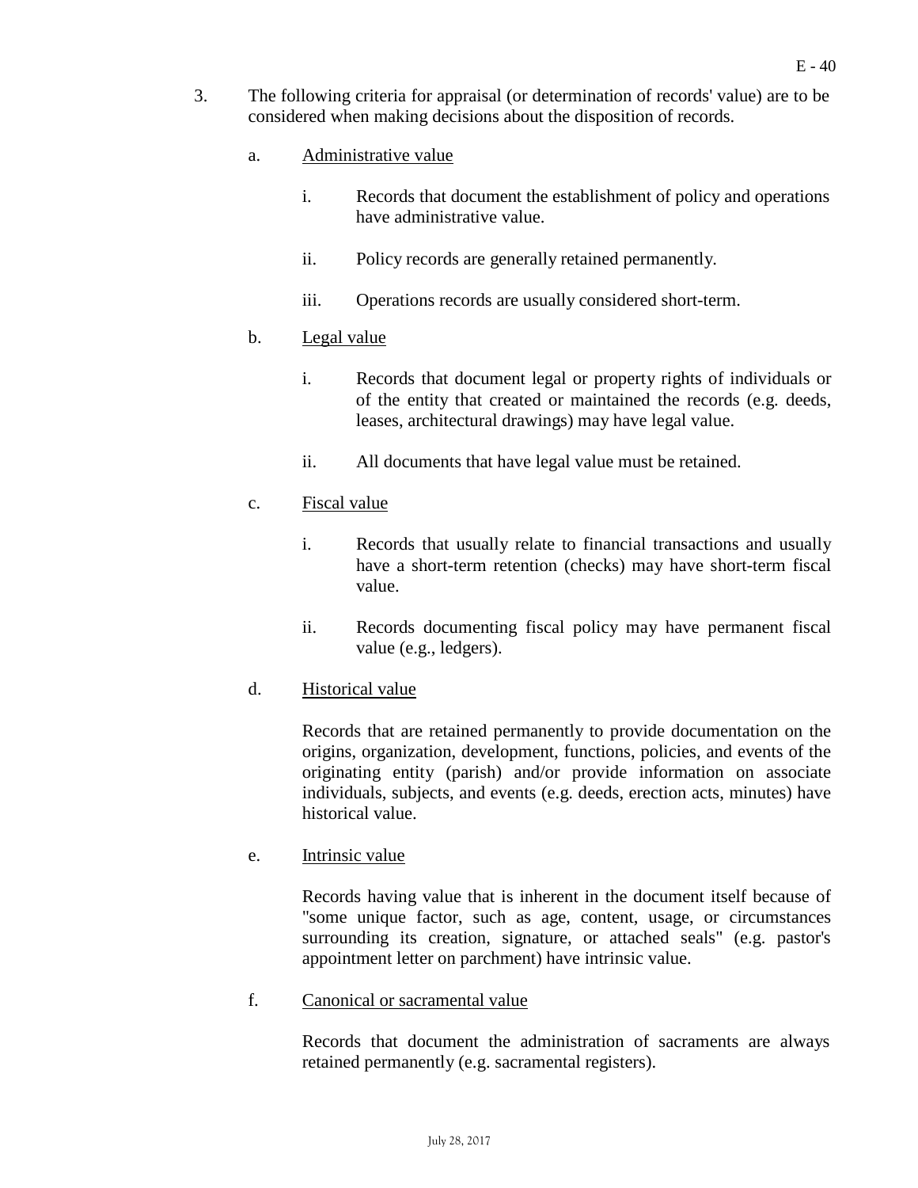3. The following criteria for appraisal (or determination of records' value) are to be considered when making decisions about the disposition of records.

   a. Administrative value

      i. Records that document the establishment of policy and operations have administrative value.

      ii. Policy records are generally retained permanently.

      iii. Operations records are usually considered short-term.

   b. Legal value

      i. Records that document legal or property rights of individuals or of the entity that created or maintained the records (e.g. deeds, leases, architectural drawings) may have legal value.

      ii. All documents that have legal value must be retained.

   c. Fiscal value

      i. Records that usually relate to financial transactions and usually have a short-term retention (checks) may have short-term fiscal value.

      ii. Records documenting fiscal policy may have permanent fiscal value (e.g., ledgers).

   d. Historical value

      Records that are retained permanently to provide documentation on the origins, organization, development, functions, policies, and events of the originating entity (parish) and/or provide information on associate individuals, subjects, and events (e.g. deeds, erection acts, minutes) have historical value.

   e. Intrinsic value

      Records having value that is inherent in the document itself because of "some unique factor, such as age, content, usage, or circumstances surrounding its creation, signature, or attached seals" (e.g. pastor's appointment letter on parchment) have intrinsic value.

   f. Canonical or sacramental value

      Records that document the administration of sacraments are always retained permanently (e.g. sacramental registers).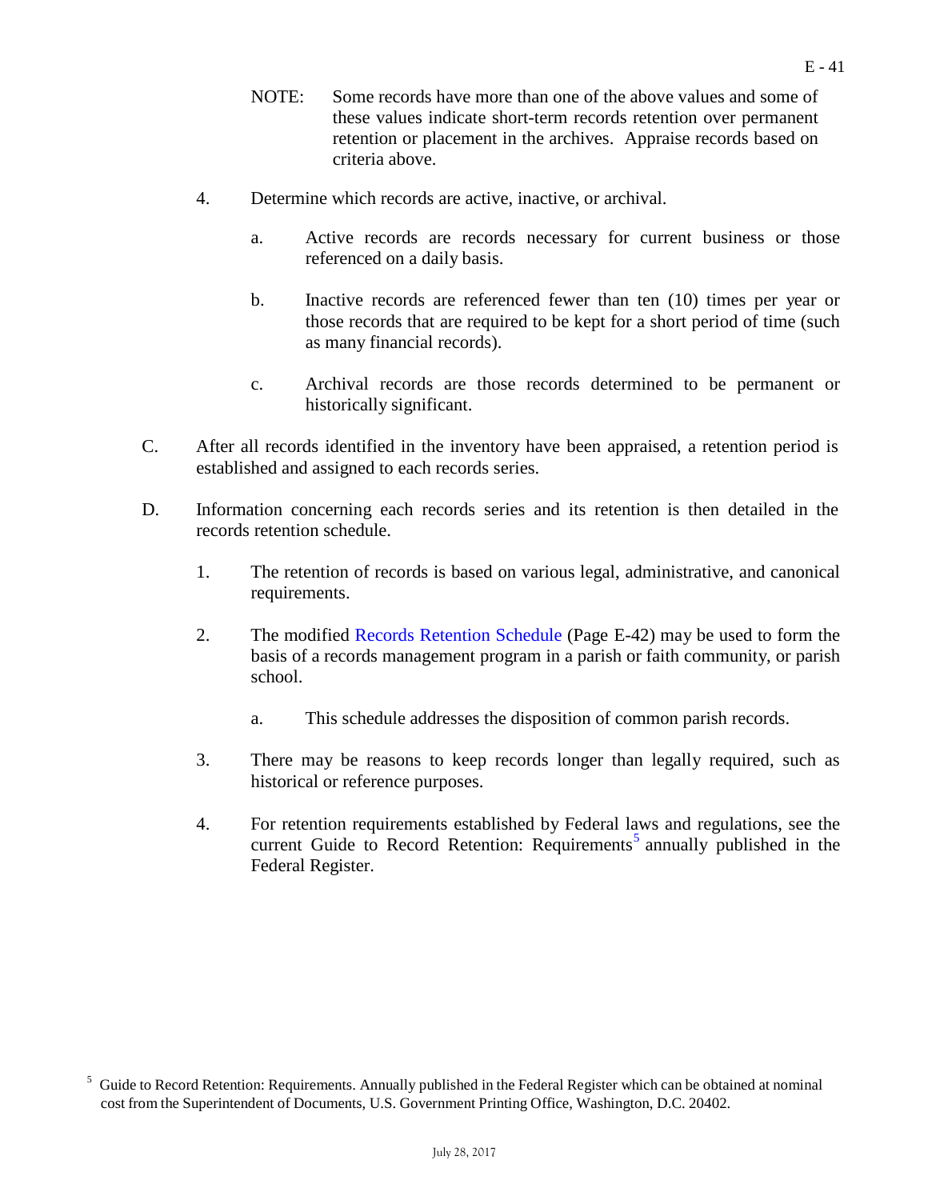NOTE: Some records have more than one of the above values and some of these values indicate short-term records retention over permanent retention or placement in the archives. Appraise records based on criteria above.

4. Determine which records are active, inactive, or archival.

   a. Active records are records necessary for current business or those referenced on a daily basis.

   b. Inactive records are referenced fewer than ten (10) times per year or those records that are required to be kept for a short period of time (such as many financial records).

   c. Archival records are those records determined to be permanent or historically significant.

C. After all records identified in the inventory have been appraised, a retention period is established and assigned to each records series.

D. Information concerning each records series and its retention is then detailed in the records retention schedule.

   1. The retention of records is based on various legal, administrative, and canonical requirements.

   2. The modified Records Retention Schedule (Page E-42) may be used to form the basis of a records management program in a parish or faith community, or parish school.

      a. This schedule addresses the disposition of common parish records.

   3. There may be reasons to keep records longer than legally required, such as historical or reference purposes.

   4. For retention requirements established by Federal laws and regulations, see the current Guide to Record Retention: Requirements[5] annually published in the Federal Register.

[5] Guide to Record Retention: Requirements. Annually published in the Federal Register which can be obtained at nominal cost from the Superintendent of Documents, U.S. Government Printing Office, Washington, D.C. 20402.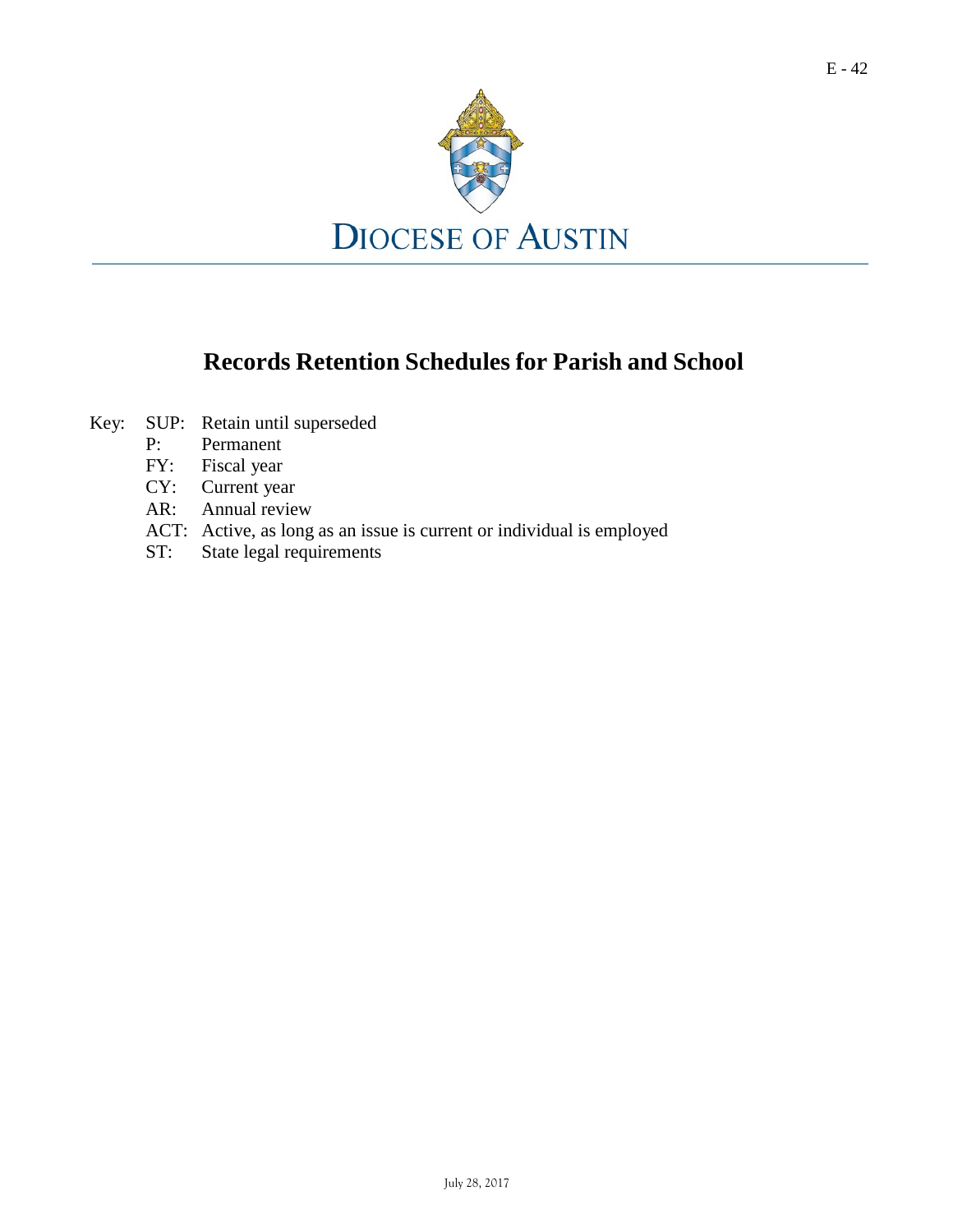DIOCESE OF AUSTIN

# Records Retention Schedules for Parish and School

Key:
- SUP: Retain until superseded
- P: Permanent
- FY: Fiscal year
- CY: Current year
- AR: Annual review
- ACT: Active, as long as an issue is current or individual is employed
- ST: State legal requirements

July 28, 2017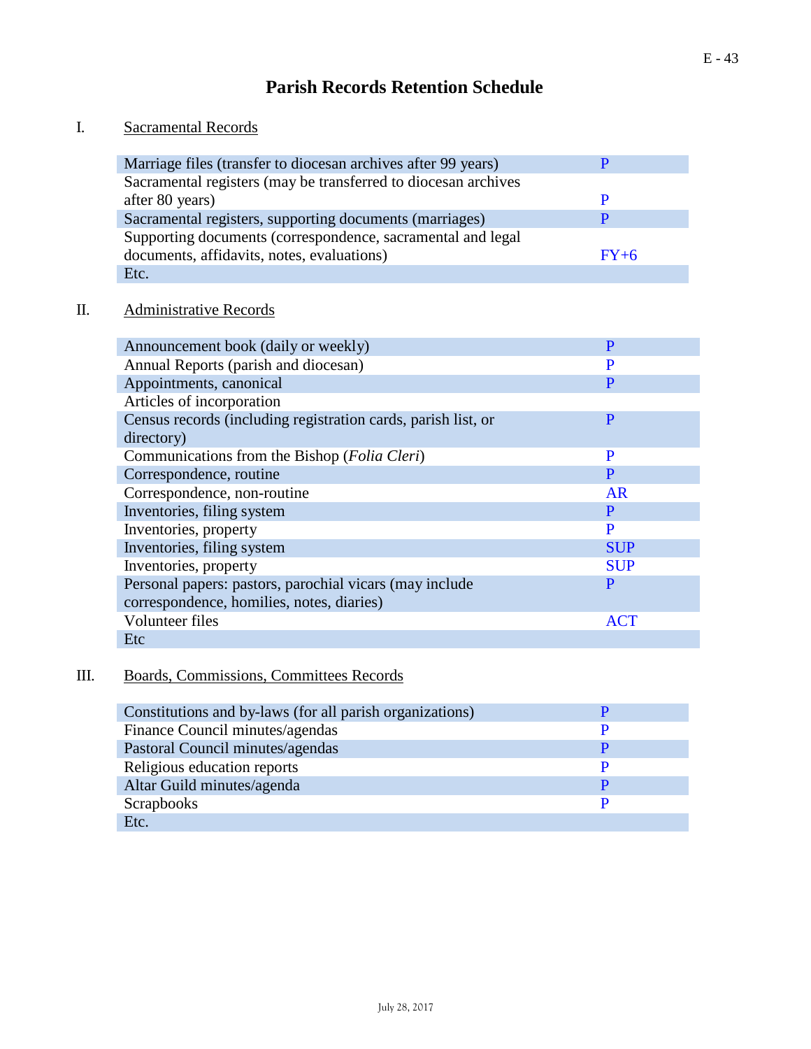# Parish Records Retention Schedule

## I. Sacramental Records

| Record | Retention |
| --- | --- |
| Marriage files (transfer to diocesan archives after 99 years) | P |
| Sacramental registers (may be transferred to diocesan archives after 80 years) | P |
| Sacramental registers, supporting documents (marriages) | P |
| Supporting documents (correspondence, sacramental and legal documents, affidavits, notes, evaluations) | FY+6 |
| Etc. | |

## II. Administrative Records

| Record | Retention |
| --- | --- |
| Announcement book (daily or weekly) | P |
| Annual Reports (parish and diocesan) | P |
| Appointments, canonical | P |
| Articles of incorporation | |
| Census records (including registration cards, parish list, or directory) | P |
| Communications from the Bishop (*Folia Cleri*) | P |
| Correspondence, routine | P |
| Correspondence, non-routine | AR |
| Inventories, filing system | P |
| Inventories, property | P |
| Inventories, filing system | SUP |
| Inventories, property | SUP |
| Personal papers: pastors, parochial vicars (may include correspondence, homilies, notes, diaries) | P |
| Volunteer files | ACT |
| Etc | |

## III. Boards, Commissions, Committees Records

| Record | Retention |
| --- | --- |
| Constitutions and by-laws (for all parish organizations) | P |
| Finance Council minutes/agendas | P |
| Pastoral Council minutes/agendas | P |
| Religious education reports | P |
| Altar Guild minutes/agenda | P |
| Scrapbooks | P |
| Etc. | |

July 28, 2017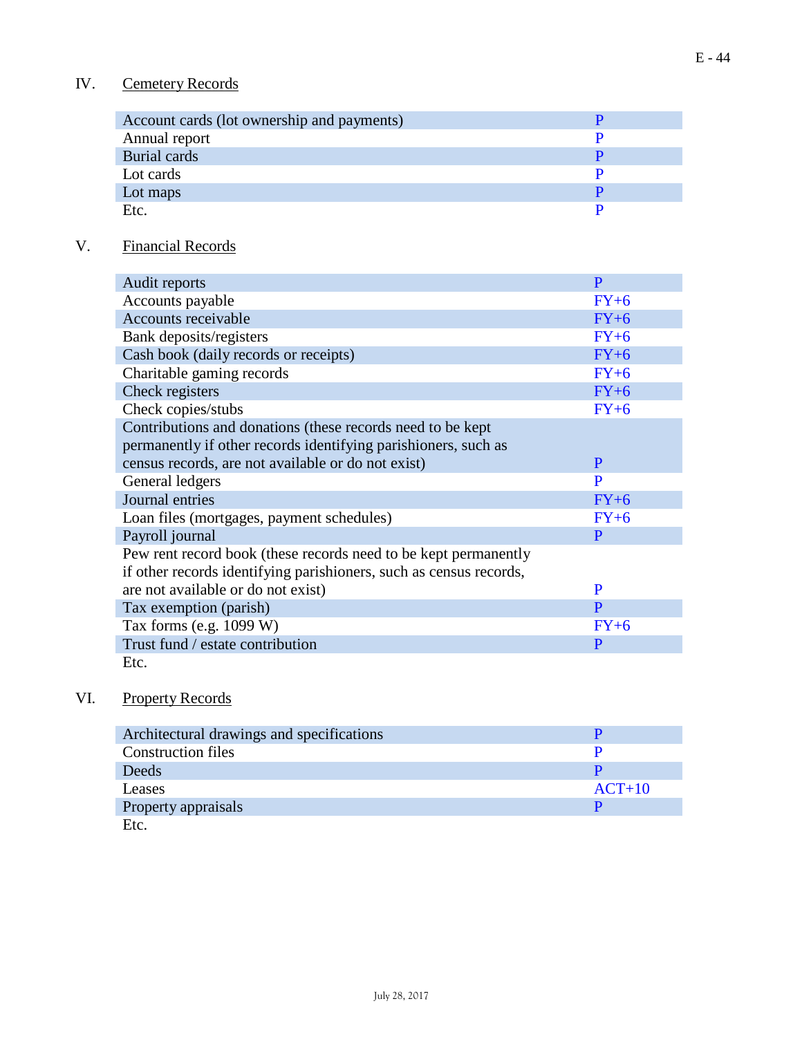## IV. Cemetery Records

| | |
|---|---|
| Account cards (lot ownership and payments) | P |
| Annual report | P |
| Burial cards | P |
| Lot cards | P |
| Lot maps | P |
| Etc. | P |

## V. Financial Records

| | |
|---|---|
| Audit reports | P |
| Accounts payable | FY+6 |
| Accounts receivable | FY+6 |
| Bank deposits/registers | FY+6 |
| Cash book (daily records or receipts) | FY+6 |
| Charitable gaming records | FY+6 |
| Check registers | FY+6 |
| Check copies/stubs | FY+6 |
| Contributions and donations (these records need to be kept permanently if other records identifying parishioners, such as census records, are not available or do not exist) | P |
| General ledgers | P |
| Journal entries | FY+6 |
| Loan files (mortgages, payment schedules) | FY+6 |
| Payroll journal | P |
| Pew rent record book (these records need to be kept permanently if other records identifying parishioners, such as census records, are not available or do not exist) | P |
| Tax exemption (parish) | P |
| Tax forms (e.g. 1099 W) | FY+6 |
| Trust fund / estate contribution | P |
| Etc. | |

## VI. Property Records

| | |
|---|---|
| Architectural drawings and specifications | P |
| Construction files | P |
| Deeds | P |
| Leases | ACT+10 |
| Property appraisals | P |
| Etc. | |

July 28, 2017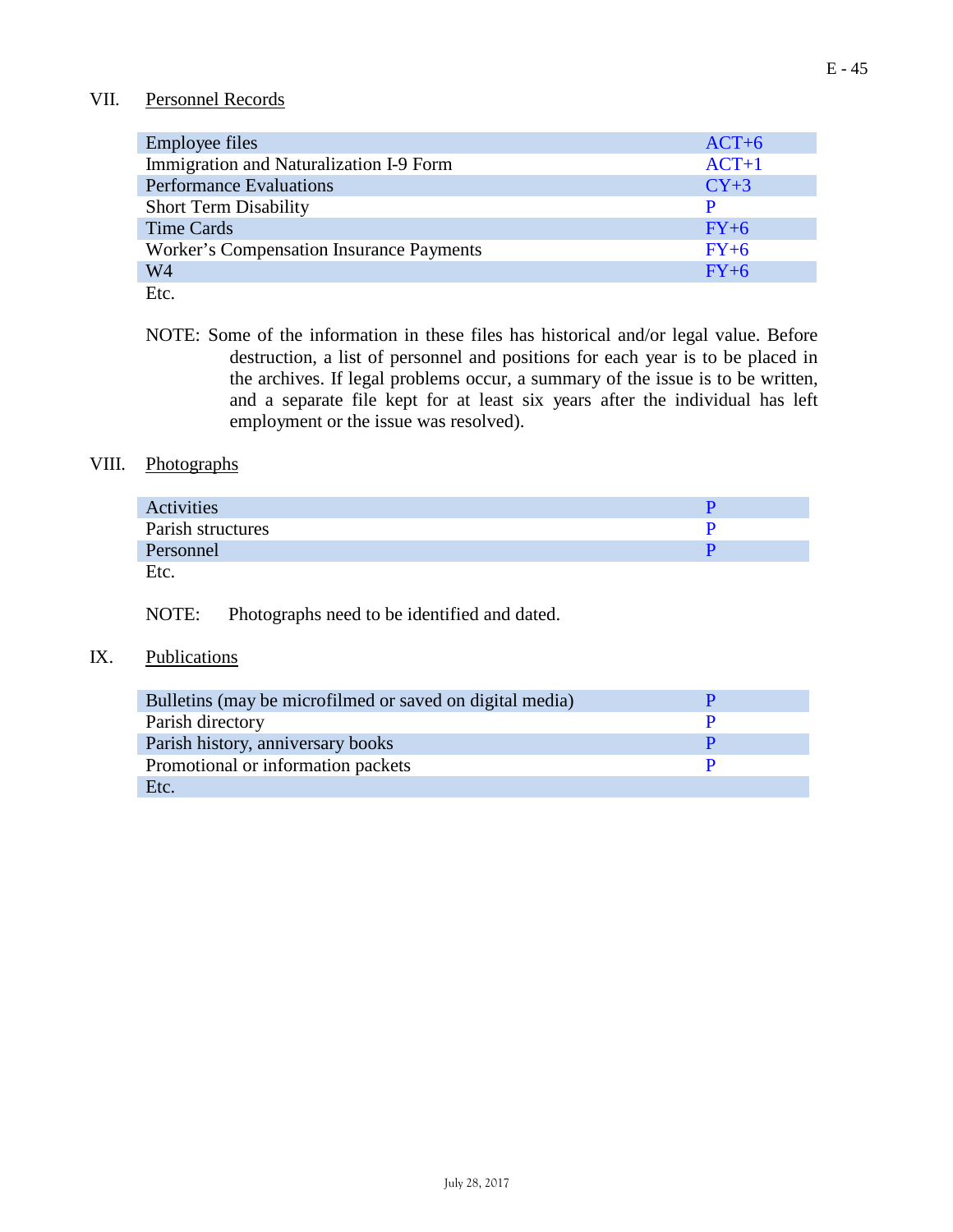## VII. Personnel Records

| | |
|---|---|
| Employee files | ACT+6 |
| Immigration and Naturalization I-9 Form | ACT+1 |
| Performance Evaluations | CY+3 |
| Short Term Disability | P |
| Time Cards | FY+6 |
| Worker's Compensation Insurance Payments | FY+6 |
| W4 | FY+6 |
| Etc. | |

NOTE: Some of the information in these files has historical and/or legal value. Before destruction, a list of personnel and positions for each year is to be placed in the archives. If legal problems occur, a summary of the issue is to be written, and a separate file kept for at least six years after the individual has left employment or the issue was resolved).

## VIII. Photographs

| | |
|---|---|
| Activities | P |
| Parish structures | P |
| Personnel | P |
| Etc. | |

NOTE: Photographs need to be identified and dated.

## IX. Publications

| | |
|---|---|
| Bulletins (may be microfilmed or saved on digital media) | P |
| Parish directory | P |
| Parish history, anniversary books | P |
| Promotional or information packets | P |
| Etc. | |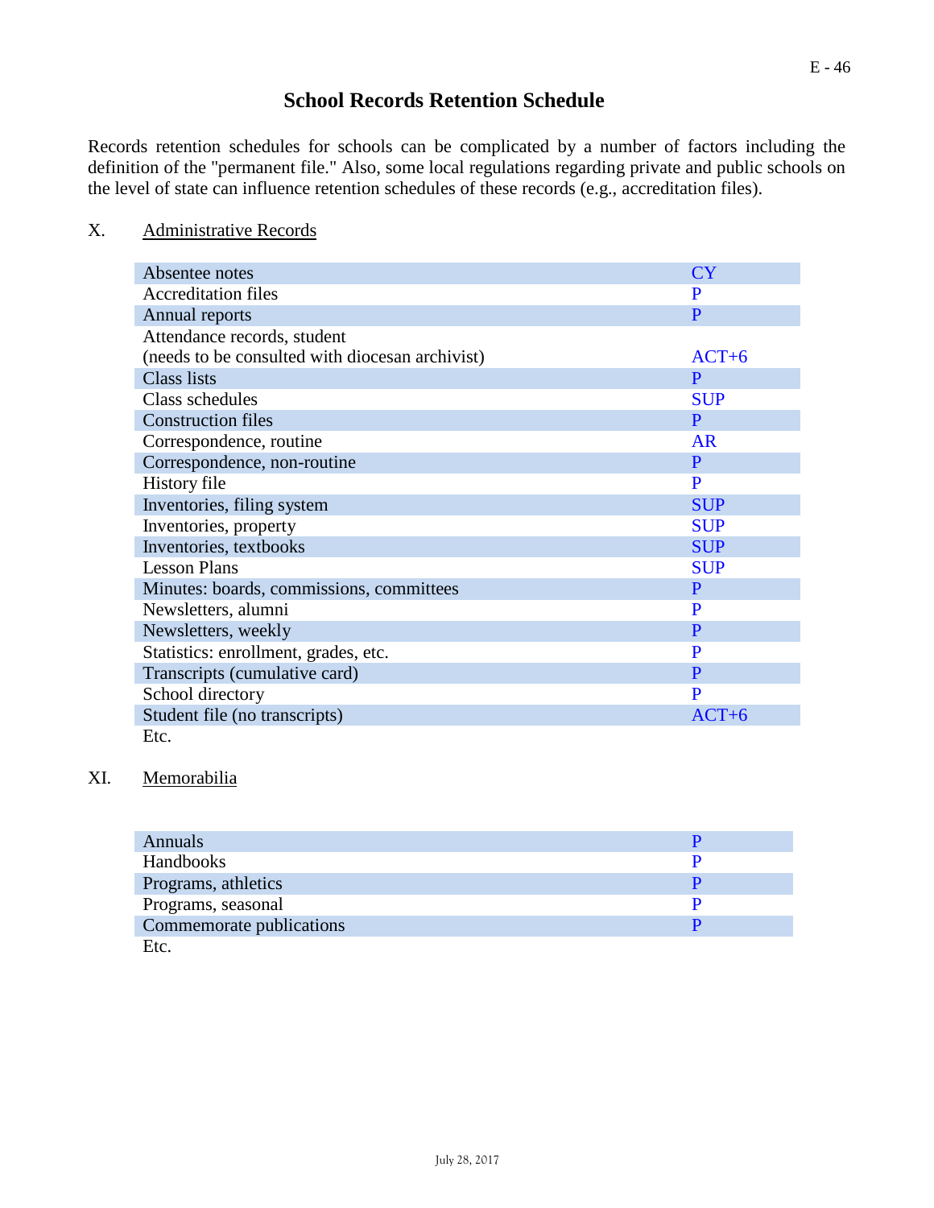# School Records Retention Schedule

Records retention schedules for schools can be complicated by a number of factors including the definition of the "permanent file." Also, some local regulations regarding private and public schools on the level of state can influence retention schedules of these records (e.g., accreditation files).

X. Administrative Records

| Record | Retention |
|---|---|
| Absentee notes | CY |
| Accreditation files | P |
| Annual reports | P |
| Attendance records, student (needs to be consulted with diocesan archivist) | ACT+6 |
| Class lists | P |
| Class schedules | SUP |
| Construction files | P |
| Correspondence, routine | AR |
| Correspondence, non-routine | P |
| History file | P |
| Inventories, filing system | SUP |
| Inventories, property | SUP |
| Inventories, textbooks | SUP |
| Lesson Plans | SUP |
| Minutes: boards, commissions, committees | P |
| Newsletters, alumni | P |
| Newsletters, weekly | P |
| Statistics: enrollment, grades, etc. | P |
| Transcripts (cumulative card) | P |
| School directory | P |
| Student file (no transcripts) | ACT+6 |
| Etc. | |

XI. Memorabilia

| Record | Retention |
|---|---|
| Annuals | P |
| Handbooks | P |
| Programs, athletics | P |
| Programs, seasonal | P |
| Commemorate publications | P |
| Etc. | |

July 28, 2017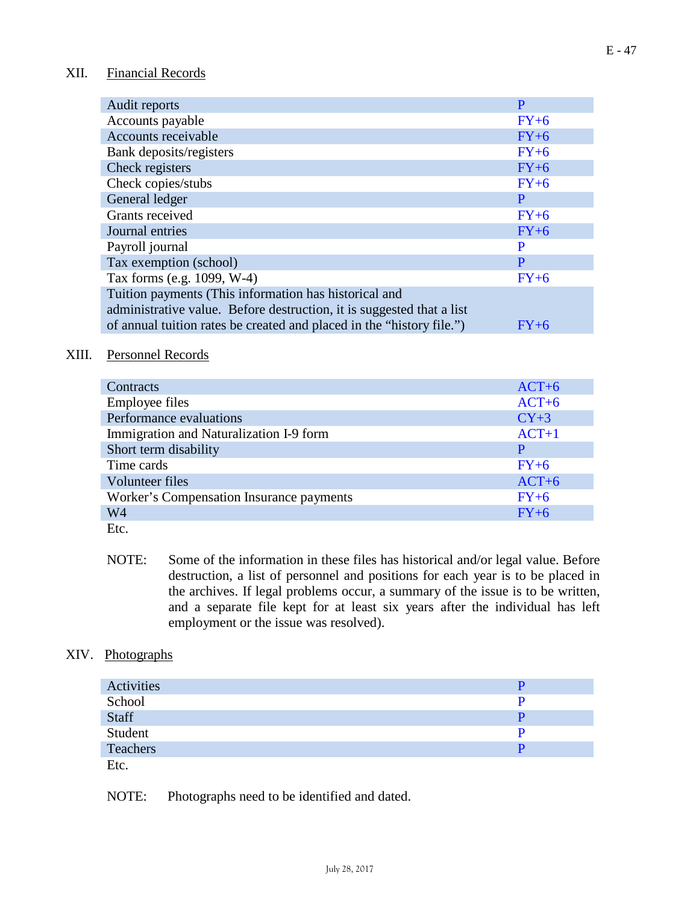## XII. Financial Records

| | |
|---|---|
| Audit reports | P |
| Accounts payable | FY+6 |
| Accounts receivable | FY+6 |
| Bank deposits/registers | FY+6 |
| Check registers | FY+6 |
| Check copies/stubs | FY+6 |
| General ledger | P |
| Grants received | FY+6 |
| Journal entries | FY+6 |
| Payroll journal | P |
| Tax exemption (school) | P |
| Tax forms (e.g. 1099, W-4) | FY+6 |
| Tuition payments (This information has historical and administrative value. Before destruction, it is suggested that a list of annual tuition rates be created and placed in the "history file.") | FY+6 |

## XIII. Personnel Records

| | |
|---|---|
| Contracts | ACT+6 |
| Employee files | ACT+6 |
| Performance evaluations | CY+3 |
| Immigration and Naturalization I-9 form | ACT+1 |
| Short term disability | P |
| Time cards | FY+6 |
| Volunteer files | ACT+6 |
| Worker's Compensation Insurance payments | FY+6 |
| W4 | FY+6 |

Etc.

NOTE: Some of the information in these files has historical and/or legal value. Before destruction, a list of personnel and positions for each year is to be placed in the archives. If legal problems occur, a summary of the issue is to be written, and a separate file kept for at least six years after the individual has left employment or the issue was resolved).

## XIV. Photographs

| | |
|---|---|
| Activities | P |
| School | P |
| Staff | P |
| Student | P |
| Teachers | P |

Etc.

NOTE: Photographs need to be identified and dated.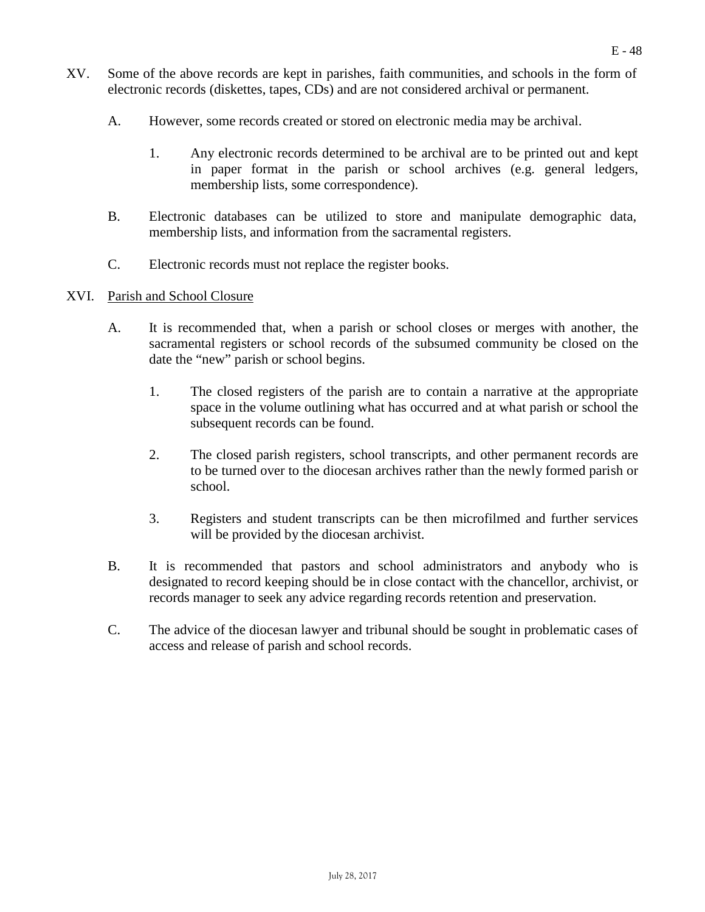XV. Some of the above records are kept in parishes, faith communities, and schools in the form of electronic records (diskettes, tapes, CDs) and are not considered archival or permanent.

   A. However, some records created or stored on electronic media may be archival.

      1. Any electronic records determined to be archival are to be printed out and kept in paper format in the parish or school archives (e.g. general ledgers, membership lists, some correspondence).

   B. Electronic databases can be utilized to store and manipulate demographic data, membership lists, and information from the sacramental registers.

   C. Electronic records must not replace the register books.

XVI. <u>Parish and School Closure</u>

   A. It is recommended that, when a parish or school closes or merges with another, the sacramental registers or school records of the subsumed community be closed on the date the "new" parish or school begins.

      1. The closed registers of the parish are to contain a narrative at the appropriate space in the volume outlining what has occurred and at what parish or school the subsequent records can be found.

      2. The closed parish registers, school transcripts, and other permanent records are to be turned over to the diocesan archives rather than the newly formed parish or school.

      3. Registers and student transcripts can be then microfilmed and further services will be provided by the diocesan archivist.

   B. It is recommended that pastors and school administrators and anybody who is designated to record keeping should be in close contact with the chancellor, archivist, or records manager to seek any advice regarding records retention and preservation.

   C. The advice of the diocesan lawyer and tribunal should be sought in problematic cases of access and release of parish and school records.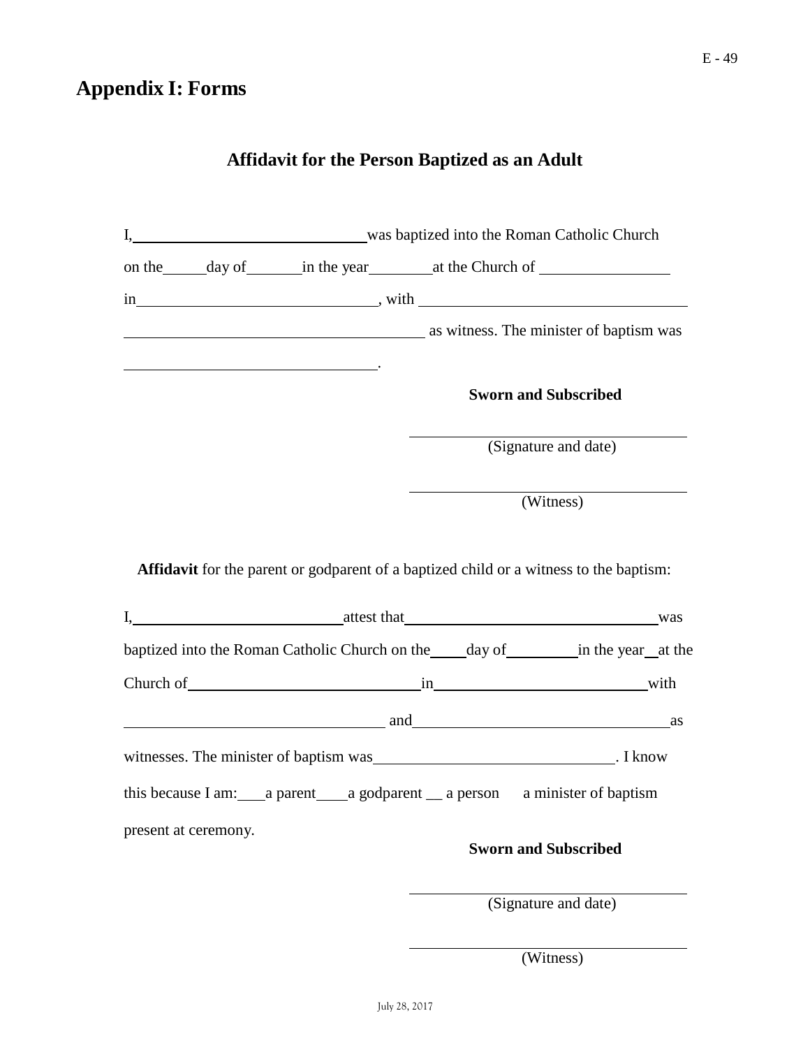# Appendix I: Forms

## Affidavit for the Person Baptized as an Adult

I,______________________________ was baptized into the Roman Catholic Church on the_____day of_______in the year________at the Church of ________________ in______________________________, with ______________________________ ______________________________ as witness. The minister of baptism was ______________________________.

**Sworn and Subscribed**

______________________________
(Signature and date)

______________________________
(Witness)

**Affidavit** for the parent or godparent of a baptized child or a witness to the baptism:

I,__________________________ attest that________________________________ was baptized into the Roman Catholic Church on the____day of_________in the year__at the Church of_____________________________in__________________________with ______________________________ and______________________________ as witnesses. The minister of baptism was______________________________. I know this because I am:___a parent____a godparent __ a person   a minister of baptism present at ceremony.

**Sworn and Subscribed**

______________________________
(Signature and date)

______________________________
(Witness)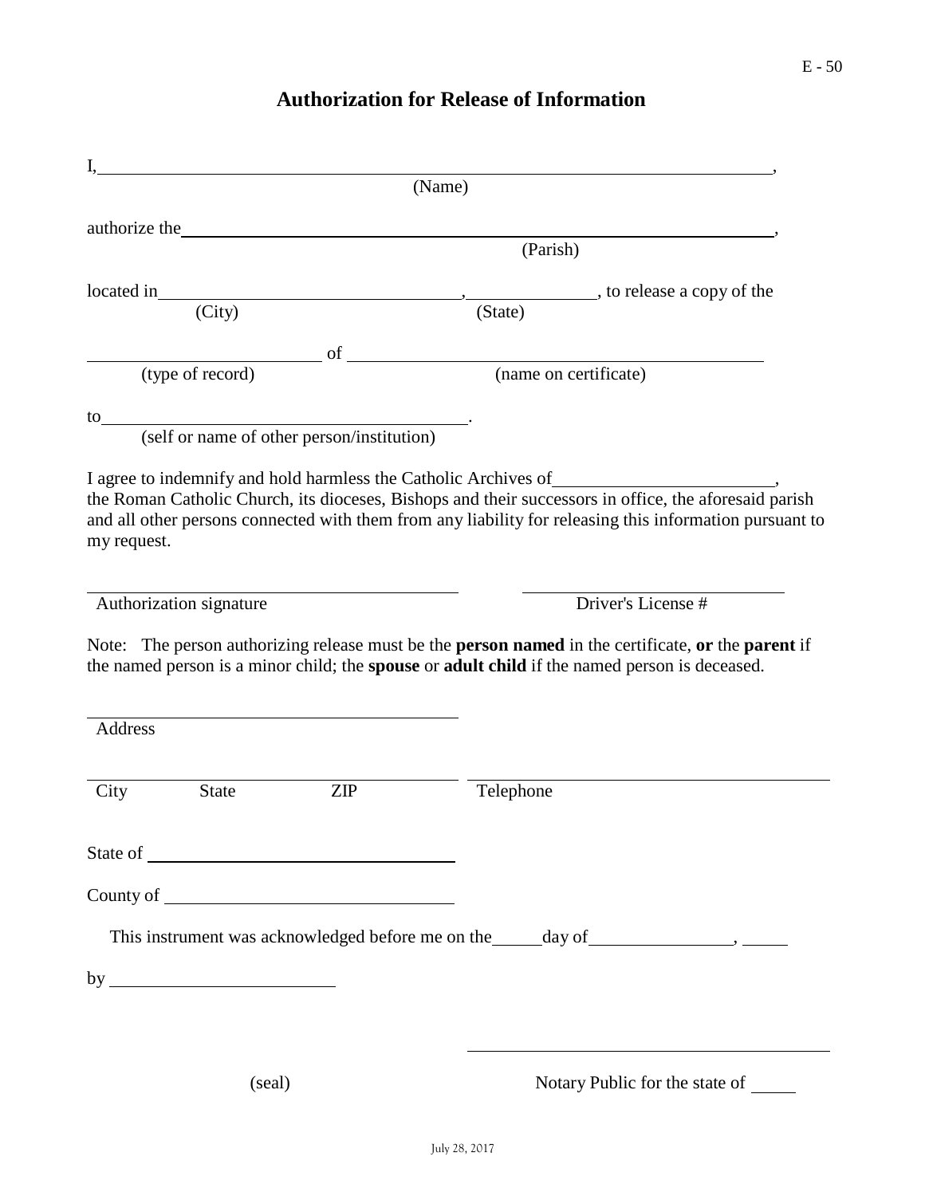# Authorization for Release of Information

I, ______________________________________________________________,
(Name)

authorize the ______________________________________________________,
(Parish)

located in ______________________________, ______________, to release a copy of the
(City) (State)

______________________ of ______________________________________
(type of record) (name on certificate)

to ____________________________________.
(self or name of other person/institution)

I agree to indemnify and hold harmless the Catholic Archives of ____________________, the Roman Catholic Church, its dioceses, Bishops and their successors in office, the aforesaid parish and all other persons connected with them from any liability for releasing this information pursuant to my request.

______________________________________ ______________________________
Authorization signature Driver's License #

Note: The person authorizing release must be the **person named** in the certificate, **or** the **parent** if the named person is a minor child; the **spouse** or **adult child** if the named person is deceased.

______________________________________
Address

______________________________________ ______________________________
City State ZIP Telephone

State of ______________________________

County of ______________________________

This instrument was acknowledged before me on the _____ day of ______________, _____

by ______________________

______________________________
(seal) Notary Public for the state of _____

July 28, 2017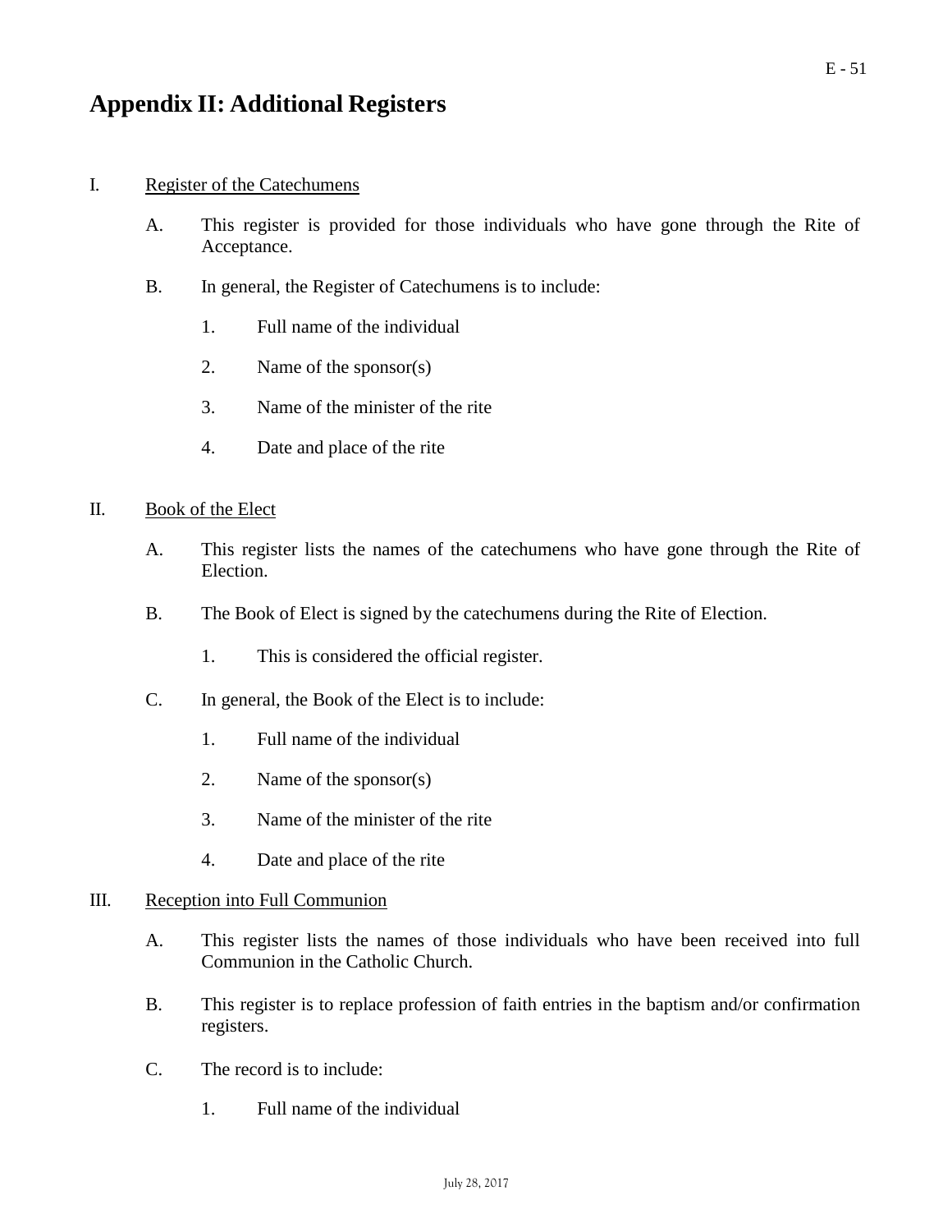# Appendix II: Additional Registers

I. Register of the Catechumens

A. This register is provided for those individuals who have gone through the Rite of Acceptance.

B. In general, the Register of Catechumens is to include:

1. Full name of the individual
2. Name of the sponsor(s)
3. Name of the minister of the rite
4. Date and place of the rite

II. Book of the Elect

A. This register lists the names of the catechumens who have gone through the Rite of Election.

B. The Book of Elect is signed by the catechumens during the Rite of Election.

1. This is considered the official register.

C. In general, the Book of the Elect is to include:

1. Full name of the individual
2. Name of the sponsor(s)
3. Name of the minister of the rite
4. Date and place of the rite

III. Reception into Full Communion

A. This register lists the names of those individuals who have been received into full Communion in the Catholic Church.

B. This register is to replace profession of faith entries in the baptism and/or confirmation registers.

C. The record is to include:

1. Full name of the individual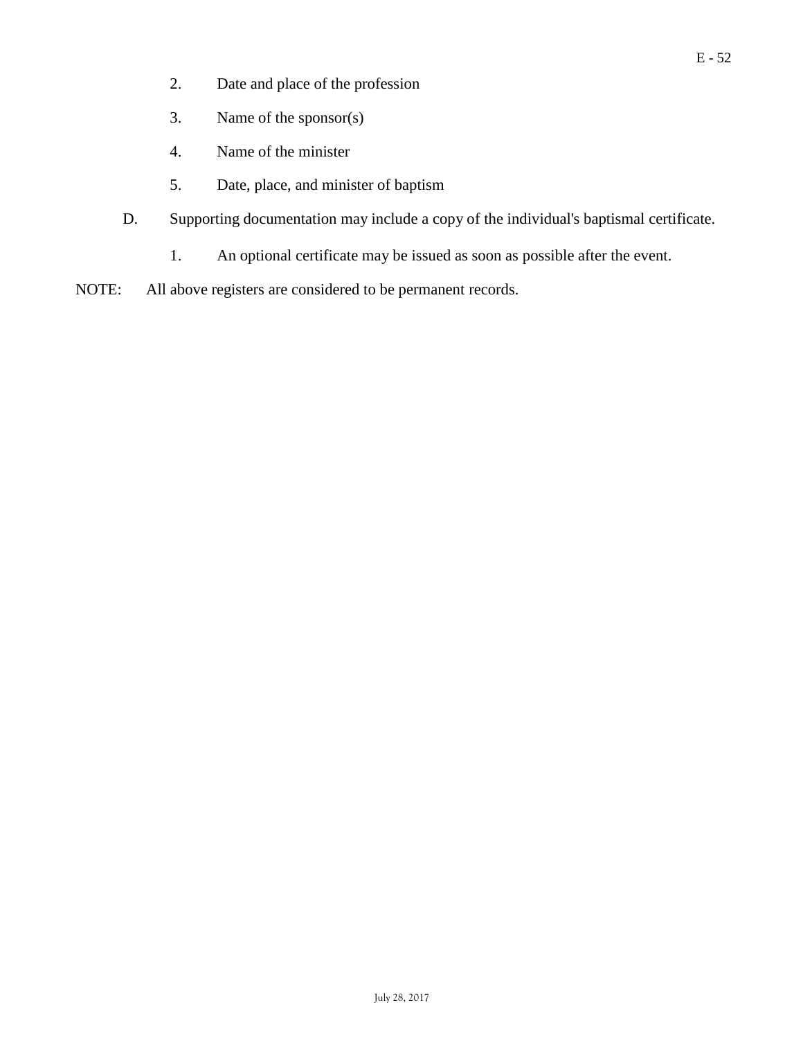2. Date and place of the profession

3. Name of the sponsor(s)

4. Name of the minister

5. Date, place, and minister of baptism

D. Supporting documentation may include a copy of the individual's baptismal certificate.

1. An optional certificate may be issued as soon as possible after the event.

NOTE: All above registers are considered to be permanent records.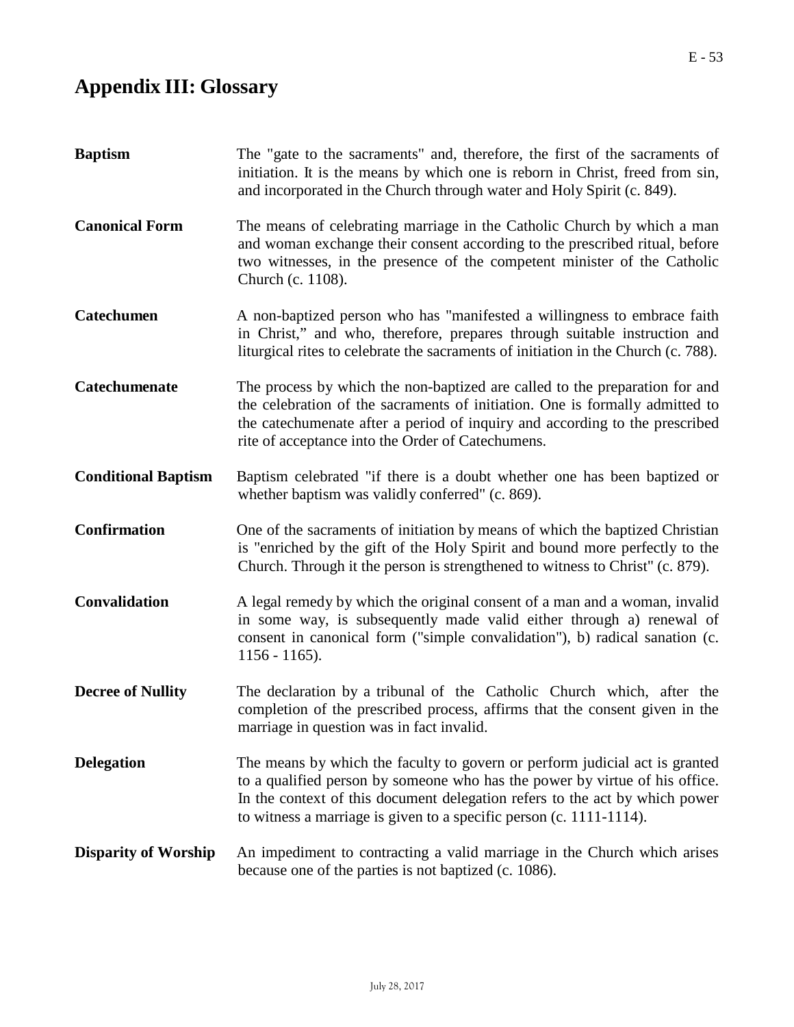# Appendix III: Glossary

**Baptism** The "gate to the sacraments" and, therefore, the first of the sacraments of initiation. It is the means by which one is reborn in Christ, freed from sin, and incorporated in the Church through water and Holy Spirit (c. 849).

**Canonical Form** The means of celebrating marriage in the Catholic Church by which a man and woman exchange their consent according to the prescribed ritual, before two witnesses, in the presence of the competent minister of the Catholic Church (c. 1108).

**Catechumen** A non-baptized person who has "manifested a willingness to embrace faith in Christ," and who, therefore, prepares through suitable instruction and liturgical rites to celebrate the sacraments of initiation in the Church (c. 788).

**Catechumenate** The process by which the non-baptized are called to the preparation for and the celebration of the sacraments of initiation. One is formally admitted to the catechumenate after a period of inquiry and according to the prescribed rite of acceptance into the Order of Catechumens.

**Conditional Baptism** Baptism celebrated "if there is a doubt whether one has been baptized or whether baptism was validly conferred" (c. 869).

**Confirmation** One of the sacraments of initiation by means of which the baptized Christian is "enriched by the gift of the Holy Spirit and bound more perfectly to the Church. Through it the person is strengthened to witness to Christ" (c. 879).

**Convalidation** A legal remedy by which the original consent of a man and a woman, invalid in some way, is subsequently made valid either through a) renewal of consent in canonical form ("simple convalidation"), b) radical sanation (c. 1156 - 1165).

**Decree of Nullity** The declaration by a tribunal of the Catholic Church which, after the completion of the prescribed process, affirms that the consent given in the marriage in question was in fact invalid.

**Delegation** The means by which the faculty to govern or perform judicial act is granted to a qualified person by someone who has the power by virtue of his office. In the context of this document delegation refers to the act by which power to witness a marriage is given to a specific person (c. 1111-1114).

**Disparity of Worship** An impediment to contracting a valid marriage in the Church which arises because one of the parties is not baptized (c. 1086).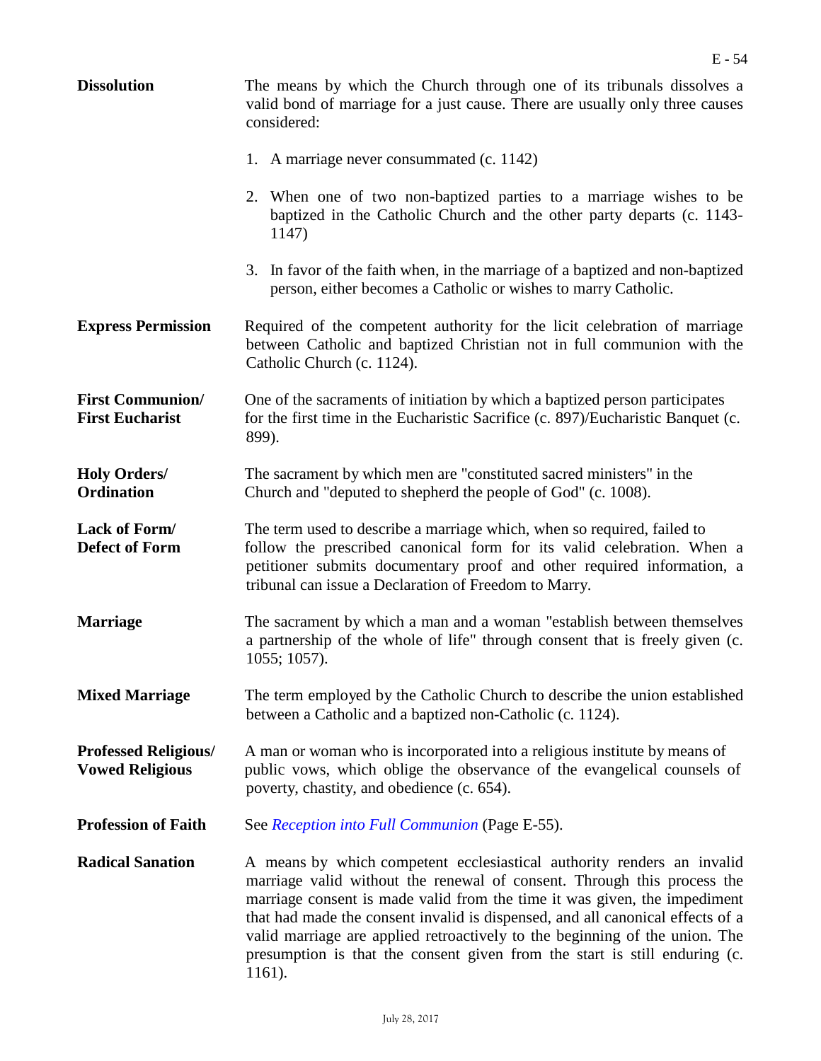**Dissolution**
The means by which the Church through one of its tribunals dissolves a valid bond of marriage for a just cause. There are usually only three causes considered:

1. A marriage never consummated (c. 1142)
2. When one of two non-baptized parties to a marriage wishes to be baptized in the Catholic Church and the other party departs (c. 1143-1147)
3. In favor of the faith when, in the marriage of a baptized and non-baptized person, either becomes a Catholic or wishes to marry Catholic.

**Express Permission**
Required of the competent authority for the licit celebration of marriage between Catholic and baptized Christian not in full communion with the Catholic Church (c. 1124).

**First Communion/ First Eucharist**
One of the sacraments of initiation by which a baptized person participates for the first time in the Eucharistic Sacrifice (c. 897)/Eucharistic Banquet (c. 899).

**Holy Orders/ Ordination**
The sacrament by which men are "constituted sacred ministers" in the Church and "deputed to shepherd the people of God" (c. 1008).

**Lack of Form/ Defect of Form**
The term used to describe a marriage which, when so required, failed to follow the prescribed canonical form for its valid celebration. When a petitioner submits documentary proof and other required information, a tribunal can issue a Declaration of Freedom to Marry.

**Marriage**
The sacrament by which a man and a woman "establish between themselves a partnership of the whole of life" through consent that is freely given (c. 1055; 1057).

**Mixed Marriage**
The term employed by the Catholic Church to describe the union established between a Catholic and a baptized non-Catholic (c. 1124).

**Professed Religious/ Vowed Religious**
A man or woman who is incorporated into a religious institute by means of public vows, which oblige the observance of the evangelical counsels of poverty, chastity, and obedience (c. 654).

**Profession of Faith**
See *Reception into Full Communion* (Page E-55).

**Radical Sanation**
A means by which competent ecclesiastical authority renders an invalid marriage valid without the renewal of consent. Through this process the marriage consent is made valid from the time it was given, the impediment that had made the consent invalid is dispensed, and all canonical effects of a valid marriage are applied retroactively to the beginning of the union. The presumption is that the consent given from the start is still enduring (c. 1161).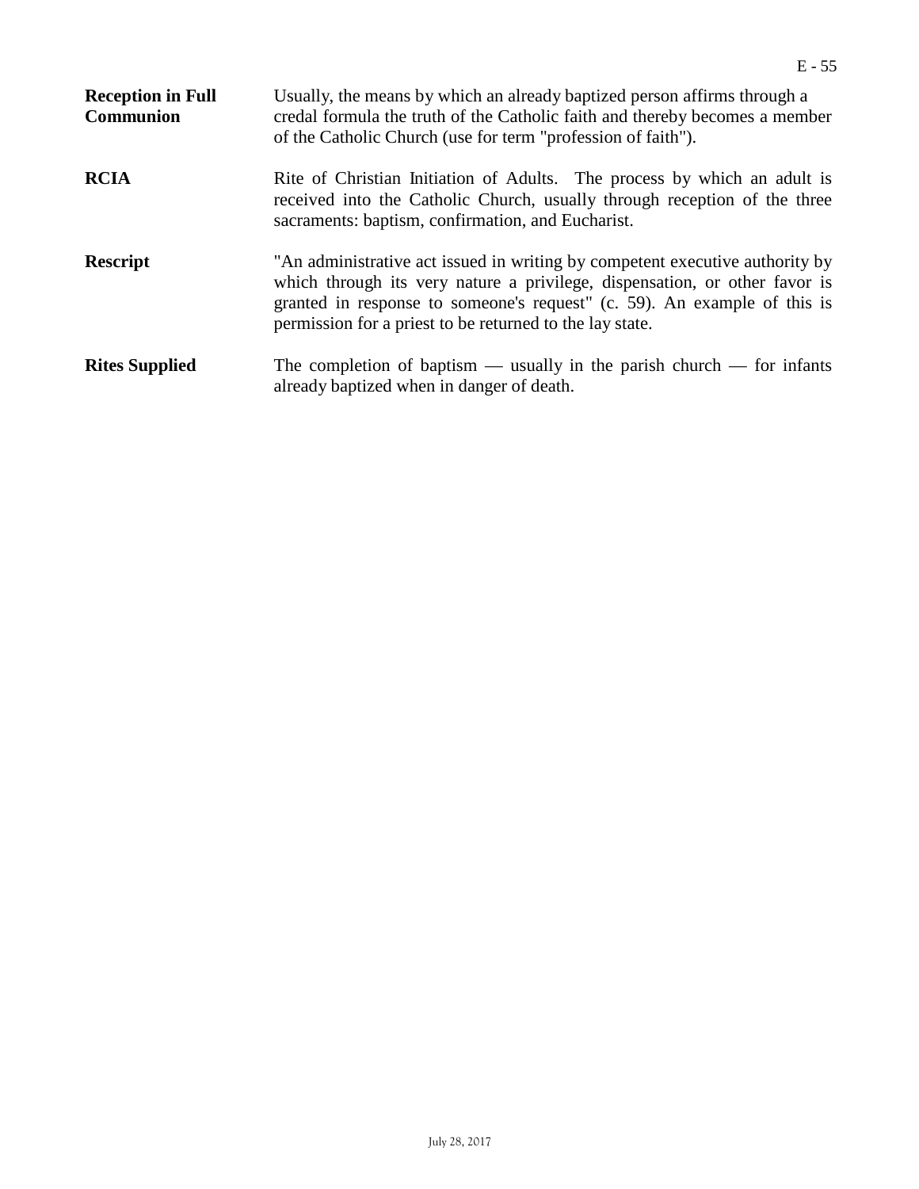**Reception in Full Communion** — Usually, the means by which an already baptized person affirms through a credal formula the truth of the Catholic faith and thereby becomes a member of the Catholic Church (use for term "profession of faith").

**RCIA** — Rite of Christian Initiation of Adults. The process by which an adult is received into the Catholic Church, usually through reception of the three sacraments: baptism, confirmation, and Eucharist.

**Rescript** — "An administrative act issued in writing by competent executive authority by which through its very nature a privilege, dispensation, or other favor is granted in response to someone's request" (c. 59). An example of this is permission for a priest to be returned to the lay state.

**Rites Supplied** — The completion of baptism — usually in the parish church — for infants already baptized when in danger of death.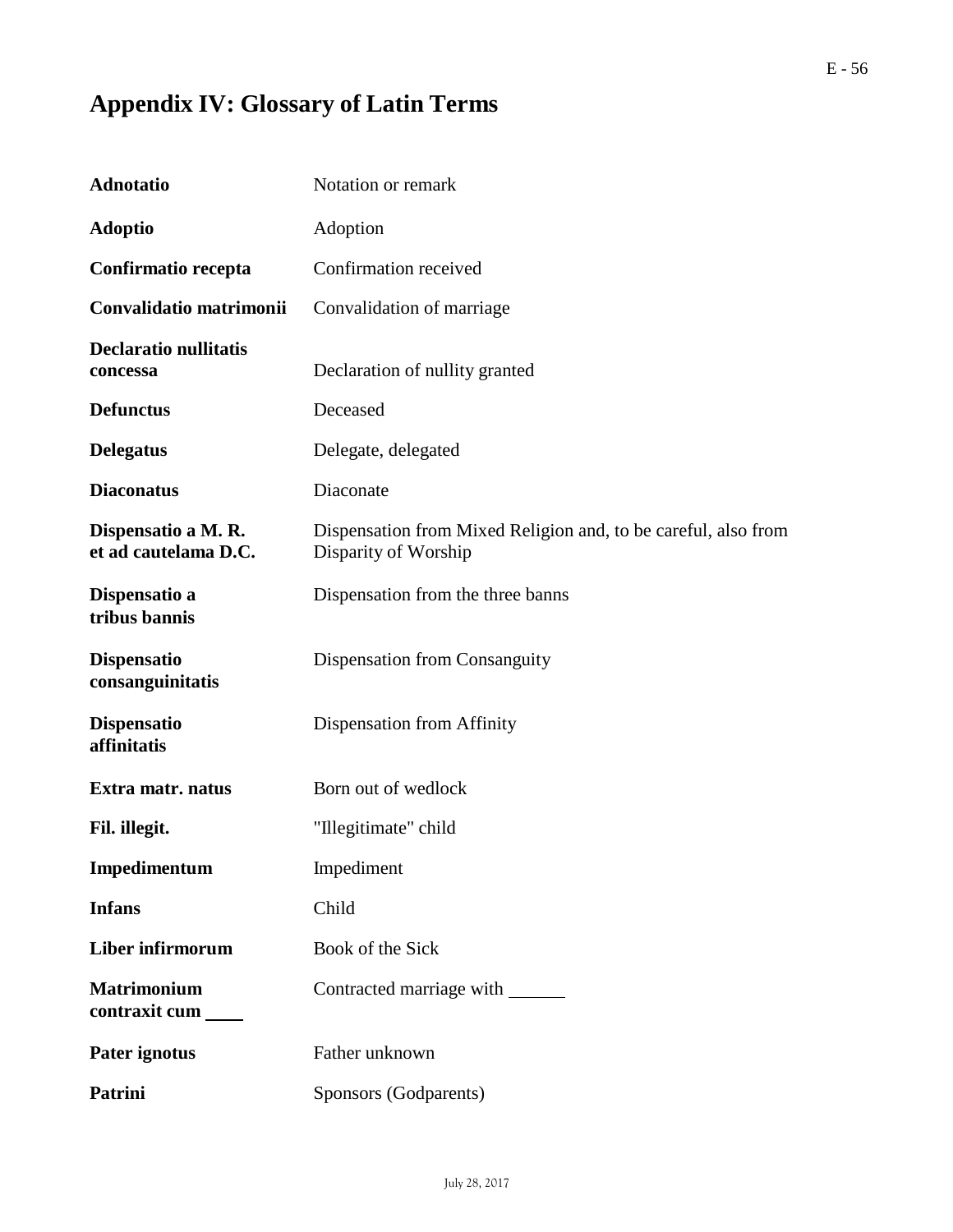# Appendix IV: Glossary of Latin Terms

| | |
|---|---|
| **Adnotatio** | Notation or remark |
| **Adoptio** | Adoption |
| **Confirmatio recepta** | Confirmation received |
| **Convalidatio matrimonii** | Convalidation of marriage |
| **Declaratio nullitatis concessa** | Declaration of nullity granted |
| **Defunctus** | Deceased |
| **Delegatus** | Delegate, delegated |
| **Diaconatus** | Diaconate |
| **Dispensatio a M. R. et ad cautelama D.C.** | Dispensation from Mixed Religion and, to be careful, also from Disparity of Worship |
| **Dispensatio a tribus bannis** | Dispensation from the three banns |
| **Dispensatio consanguinitatis** | Dispensation from Consanguity |
| **Dispensatio affinitatis** | Dispensation from Affinity |
| **Extra matr. natus** | Born out of wedlock |
| **Fil. illegit.** | "Illegitimate" child |
| **Impedimentum** | Impediment |
| **Infans** | Child |
| **Liber infirmorum** | Book of the Sick |
| **Matrimonium contraxit cum ____** | Contracted marriage with ______ |
| **Pater ignotus** | Father unknown |
| **Patrini** | Sponsors (Godparents) |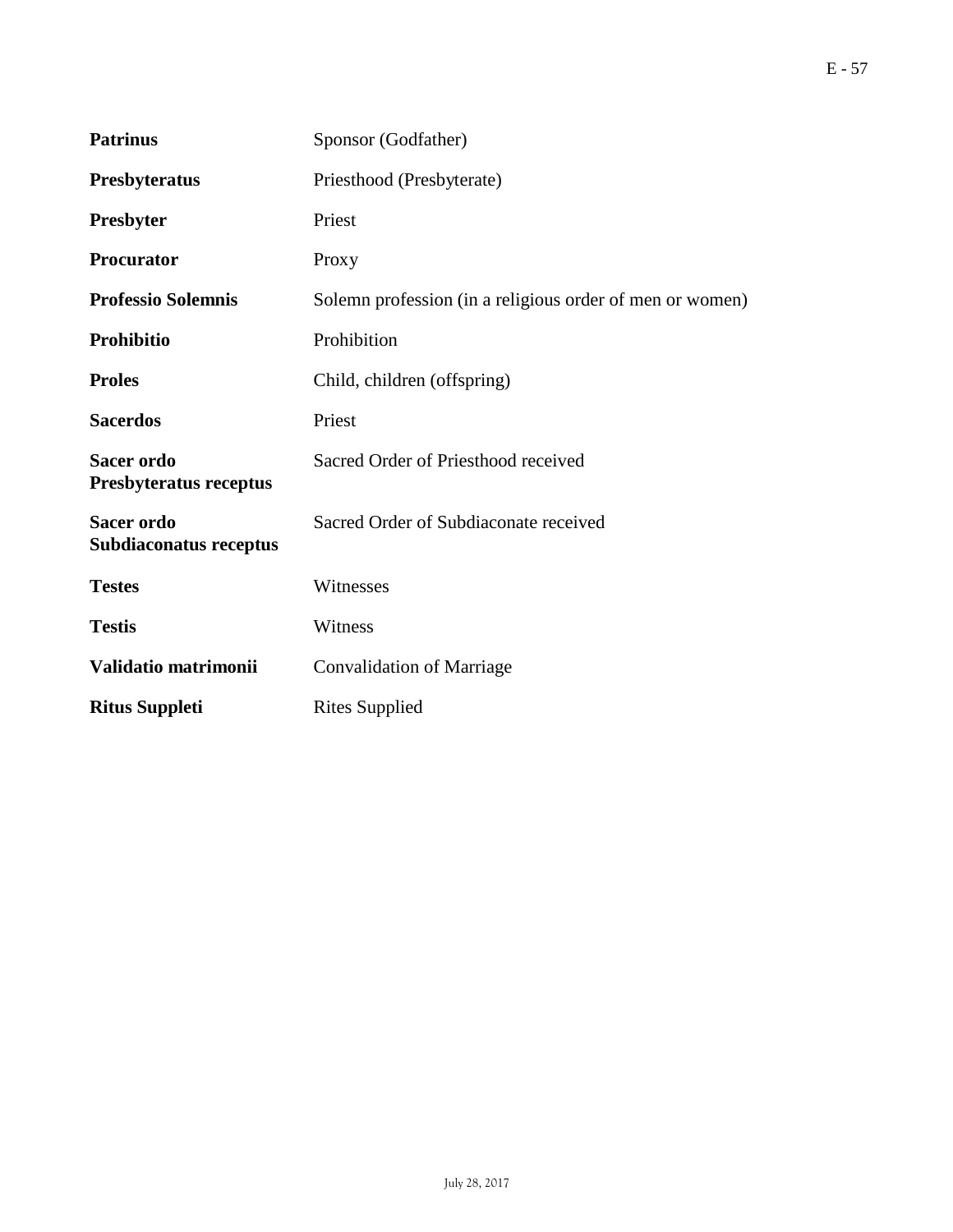| | |
|---|---|
| **Patrinus** | Sponsor (Godfather) |
| **Presbyteratus** | Priesthood (Presbyterate) |
| **Presbyter** | Priest |
| **Procurator** | Proxy |
| **Professio Solemnis** | Solemn profession (in a religious order of men or women) |
| **Prohibitio** | Prohibition |
| **Proles** | Child, children (offspring) |
| **Sacerdos** | Priest |
| **Sacer ordo Presbyteratus receptus** | Sacred Order of Priesthood received |
| **Sacer ordo Subdiaconatus receptus** | Sacred Order of Subdiaconate received |
| **Testes** | Witnesses |
| **Testis** | Witness |
| **Validatio matrimonii** | Convalidation of Marriage |
| **Ritus Suppleti** | Rites Supplied |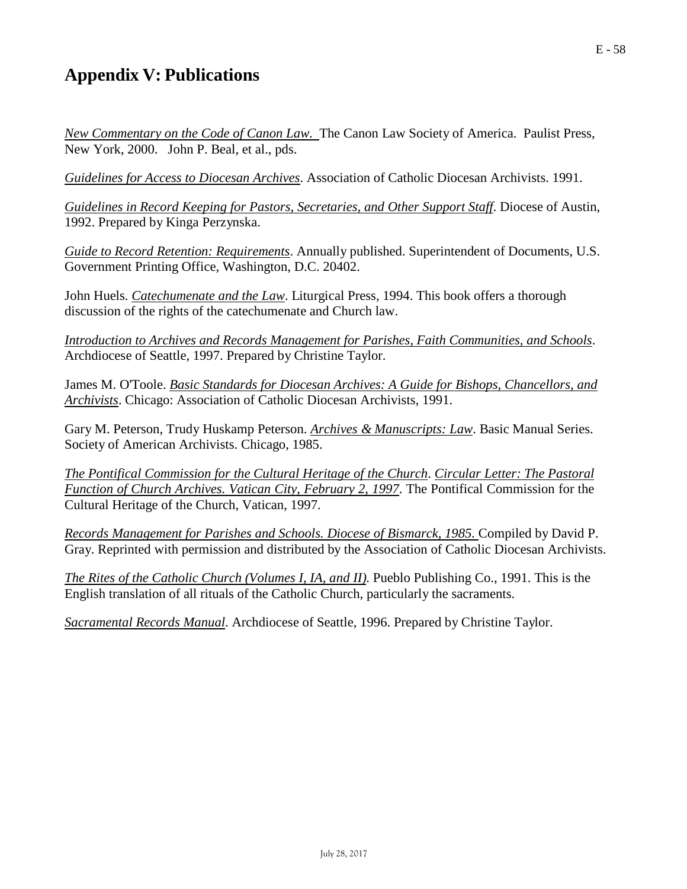# Appendix V: Publications

*New Commentary on the Code of Canon Law.* The Canon Law Society of America. Paulist Press, New York, 2000. John P. Beal, et al., pds.

*Guidelines for Access to Diocesan Archives*. Association of Catholic Diocesan Archivists. 1991.

*Guidelines in Record Keeping for Pastors, Secretaries, and Other Support Staff.* Diocese of Austin, 1992. Prepared by Kinga Perzynska.

*Guide to Record Retention: Requirements*. Annually published. Superintendent of Documents, U.S. Government Printing Office, Washington, D.C. 20402.

John Huels. *Catechumenate and the Law*. Liturgical Press, 1994. This book offers a thorough discussion of the rights of the catechumenate and Church law.

*Introduction to Archives and Records Management for Parishes, Faith Communities, and Schools*. Archdiocese of Seattle, 1997. Prepared by Christine Taylor.

James M. O'Toole. *Basic Standards for Diocesan Archives: A Guide for Bishops, Chancellors, and Archivists*. Chicago: Association of Catholic Diocesan Archivists, 1991.

Gary M. Peterson, Trudy Huskamp Peterson. *Archives & Manuscripts: Law*. Basic Manual Series. Society of American Archivists. Chicago, 1985.

*The Pontifical Commission for the Cultural Heritage of the Church*. *Circular Letter: The Pastoral Function of Church Archives. Vatican City, February 2, 1997*. The Pontifical Commission for the Cultural Heritage of the Church, Vatican, 1997.

*Records Management for Parishes and Schools. Diocese of Bismarck, 1985.* Compiled by David P. Gray. Reprinted with permission and distributed by the Association of Catholic Diocesan Archivists.

*The Rites of the Catholic Church (Volumes I, IA, and II).* Pueblo Publishing Co., 1991. This is the English translation of all rituals of the Catholic Church, particularly the sacraments.

*Sacramental Records Manual.* Archdiocese of Seattle, 1996. Prepared by Christine Taylor.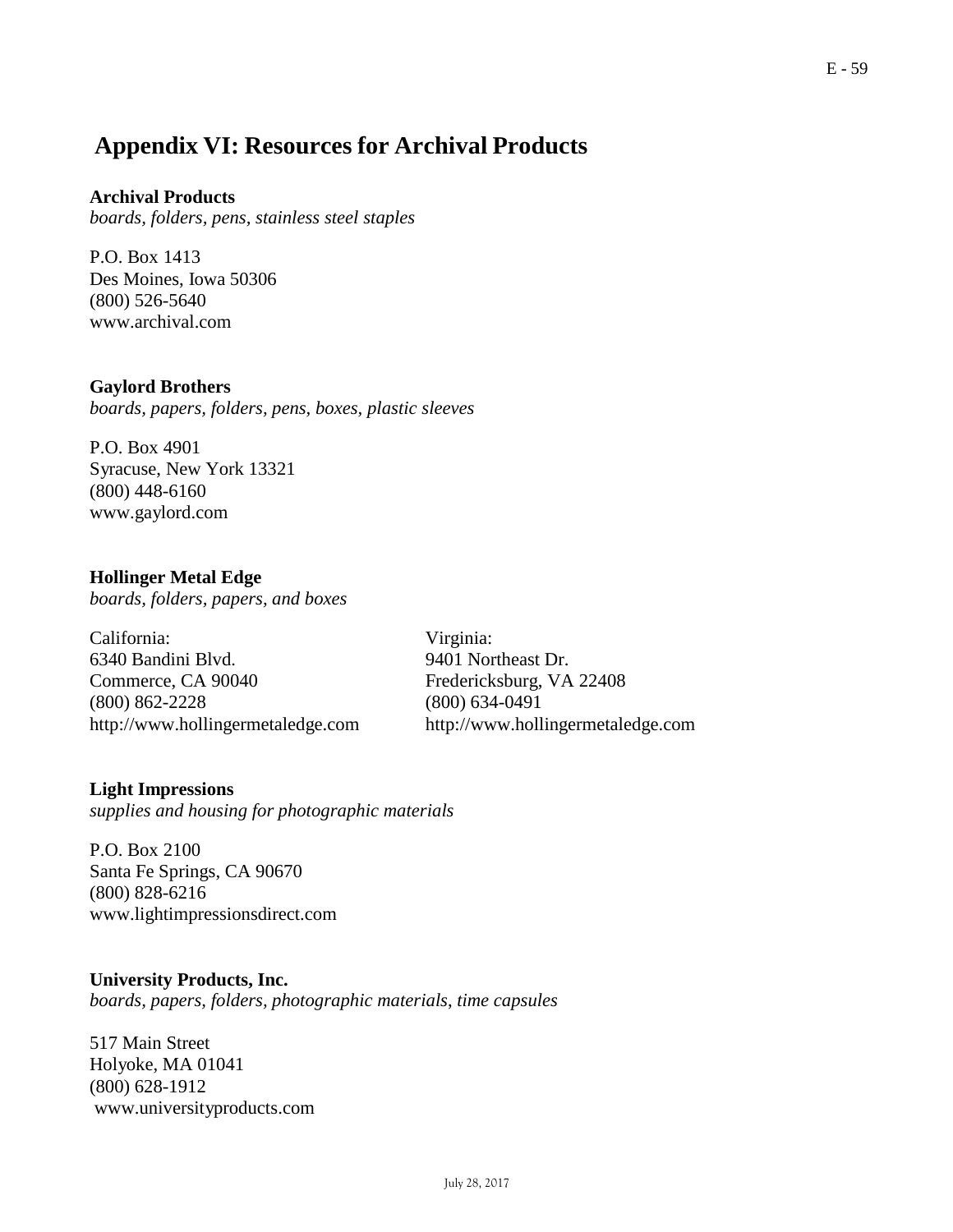# Appendix VI: Resources for Archival Products

**Archival Products**
*boards, folders, pens, stainless steel staples*

P.O. Box 1413
Des Moines, Iowa 50306
(800) 526-5640
www.archival.com

**Gaylord Brothers**
*boards, papers, folders, pens, boxes, plastic sleeves*

P.O. Box 4901
Syracuse, New York 13321
(800) 448-6160
www.gaylord.com

**Hollinger Metal Edge**
*boards, folders, papers, and boxes*

California:
6340 Bandini Blvd.
Commerce, CA 90040
(800) 862-2228
http://www.hollingermetaledge.com

Virginia:
9401 Northeast Dr.
Fredericksburg, VA 22408
(800) 634-0491
http://www.hollingermetaledge.com

**Light Impressions**
*supplies and housing for photographic materials*

P.O. Box 2100
Santa Fe Springs, CA 90670
(800) 828-6216
www.lightimpressionsdirect.com

**University Products, Inc.**
*boards, papers, folders, photographic materials, time capsules*

517 Main Street
Holyoke, MA 01041
(800) 628-1912
www.universityproducts.com